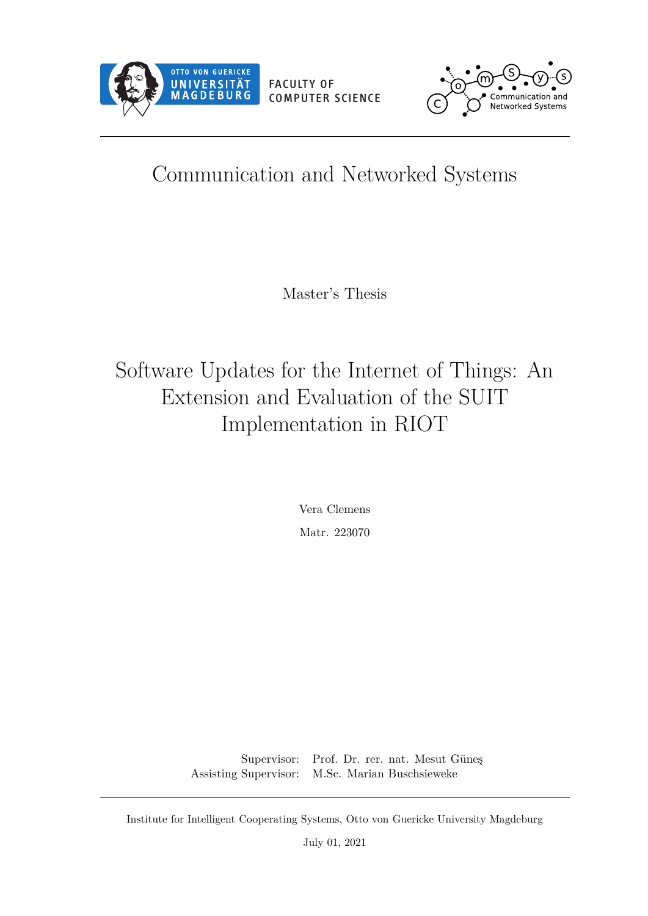OTTO VON GUERICKE UNIVERSITÄT MAGDEBURG

FACULTY OF COMPUTER SCIENCE

Communication and Networked Systems

# Communication and Networked Systems

Master's Thesis

# Software Updates for the Internet of Things: An Extension and Evaluation of the SUIT Implementation in RIOT

Vera Clemens

Matr. 223070

Supervisor: Prof. Dr. rer. nat. Mesut Güneş
Assisting Supervisor: M.Sc. Marian Buschsieweke

Institute for Intelligent Cooperating Systems, Otto von Guericke University Magdeburg

July 01, 2021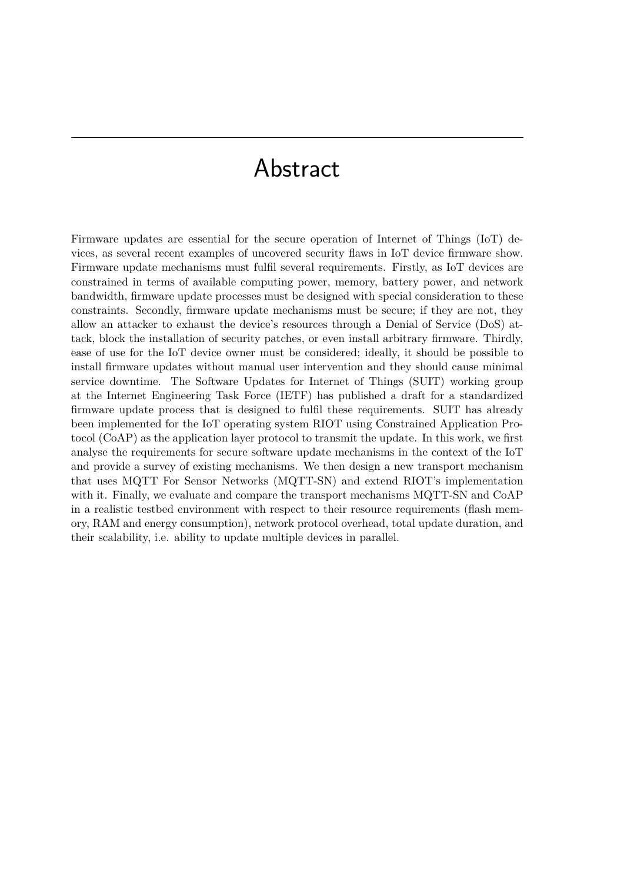# Abstract

Firmware updates are essential for the secure operation of Internet of Things (IoT) devices, as several recent examples of uncovered security flaws in IoT device firmware show. Firmware update mechanisms must fulfil several requirements. Firstly, as IoT devices are constrained in terms of available computing power, memory, battery power, and network bandwidth, firmware update processes must be designed with special consideration to these constraints. Secondly, firmware update mechanisms must be secure; if they are not, they allow an attacker to exhaust the device's resources through a Denial of Service (DoS) attack, block the installation of security patches, or even install arbitrary firmware. Thirdly, ease of use for the IoT device owner must be considered; ideally, it should be possible to install firmware updates without manual user intervention and they should cause minimal service downtime. The Software Updates for Internet of Things (SUIT) working group at the Internet Engineering Task Force (IETF) has published a draft for a standardized firmware update process that is designed to fulfil these requirements. SUIT has already been implemented for the IoT operating system RIOT using Constrained Application Protocol (CoAP) as the application layer protocol to transmit the update. In this work, we first analyse the requirements for secure software update mechanisms in the context of the IoT and provide a survey of existing mechanisms. We then design a new transport mechanism that uses MQTT For Sensor Networks (MQTT-SN) and extend RIOT's implementation with it. Finally, we evaluate and compare the transport mechanisms MQTT-SN and CoAP in a realistic testbed environment with respect to their resource requirements (flash memory, RAM and energy consumption), network protocol overhead, total update duration, and their scalability, i.e. ability to update multiple devices in parallel.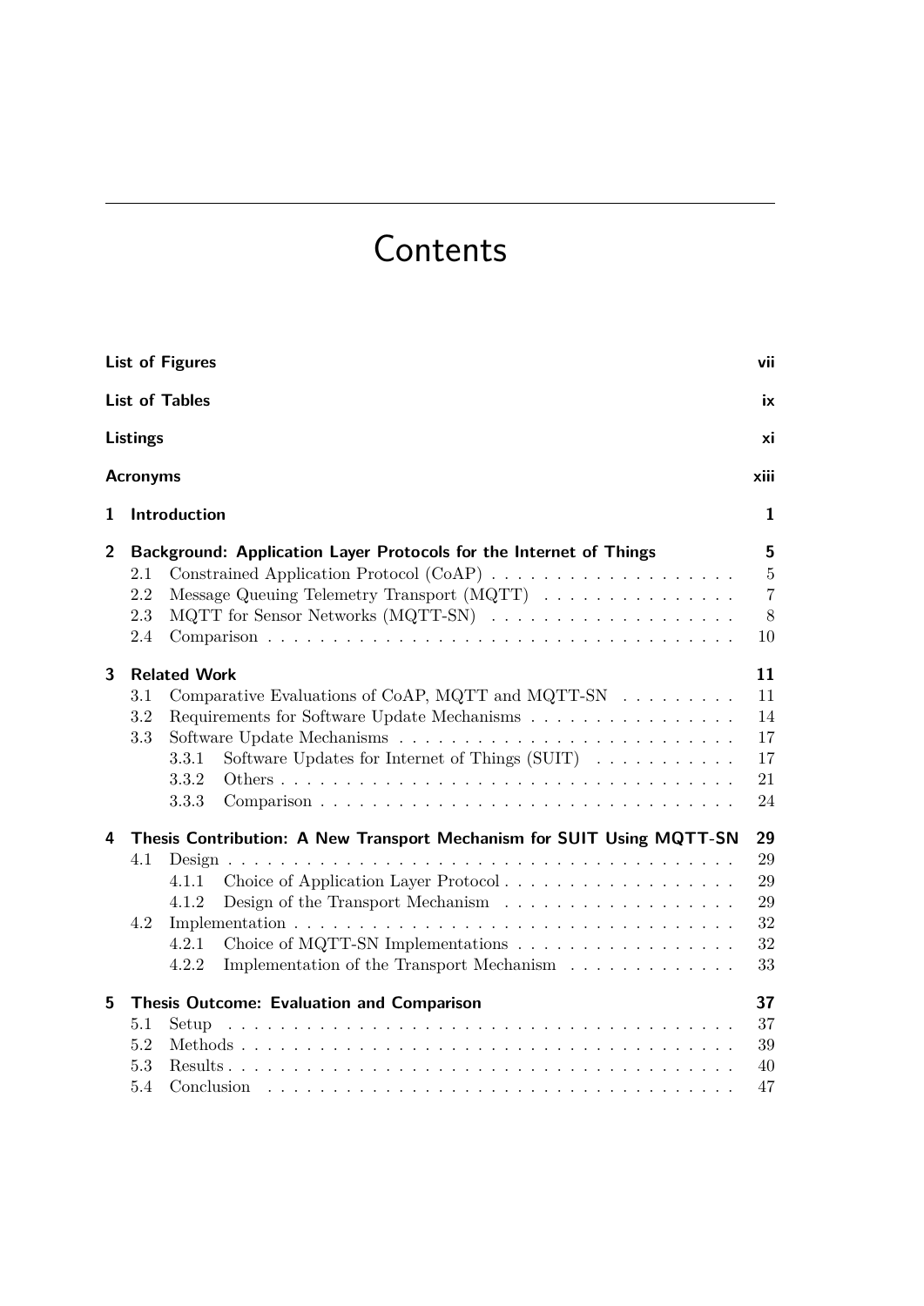# Contents

**List of Figures** vii

**List of Tables** ix

**Listings** xi

**Acronyms** xiii

**1 Introduction** 1

**2 Background: Application Layer Protocols for the Internet of Things** 5

- 2.1 Constrained Application Protocol (CoAP) . . . . . . . . . . . . . . . . . . . 5
- 2.2 Message Queuing Telemetry Transport (MQTT) . . . . . . . . . . . . . . . 7
- 2.3 MQTT for Sensor Networks (MQTT-SN) . . . . . . . . . . . . . . . . . . . 8
- 2.4 Comparison . . . . . . . . . . . . . . . . . . . . . . . . . . . . . . . . . . . 10

**3 Related Work** 11

- 3.1 Comparative Evaluations of CoAP, MQTT and MQTT-SN . . . . . . . . . 11
- 3.2 Requirements for Software Update Mechanisms . . . . . . . . . . . . . . . . 14
- 3.3 Software Update Mechanisms . . . . . . . . . . . . . . . . . . . . . . . . . 17
  - 3.3.1 Software Updates for Internet of Things (SUIT) . . . . . . . . . . . 17
  - 3.3.2 Others . . . . . . . . . . . . . . . . . . . . . . . . . . . . . . . . . . 21
  - 3.3.3 Comparison . . . . . . . . . . . . . . . . . . . . . . . . . . . . . . . 24

**4 Thesis Contribution: A New Transport Mechanism for SUIT Using MQTT-SN** 29

- 4.1 Design . . . . . . . . . . . . . . . . . . . . . . . . . . . . . . . . . . . . . 29
  - 4.1.1 Choice of Application Layer Protocol . . . . . . . . . . . . . . . . . 29
  - 4.1.2 Design of the Transport Mechanism . . . . . . . . . . . . . . . . . 29
- 4.2 Implementation . . . . . . . . . . . . . . . . . . . . . . . . . . . . . . . . 32
  - 4.2.1 Choice of MQTT-SN Implementations . . . . . . . . . . . . . . . . . 32
  - 4.2.2 Implementation of the Transport Mechanism . . . . . . . . . . . . . 33

**5 Thesis Outcome: Evaluation and Comparison** 37

- 5.1 Setup . . . . . . . . . . . . . . . . . . . . . . . . . . . . . . . . . . . . . 37
- 5.2 Methods . . . . . . . . . . . . . . . . . . . . . . . . . . . . . . . . . . . . 39
- 5.3 Results . . . . . . . . . . . . . . . . . . . . . . . . . . . . . . . . . . . . 40
- 5.4 Conclusion . . . . . . . . . . . . . . . . . . . . . . . . . . . . . . . . . . 47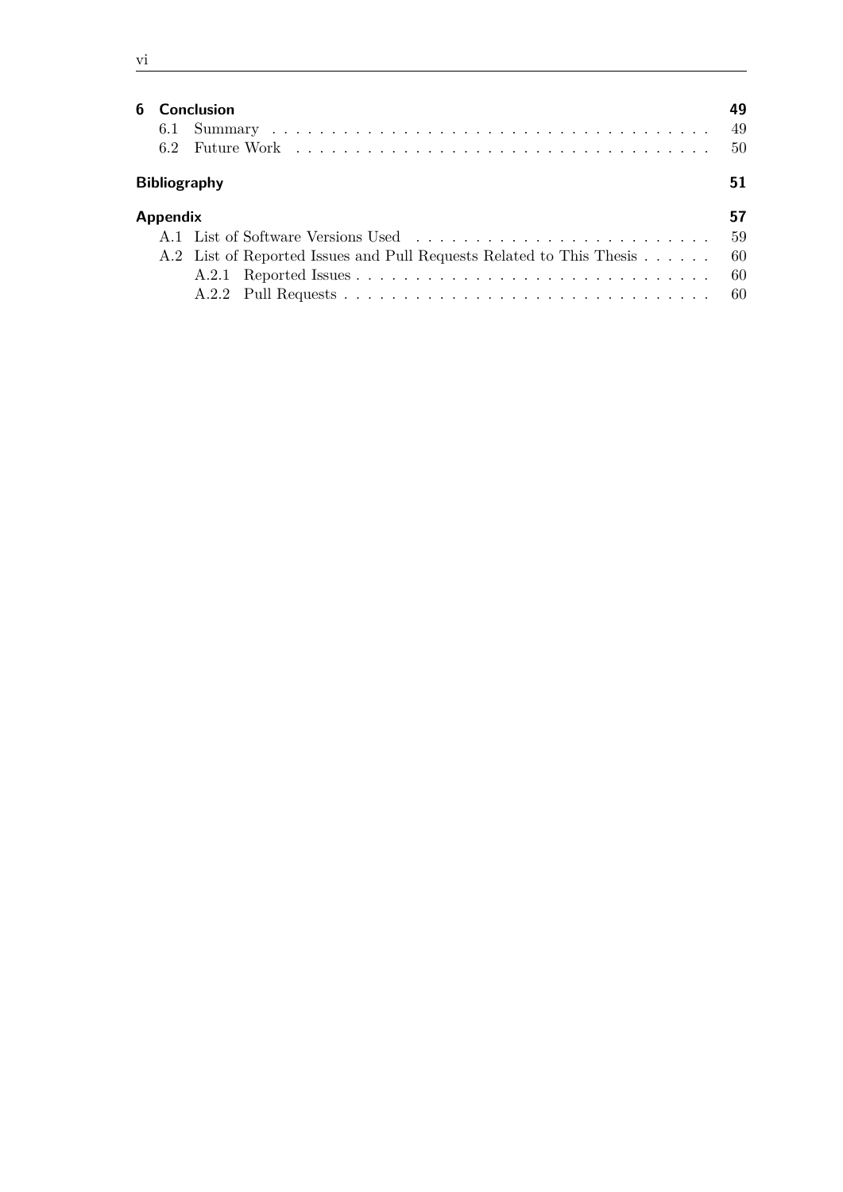**6 Conclusion** 49

- 6.1 Summary . . . 49
- 6.2 Future Work . . . 50

**Bibliography** 51

**Appendix** 57

- A.1 List of Software Versions Used . . . 59
- A.2 List of Reported Issues and Pull Requests Related to This Thesis . . . 60
  - A.2.1 Reported Issues . . . 60
  - A.2.2 Pull Requests . . . 60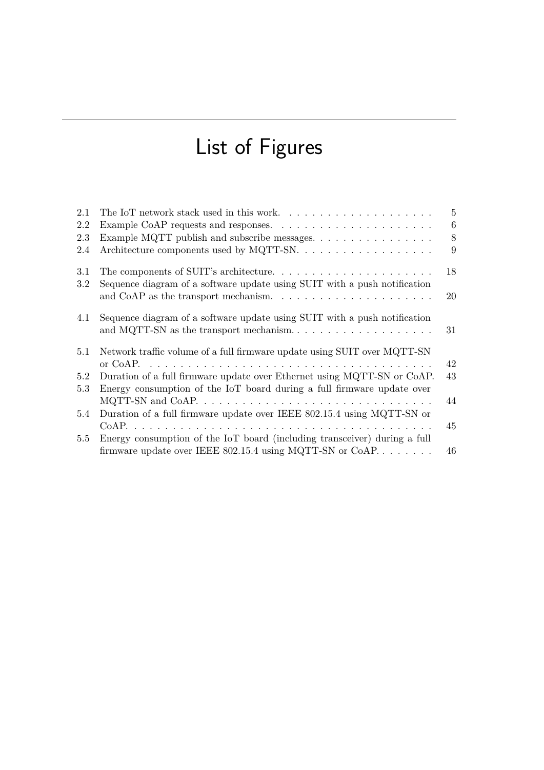# List of Figures

2.1 The IoT network stack used in this work. . . . . . . . . . . . . . . . . . . . 5
2.2 Example CoAP requests and responses. . . . . . . . . . . . . . . . . . . . 6
2.3 Example MQTT publish and subscribe messages. . . . . . . . . . . . . . . . 8
2.4 Architecture components used by MQTT-SN. . . . . . . . . . . . . . . . . . 9

3.1 The components of SUIT's architecture. . . . . . . . . . . . . . . . . . . . . 18
3.2 Sequence diagram of a software update using SUIT with a push notification and CoAP as the transport mechanism. . . . . . . . . . . . . . . . . . . . 20

4.1 Sequence diagram of a software update using SUIT with a push notification and MQTT-SN as the transport mechanism. . . . . . . . . . . . . . . . . . . 31

5.1 Network traffic volume of a full firmware update using SUIT over MQTT-SN or CoAP. . . . . . . . . . . . . . . . . . . . . . . . . . . . . . . . . . . . 42
5.2 Duration of a full firmware update over Ethernet using MQTT-SN or CoAP. 43
5.3 Energy consumption of the IoT board during a full firmware update over MQTT-SN and CoAP. . . . . . . . . . . . . . . . . . . . . . . . . . . . . . . 44
5.4 Duration of a full firmware update over IEEE 802.15.4 using MQTT-SN or CoAP. . . . . . . . . . . . . . . . . . . . . . . . . . . . . . . . . . . . . . . . 45
5.5 Energy consumption of the IoT board (including transceiver) during a full firmware update over IEEE 802.15.4 using MQTT-SN or CoAP. . . . . . . . 46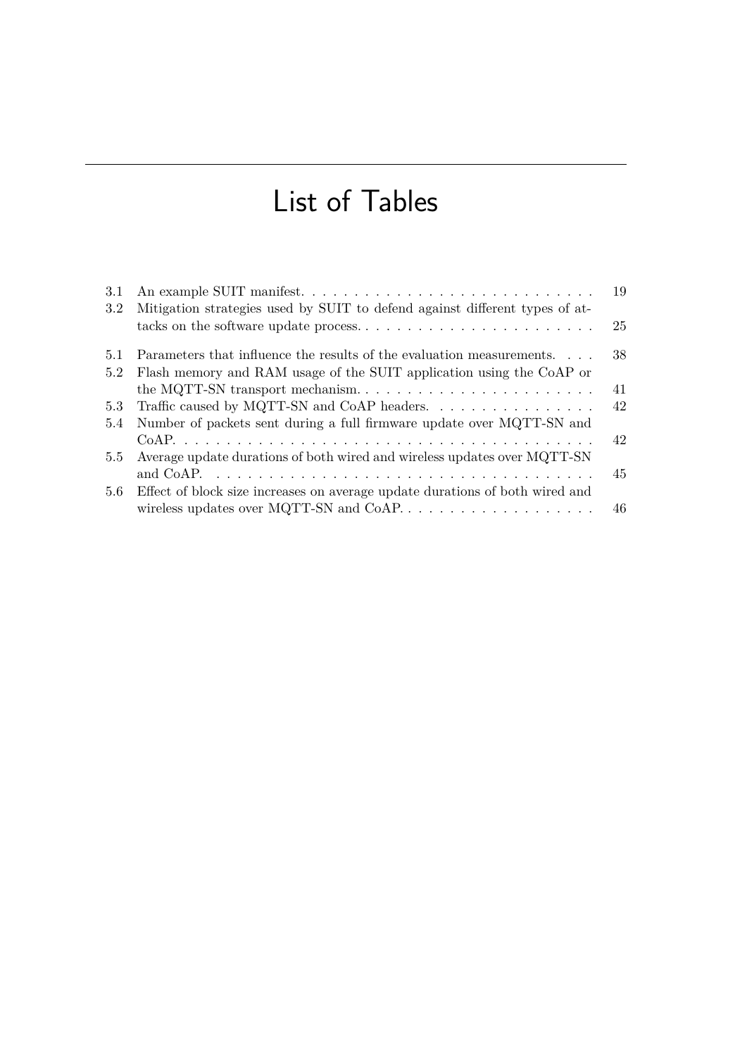# List of Tables

3.1 An example SUIT manifest. . . . . . . . . . . . . . . . . . . . . . . . . . . . . 19
3.2 Mitigation strategies used by SUIT to defend against different types of attacks on the software update process. . . . . . . . . . . . . . . . . . . . . . . 25

5.1 Parameters that influence the results of the evaluation measurements. . . . 38
5.2 Flash memory and RAM usage of the SUIT application using the CoAP or the MQTT-SN transport mechanism. . . . . . . . . . . . . . . . . . . . . . . 41
5.3 Traffic caused by MQTT-SN and CoAP headers. . . . . . . . . . . . . . . . 42
5.4 Number of packets sent during a full firmware update over MQTT-SN and CoAP. . . . . . . . . . . . . . . . . . . . . . . . . . . . . . . . . . . . . . . . 42
5.5 Average update durations of both wired and wireless updates over MQTT-SN and CoAP. . . . . . . . . . . . . . . . . . . . . . . . . . . . . . . . . . . . 45
5.6 Effect of block size increases on average update durations of both wired and wireless updates over MQTT-SN and CoAP. . . . . . . . . . . . . . . . . . . 46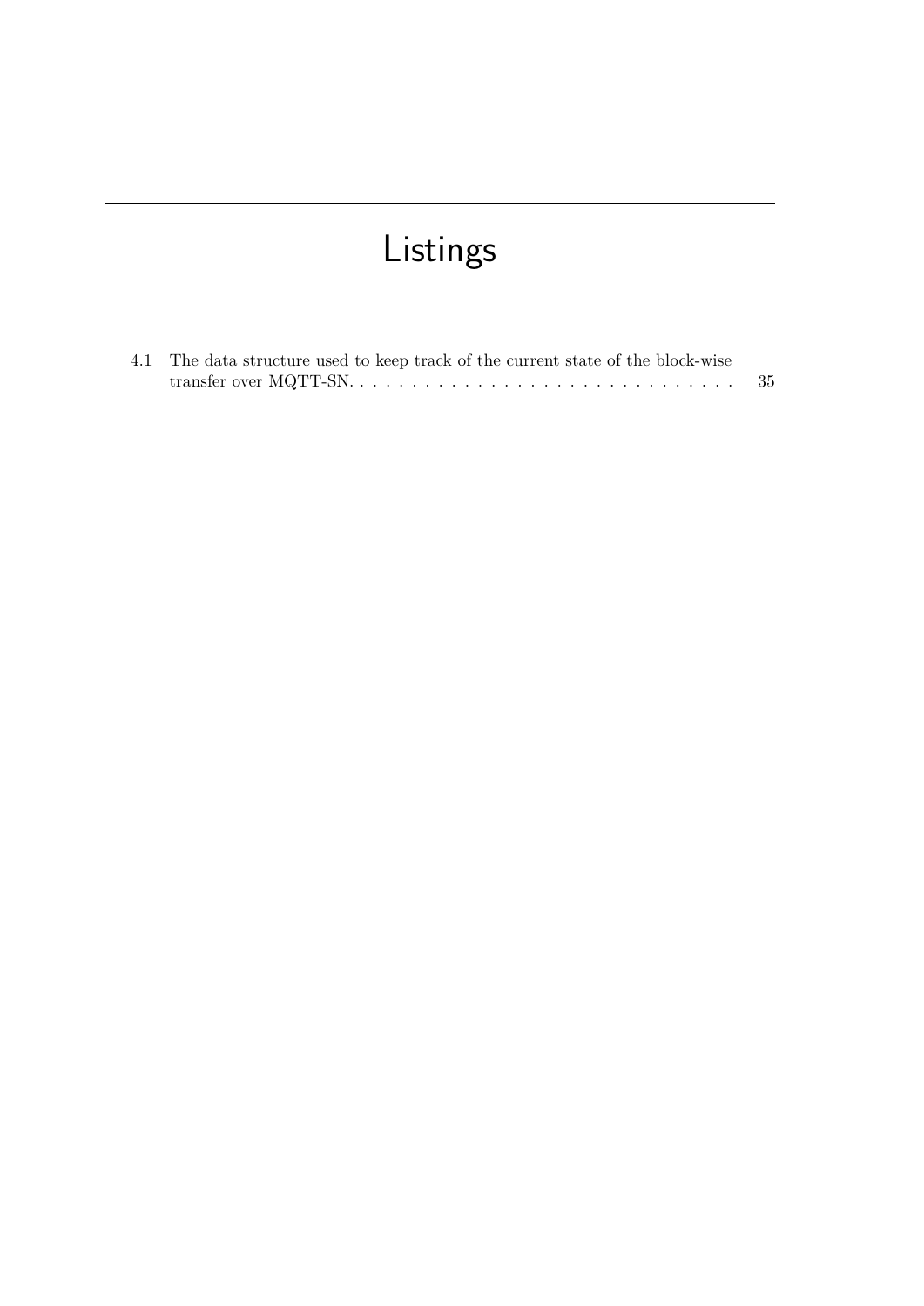# Listings

4.1 The data structure used to keep track of the current state of the block-wise transfer over MQTT-SN. . . . . . . . . . . . . . . . . . . . . . . . . . . . . . 35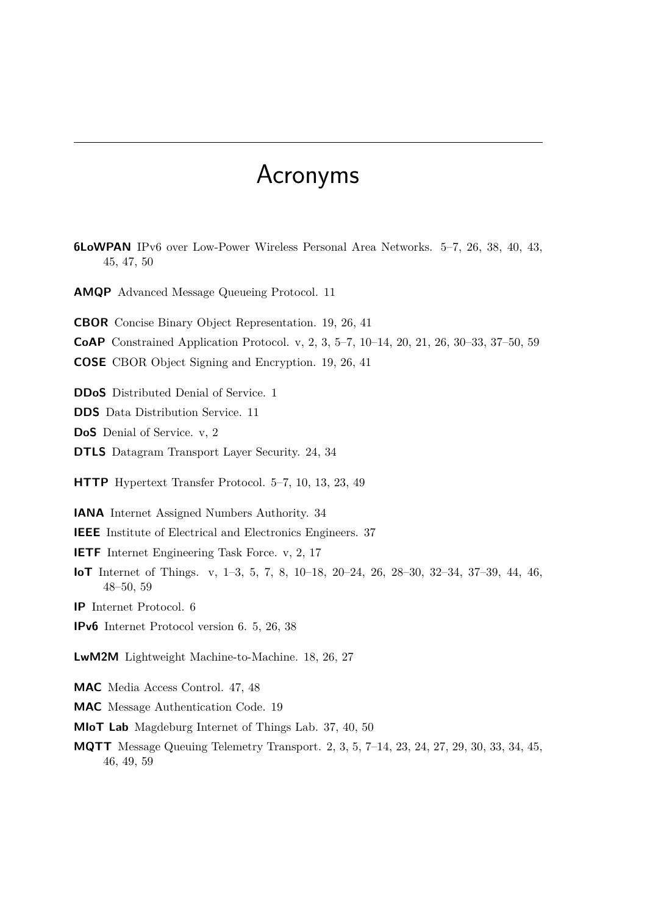# Acronyms

**6LoWPAN** IPv6 over Low-Power Wireless Personal Area Networks. 5–7, 26, 38, 40, 43, 45, 47, 50

**AMQP** Advanced Message Queueing Protocol. 11

**CBOR** Concise Binary Object Representation. 19, 26, 41

**CoAP** Constrained Application Protocol. v, 2, 3, 5–7, 10–14, 20, 21, 26, 30–33, 37–50, 59

**COSE** CBOR Object Signing and Encryption. 19, 26, 41

**DDoS** Distributed Denial of Service. 1

**DDS** Data Distribution Service. 11

**DoS** Denial of Service. v, 2

**DTLS** Datagram Transport Layer Security. 24, 34

**HTTP** Hypertext Transfer Protocol. 5–7, 10, 13, 23, 49

**IANA** Internet Assigned Numbers Authority. 34

**IEEE** Institute of Electrical and Electronics Engineers. 37

**IETF** Internet Engineering Task Force. v, 2, 17

**IoT** Internet of Things. v, 1–3, 5, 7, 8, 10–18, 20–24, 26, 28–30, 32–34, 37–39, 44, 46, 48–50, 59

**IP** Internet Protocol. 6

**IPv6** Internet Protocol version 6. 5, 26, 38

**LwM2M** Lightweight Machine-to-Machine. 18, 26, 27

**MAC** Media Access Control. 47, 48

**MAC** Message Authentication Code. 19

**MIoT Lab** Magdeburg Internet of Things Lab. 37, 40, 50

**MQTT** Message Queuing Telemetry Transport. 2, 3, 5, 7–14, 23, 24, 27, 29, 30, 33, 34, 45, 46, 49, 59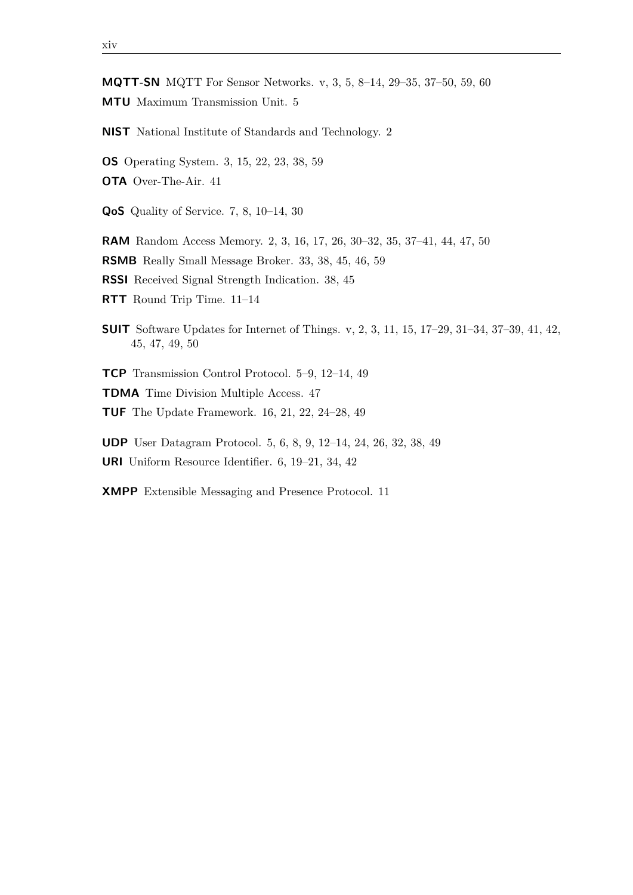**MQTT-SN** MQTT For Sensor Networks. v, 3, 5, 8–14, 29–35, 37–50, 59, 60

**MTU** Maximum Transmission Unit. 5

**NIST** National Institute of Standards and Technology. 2

**OS** Operating System. 3, 15, 22, 23, 38, 59

**OTA** Over-The-Air. 41

**QoS** Quality of Service. 7, 8, 10–14, 30

**RAM** Random Access Memory. 2, 3, 16, 17, 26, 30–32, 35, 37–41, 44, 47, 50

**RSMB** Really Small Message Broker. 33, 38, 45, 46, 59

**RSSI** Received Signal Strength Indication. 38, 45

**RTT** Round Trip Time. 11–14

**SUIT** Software Updates for Internet of Things. v, 2, 3, 11, 15, 17–29, 31–34, 37–39, 41, 42, 45, 47, 49, 50

**TCP** Transmission Control Protocol. 5–9, 12–14, 49

**TDMA** Time Division Multiple Access. 47

**TUF** The Update Framework. 16, 21, 22, 24–28, 49

**UDP** User Datagram Protocol. 5, 6, 8, 9, 12–14, 24, 26, 32, 38, 49

**URI** Uniform Resource Identifier. 6, 19–21, 34, 42

**XMPP** Extensible Messaging and Presence Protocol. 11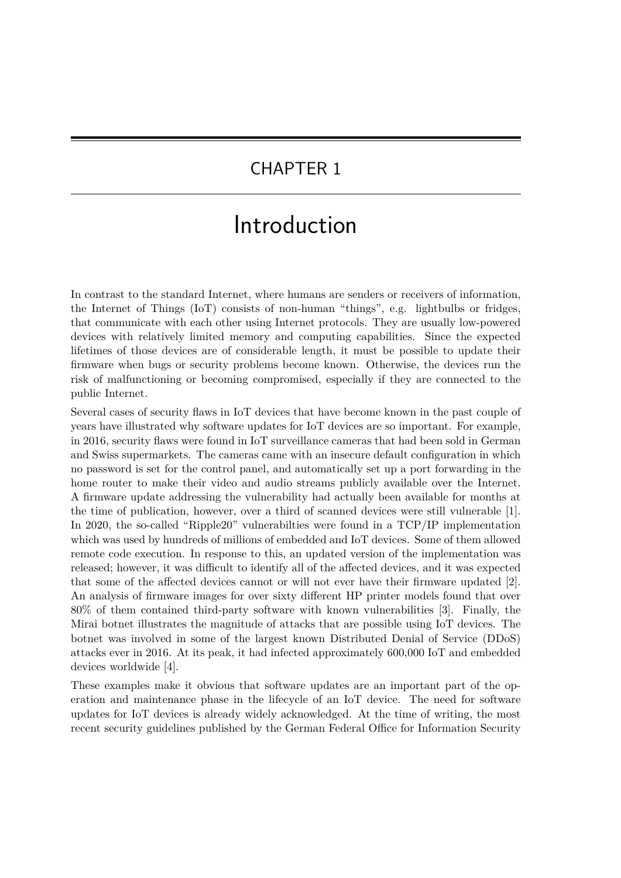# CHAPTER 1

# Introduction

In contrast to the standard Internet, where humans are senders or receivers of information, the Internet of Things (IoT) consists of non-human "things", e.g. lightbulbs or fridges, that communicate with each other using Internet protocols. They are usually low-powered devices with relatively limited memory and computing capabilities. Since the expected lifetimes of those devices are of considerable length, it must be possible to update their firmware when bugs or security problems become known. Otherwise, the devices run the risk of malfunctioning or becoming compromised, especially if they are connected to the public Internet.

Several cases of security flaws in IoT devices that have become known in the past couple of years have illustrated why software updates for IoT devices are so important. For example, in 2016, security flaws were found in IoT surveillance cameras that had been sold in German and Swiss supermarkets. The cameras came with an insecure default configuration in which no password is set for the control panel, and automatically set up a port forwarding in the home router to make their video and audio streams publicly available over the Internet. A firmware update addressing the vulnerability had actually been available for months at the time of publication, however, over a third of scanned devices were still vulnerable [1]. In 2020, the so-called "Ripple20" vulnerabilties were found in a TCP/IP implementation which was used by hundreds of millions of embedded and IoT devices. Some of them allowed remote code execution. In response to this, an updated version of the implementation was released; however, it was difficult to identify all of the affected devices, and it was expected that some of the affected devices cannot or will not ever have their firmware updated [2]. An analysis of firmware images for over sixty different HP printer models found that over 80% of them contained third-party software with known vulnerabilities [3]. Finally, the Mirai botnet illustrates the magnitude of attacks that are possible using IoT devices. The botnet was involved in some of the largest known Distributed Denial of Service (DDoS) attacks ever in 2016. At its peak, it had infected approximately 600,000 IoT and embedded devices worldwide [4].

These examples make it obvious that software updates are an important part of the operation and maintenance phase in the lifecycle of an IoT device. The need for software updates for IoT devices is already widely acknowledged. At the time of writing, the most recent security guidelines published by the German Federal Office for Information Security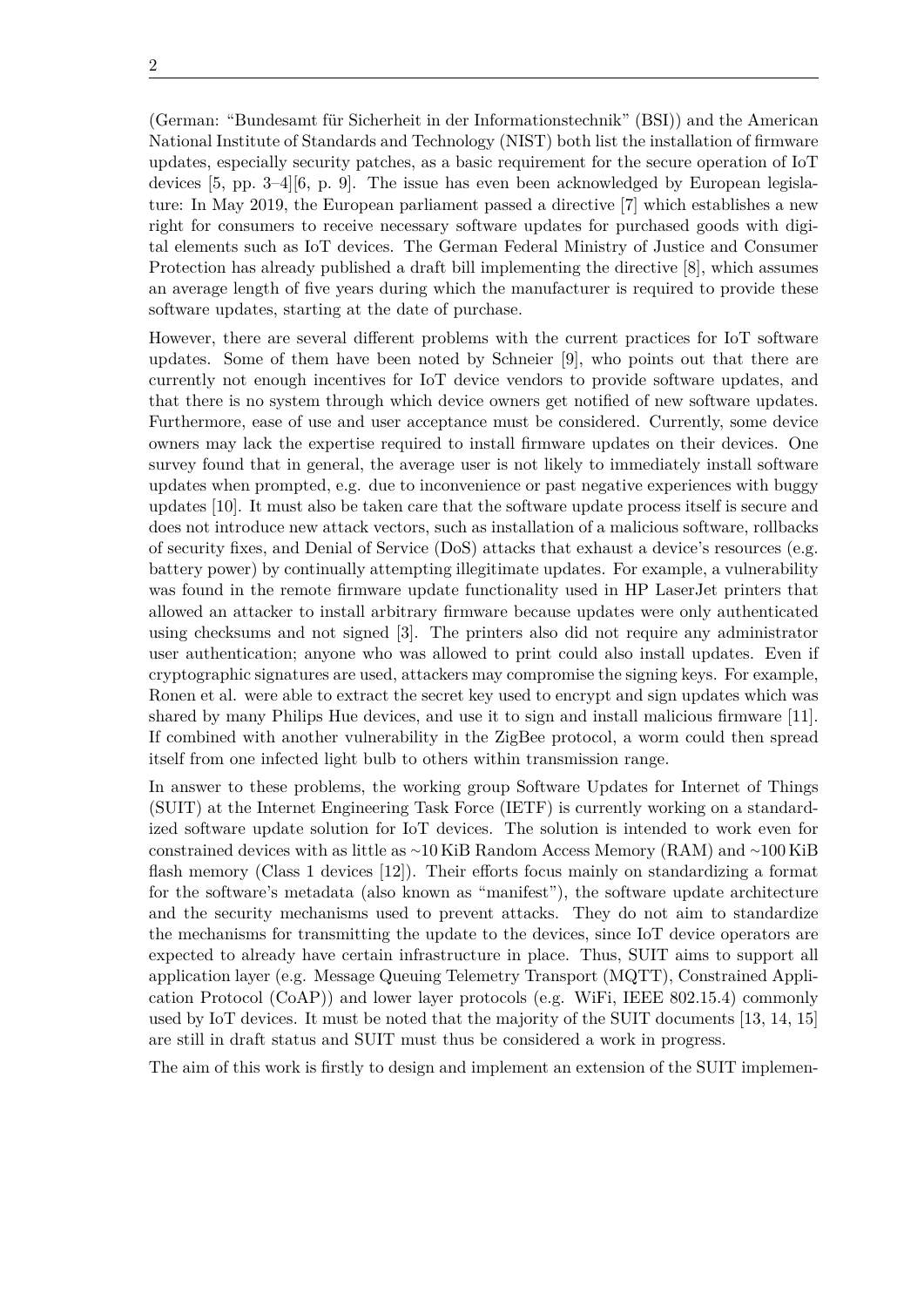(German: "Bundesamt für Sicherheit in der Informationstechnik" (BSI)) and the American National Institute of Standards and Technology (NIST) both list the installation of firmware updates, especially security patches, as a basic requirement for the secure operation of IoT devices [5, pp. 3–4][6, p. 9]. The issue has even been acknowledged by European legislature: In May 2019, the European parliament passed a directive [7] which establishes a new right for consumers to receive necessary software updates for purchased goods with digital elements such as IoT devices. The German Federal Ministry of Justice and Consumer Protection has already published a draft bill implementing the directive [8], which assumes an average length of five years during which the manufacturer is required to provide these software updates, starting at the date of purchase.

However, there are several different problems with the current practices for IoT software updates. Some of them have been noted by Schneier [9], who points out that there are currently not enough incentives for IoT device vendors to provide software updates, and that there is no system through which device owners get notified of new software updates. Furthermore, ease of use and user acceptance must be considered. Currently, some device owners may lack the expertise required to install firmware updates on their devices. One survey found that in general, the average user is not likely to immediately install software updates when prompted, e.g. due to inconvenience or past negative experiences with buggy updates [10]. It must also be taken care that the software update process itself is secure and does not introduce new attack vectors, such as installation of a malicious software, rollbacks of security fixes, and Denial of Service (DoS) attacks that exhaust a device's resources (e.g. battery power) by continually attempting illegitimate updates. For example, a vulnerability was found in the remote firmware update functionality used in HP LaserJet printers that allowed an attacker to install arbitrary firmware because updates were only authenticated using checksums and not signed [3]. The printers also did not require any administrator user authentication; anyone who was allowed to print could also install updates. Even if cryptographic signatures are used, attackers may compromise the signing keys. For example, Ronen et al. were able to extract the secret key used to encrypt and sign updates which was shared by many Philips Hue devices, and use it to sign and install malicious firmware [11]. If combined with another vulnerability in the ZigBee protocol, a worm could then spread itself from one infected light bulb to others within transmission range.

In answer to these problems, the working group Software Updates for Internet of Things (SUIT) at the Internet Engineering Task Force (IETF) is currently working on a standardized software update solution for IoT devices. The solution is intended to work even for constrained devices with as little as ~10 KiB Random Access Memory (RAM) and ~100 KiB flash memory (Class 1 devices [12]). Their efforts focus mainly on standardizing a format for the software's metadata (also known as "manifest"), the software update architecture and the security mechanisms used to prevent attacks. They do not aim to standardize the mechanisms for transmitting the update to the devices, since IoT device operators are expected to already have certain infrastructure in place. Thus, SUIT aims to support all application layer (e.g. Message Queuing Telemetry Transport (MQTT), Constrained Application Protocol (CoAP)) and lower layer protocols (e.g. WiFi, IEEE 802.15.4) commonly used by IoT devices. It must be noted that the majority of the SUIT documents [13, 14, 15] are still in draft status and SUIT must thus be considered a work in progress.

The aim of this work is firstly to design and implement an extension of the SUIT implemen-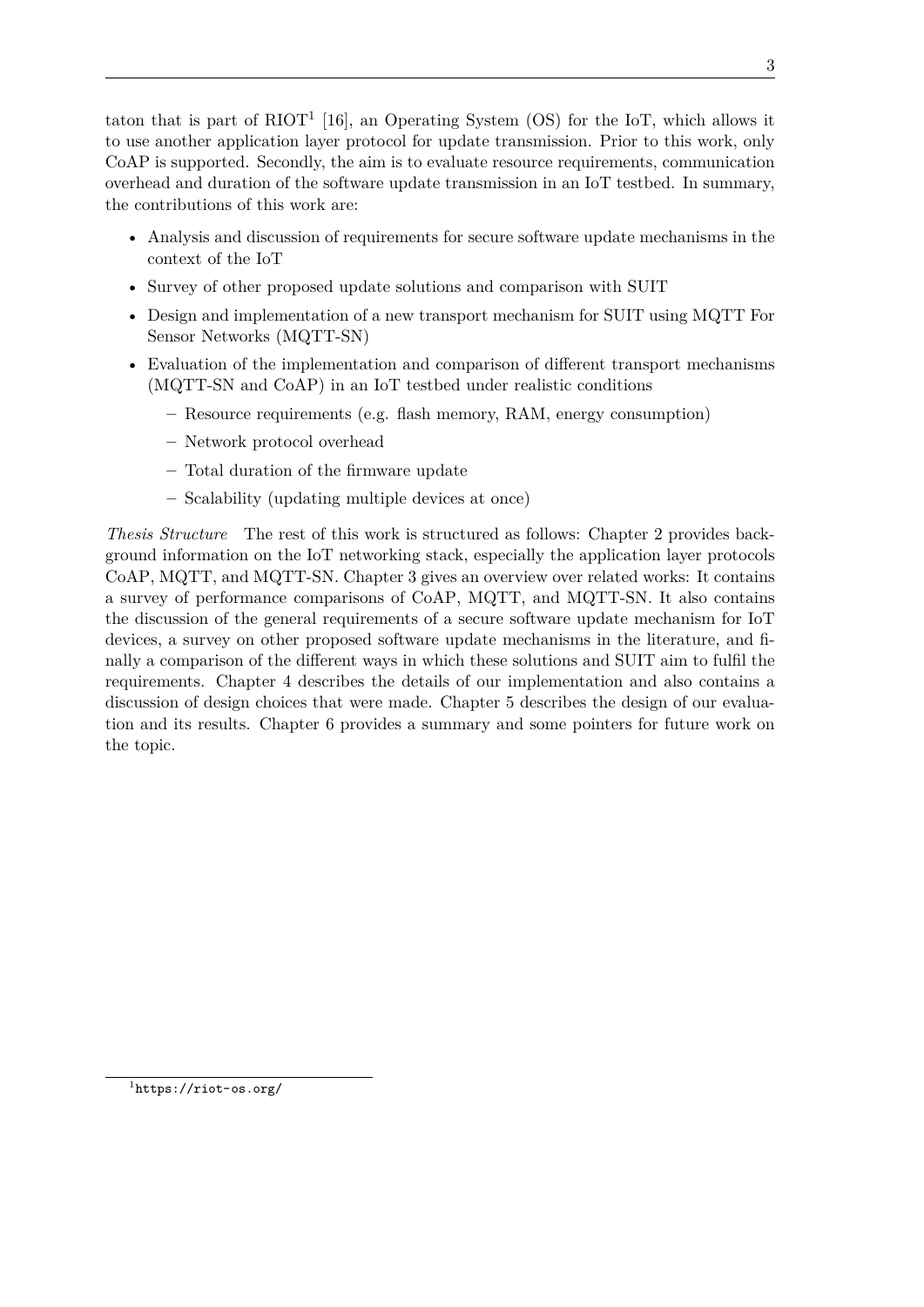taton that is part of RIOT[1] [16], an Operating System (OS) for the IoT, which allows it to use another application layer protocol for update transmission. Prior to this work, only CoAP is supported. Secondly, the aim is to evaluate resource requirements, communication overhead and duration of the software update transmission in an IoT testbed. In summary, the contributions of this work are:

- Analysis and discussion of requirements for secure software update mechanisms in the context of the IoT
- Survey of other proposed update solutions and comparison with SUIT
- Design and implementation of a new transport mechanism for SUIT using MQTT For Sensor Networks (MQTT-SN)
- Evaluation of the implementation and comparison of different transport mechanisms (MQTT-SN and CoAP) in an IoT testbed under realistic conditions
  - Resource requirements (e.g. flash memory, RAM, energy consumption)
  - Network protocol overhead
  - Total duration of the firmware update
  - Scalability (updating multiple devices at once)

*Thesis Structure* The rest of this work is structured as follows: Chapter 2 provides background information on the IoT networking stack, especially the application layer protocols CoAP, MQTT, and MQTT-SN. Chapter 3 gives an overview over related works: It contains a survey of performance comparisons of CoAP, MQTT, and MQTT-SN. It also contains the discussion of the general requirements of a secure software update mechanism for IoT devices, a survey on other proposed software update mechanisms in the literature, and finally a comparison of the different ways in which these solutions and SUIT aim to fulfil the requirements. Chapter 4 describes the details of our implementation and also contains a discussion of design choices that were made. Chapter 5 describes the design of our evaluation and its results. Chapter 6 provides a summary and some pointers for future work on the topic.

[1] `https://riot-os.org/`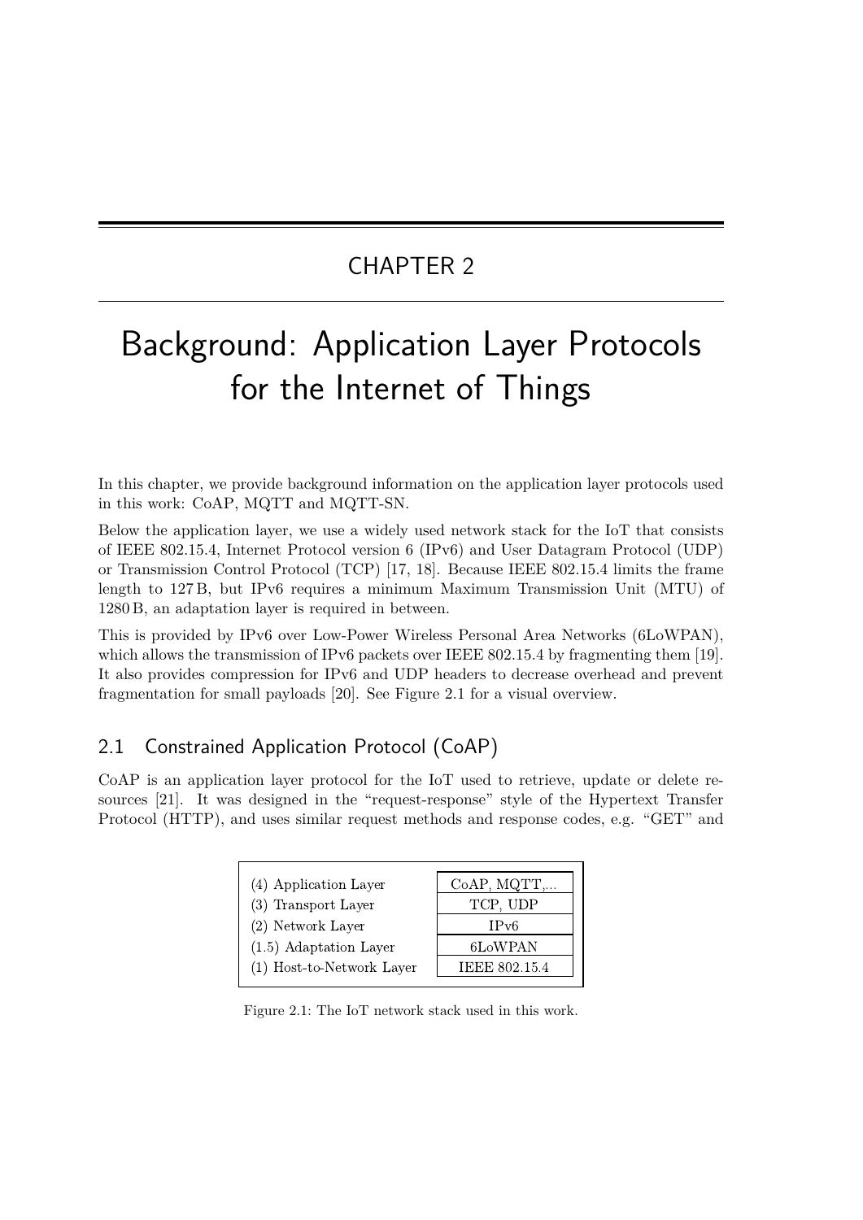# CHAPTER 2

# Background: Application Layer Protocols for the Internet of Things

In this chapter, we provide background information on the application layer protocols used in this work: CoAP, MQTT and MQTT-SN.

Below the application layer, we use a widely used network stack for the IoT that consists of IEEE 802.15.4, Internet Protocol version 6 (IPv6) and User Datagram Protocol (UDP) or Transmission Control Protocol (TCP) [17, 18]. Because IEEE 802.15.4 limits the frame length to 127 B, but IPv6 requires a minimum Maximum Transmission Unit (MTU) of 1280 B, an adaptation layer is required in between.

This is provided by IPv6 over Low-Power Wireless Personal Area Networks (6LoWPAN), which allows the transmission of IPv6 packets over IEEE 802.15.4 by fragmenting them [19]. It also provides compression for IPv6 and UDP headers to decrease overhead and prevent fragmentation for small payloads [20]. See Figure 2.1 for a visual overview.

## 2.1 Constrained Application Protocol (CoAP)

CoAP is an application layer protocol for the IoT used to retrieve, update or delete resources [21]. It was designed in the "request-response" style of the Hypertext Transfer Protocol (HTTP), and uses similar request methods and response codes, e.g. "GET" and

| Layer | Protocol |
|---|---|
| (4) Application Layer | CoAP, MQTT,... |
| (3) Transport Layer | TCP, UDP |
| (2) Network Layer | IPv6 |
| (1.5) Adaptation Layer | 6LoWPAN |
| (1) Host-to-Network Layer | IEEE 802.15.4 |

Figure 2.1: The IoT network stack used in this work.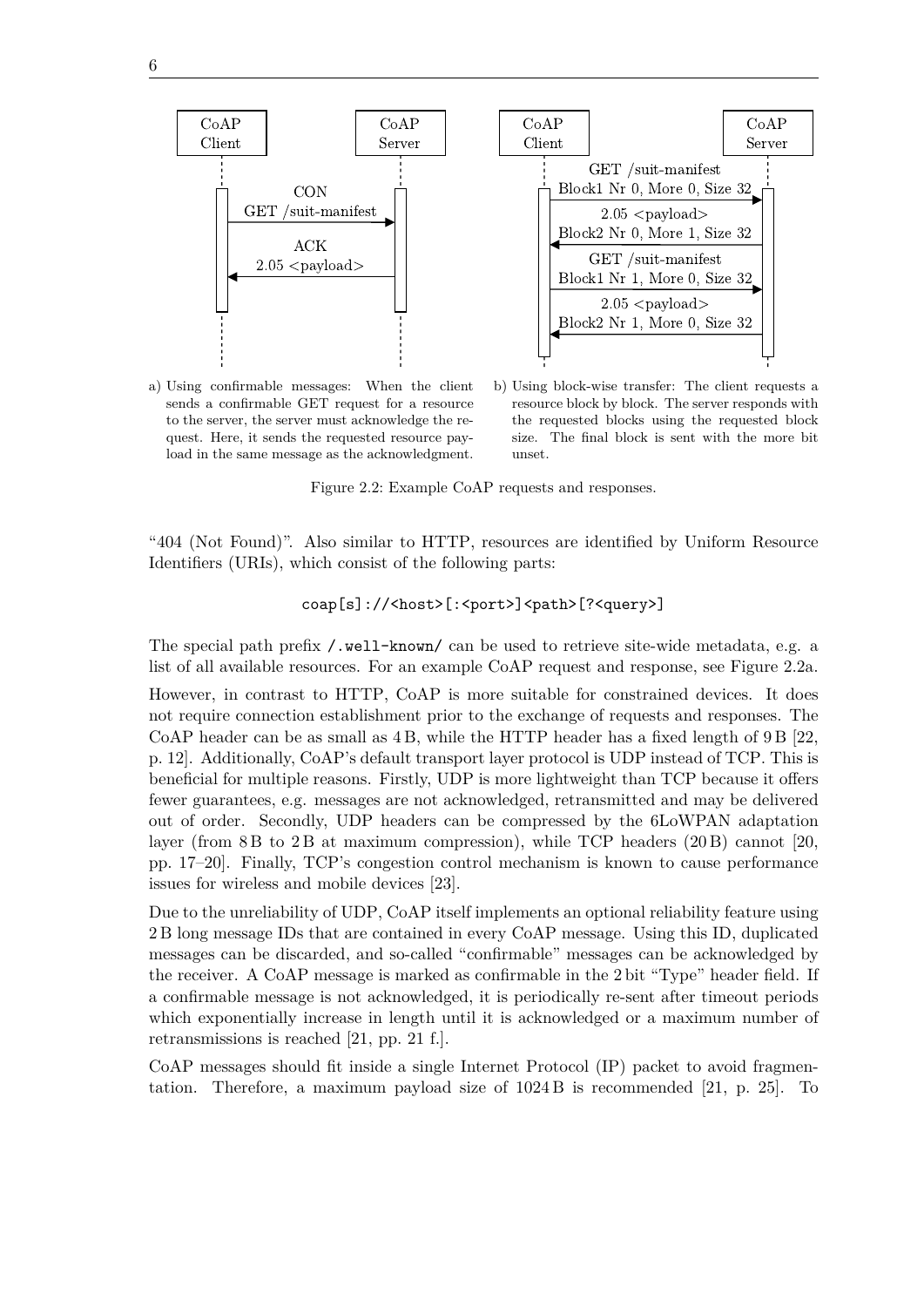CoAP Client | CoAP Server

CON
GET /suit-manifest

ACK
2.05 <payload>

a) Using confirmable messages: When the client sends a confirmable GET request for a resource to the server, the server must acknowledge the request. Here, it sends the requested resource payload in the same message as the acknowledgment.

CoAP Client | CoAP Server

GET /suit-manifest
Block1 Nr 0, More 0, Size 32

2.05 <payload>
Block2 Nr 0, More 1, Size 32

GET /suit-manifest
Block1 Nr 1, More 0, Size 32

2.05 <payload>
Block2 Nr 1, More 0, Size 32

b) Using block-wise transfer: The client requests a resource block by block. The server responds with the requested blocks using the requested block size. The final block is sent with the more bit unset.

Figure 2.2: Example CoAP requests and responses.

"404 (Not Found)". Also similar to HTTP, resources are identified by Uniform Resource Identifiers (URIs), which consist of the following parts:

```
coap[s]://<host>[:<port>]<path>[?<query>]
```

The special path prefix `/.well-known/` can be used to retrieve site-wide metadata, e.g. a list of all available resources. For an example CoAP request and response, see Figure 2.2a.

However, in contrast to HTTP, CoAP is more suitable for constrained devices. It does not require connection establishment prior to the exchange of requests and responses. The CoAP header can be as small as 4 B, while the HTTP header has a fixed length of 9 B [22, p. 12]. Additionally, CoAP's default transport layer protocol is UDP instead of TCP. This is beneficial for multiple reasons. Firstly, UDP is more lightweight than TCP because it offers fewer guarantees, e.g. messages are not acknowledged, retransmitted and may be delivered out of order. Secondly, UDP headers can be compressed by the 6LoWPAN adaptation layer (from 8 B to 2 B at maximum compression), while TCP headers (20 B) cannot [20, pp. 17–20]. Finally, TCP's congestion control mechanism is known to cause performance issues for wireless and mobile devices [23].

Due to the unreliability of UDP, CoAP itself implements an optional reliability feature using 2 B long message IDs that are contained in every CoAP message. Using this ID, duplicated messages can be discarded, and so-called "confirmable" messages can be acknowledged by the receiver. A CoAP message is marked as confirmable in the 2 bit "Type" header field. If a confirmable message is not acknowledged, it is periodically re-sent after timeout periods which exponentially increase in length until it is acknowledged or a maximum number of retransmissions is reached [21, pp. 21 f.].

CoAP messages should fit inside a single Internet Protocol (IP) packet to avoid fragmentation. Therefore, a maximum payload size of 1024 B is recommended [21, p. 25]. To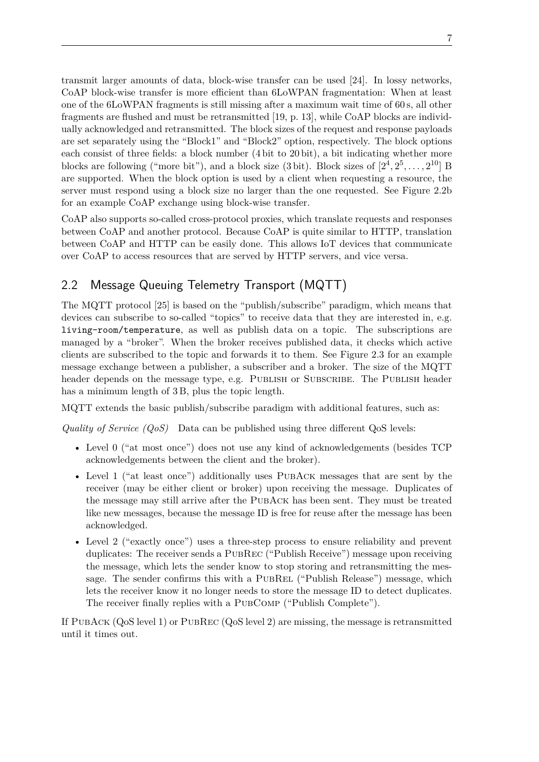transmit larger amounts of data, block-wise transfer can be used [24]. In lossy networks, CoAP block-wise transfer is more efficient than 6LoWPAN fragmentation: When at least one of the 6LoWPAN fragments is still missing after a maximum wait time of 60 s, all other fragments are flushed and must be retransmitted [19, p. 13], while CoAP blocks are individually acknowledged and retransmitted. The block sizes of the request and response payloads are set separately using the "Block1" and "Block2" option, respectively. The block options each consist of three fields: a block number (4 bit to 20 bit), a bit indicating whether more blocks are following ("more bit"), and a block size (3 bit). Block sizes of $[2^4, 2^5, \ldots, 2^{10}]$ B are supported. When the block option is used by a client when requesting a resource, the server must respond using a block size no larger than the one requested. See Figure 2.2b for an example CoAP exchange using block-wise transfer.

CoAP also supports so-called cross-protocol proxies, which translate requests and responses between CoAP and another protocol. Because CoAP is quite similar to HTTP, translation between CoAP and HTTP can be easily done. This allows IoT devices that communicate over CoAP to access resources that are served by HTTP servers, and vice versa.

## 2.2 Message Queuing Telemetry Transport (MQTT)

The MQTT protocol [25] is based on the "publish/subscribe" paradigm, which means that devices can subscribe to so-called "topics" to receive data that they are interested in, e.g. `living-room/temperature`, as well as publish data on a topic. The subscriptions are managed by a "broker". When the broker receives published data, it checks which active clients are subscribed to the topic and forwards it to them. See Figure 2.3 for an example message exchange between a publisher, a subscriber and a broker. The size of the MQTT header depends on the message type, e.g. PUBLISH or SUBSCRIBE. The PUBLISH header has a minimum length of 3 B, plus the topic length.

MQTT extends the basic publish/subscribe paradigm with additional features, such as:

*Quality of Service (QoS)* Data can be published using three different QoS levels:

- Level 0 ("at most once") does not use any kind of acknowledgements (besides TCP acknowledgements between the client and the broker).
- Level 1 ("at least once") additionally uses PUBACK messages that are sent by the receiver (may be either client or broker) upon receiving the message. Duplicates of the message may still arrive after the PUBACK has been sent. They must be treated like new messages, because the message ID is free for reuse after the message has been acknowledged.
- Level 2 ("exactly once") uses a three-step process to ensure reliability and prevent duplicates: The receiver sends a PUBREC ("Publish Receive") message upon receiving the message, which lets the sender know to stop storing and retransmitting the message. The sender confirms this with a PUBREL ("Publish Release") message, which lets the receiver know it no longer needs to store the message ID to detect duplicates. The receiver finally replies with a PUBCOMP ("Publish Complete").

If PUBACK (QoS level 1) or PUBREC (QoS level 2) are missing, the message is retransmitted until it times out.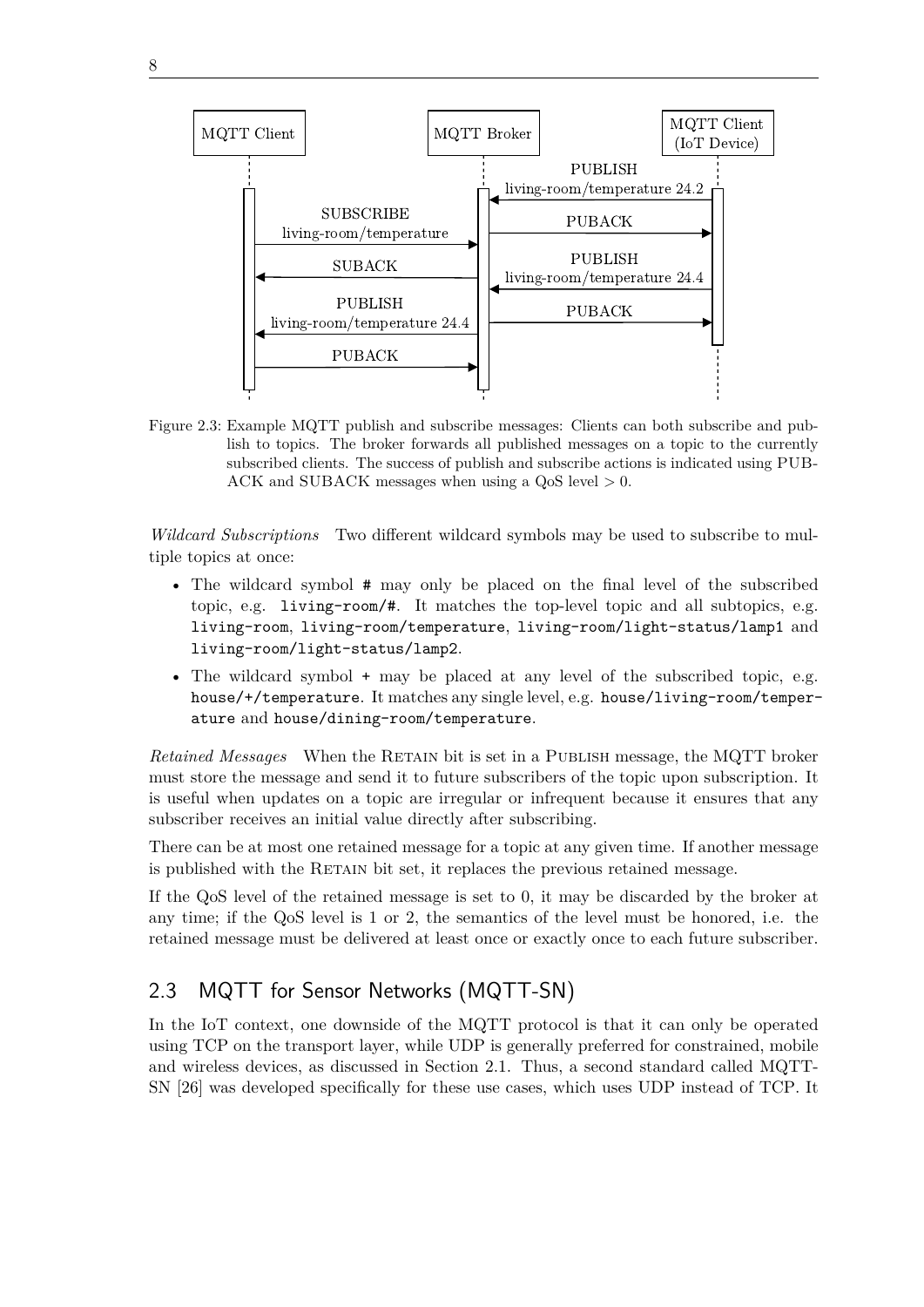Figure 2.3: Example MQTT publish and subscribe messages: Clients can both subscribe and publish to topics. The broker forwards all published messages on a topic to the currently subscribed clients. The success of publish and subscribe actions is indicated using PUBACK and SUBACK messages when using a QoS level > 0.

*Wildcard Subscriptions* Two different wildcard symbols may be used to subscribe to multiple topics at once:

- The wildcard symbol `#` may only be placed on the final level of the subscribed topic, e.g. `living-room/#`. It matches the top-level topic and all subtopics, e.g. `living-room`, `living-room/temperature`, `living-room/light-status/lamp1` and `living-room/light-status/lamp2`.
- The wildcard symbol `+` may be placed at any level of the subscribed topic, e.g. `house/+/temperature`. It matches any single level, e.g. `house/living-room/temperature` and `house/dining-room/temperature`.

*Retained Messages* When the RETAIN bit is set in a PUBLISH message, the MQTT broker must store the message and send it to future subscribers of the topic upon subscription. It is useful when updates on a topic are irregular or infrequent because it ensures that any subscriber receives an initial value directly after subscribing.

There can be at most one retained message for a topic at any given time. If another message is published with the RETAIN bit set, it replaces the previous retained message.

If the QoS level of the retained message is set to 0, it may be discarded by the broker at any time; if the QoS level is 1 or 2, the semantics of the level must be honored, i.e. the retained message must be delivered at least once or exactly once to each future subscriber.

## 2.3 MQTT for Sensor Networks (MQTT-SN)

In the IoT context, one downside of the MQTT protocol is that it can only be operated using TCP on the transport layer, while UDP is generally preferred for constrained, mobile and wireless devices, as discussed in Section 2.1. Thus, a second standard called MQTT-SN [26] was developed specifically for these use cases, which uses UDP instead of TCP. It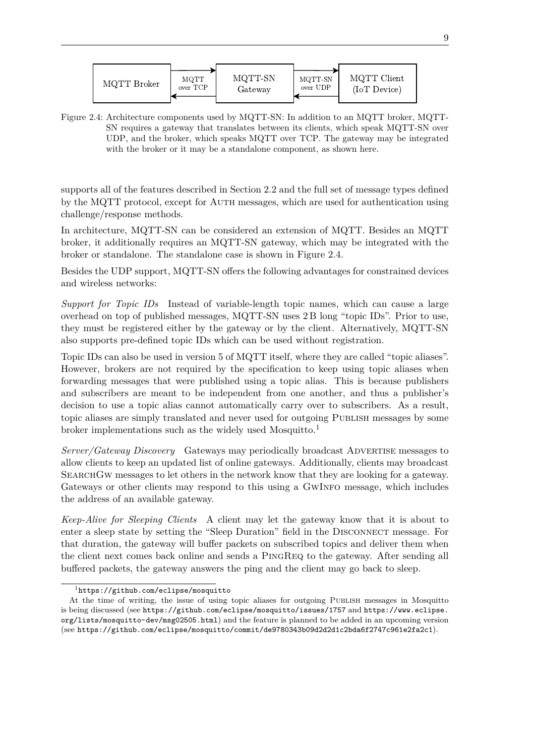MQTT Broker → MQTT over TCP ← MQTT-SN Gateway → MQTT-SN over UDP ← MQTT Client (IoT Device)

Figure 2.4: Architecture components used by MQTT-SN: In addition to an MQTT broker, MQTT-SN requires a gateway that translates between its clients, which speak MQTT-SN over UDP, and the broker, which speaks MQTT over TCP. The gateway may be integrated with the broker or it may be a standalone component, as shown here.

supports all of the features described in Section 2.2 and the full set of message types defined by the MQTT protocol, except for AUTH messages, which are used for authentication using challenge/response methods.

In architecture, MQTT-SN can be considered an extension of MQTT. Besides an MQTT broker, it additionally requires an MQTT-SN gateway, which may be integrated with the broker or standalone. The standalone case is shown in Figure 2.4.

Besides the UDP support, MQTT-SN offers the following advantages for constrained devices and wireless networks:

*Support for Topic IDs* Instead of variable-length topic names, which can cause a large overhead on top of published messages, MQTT-SN uses 2 B long "topic IDs". Prior to use, they must be registered either by the gateway or by the client. Alternatively, MQTT-SN also supports pre-defined topic IDs which can be used without registration.

Topic IDs can also be used in version 5 of MQTT itself, where they are called "topic aliases". However, brokers are not required by the specification to keep using topic aliases when forwarding messages that were published using a topic alias. This is because publishers and subscribers are meant to be independent from one another, and thus a publisher's decision to use a topic alias cannot automatically carry over to subscribers. As a result, topic aliases are simply translated and never used for outgoing PUBLISH messages by some broker implementations such as the widely used Mosquitto.[1]

*Server/Gateway Discovery* Gateways may periodically broadcast ADVERTISE messages to allow clients to keep an updated list of online gateways. Additionally, clients may broadcast SEARCHGW messages to let others in the network know that they are looking for a gateway. Gateways or other clients may respond to this using a GWINFO message, which includes the address of an available gateway.

*Keep-Alive for Sleeping Clients* A client may let the gateway know that it is about to enter a sleep state by setting the "Sleep Duration" field in the DISCONNECT message. For that duration, the gateway will buffer packets on subscribed topics and deliver them when the client next comes back online and sends a PINGREQ to the gateway. After sending all buffered packets, the gateway answers the ping and the client may go back to sleep.

[1] `https://github.com/eclipse/mosquitto`
At the time of writing, the issue of using topic aliases for outgoing PUBLISH messages in Mosquitto is being discussed (see `https://github.com/eclipse/mosquitto/issues/1757` and `https://www.eclipse.org/lists/mosquitto-dev/msg02505.html`) and the feature is planned to be added in an upcoming version (see `https://github.com/eclipse/mosquitto/commit/de9780343b09d2d2d1c2bda6f2747c961e2fa2c1`).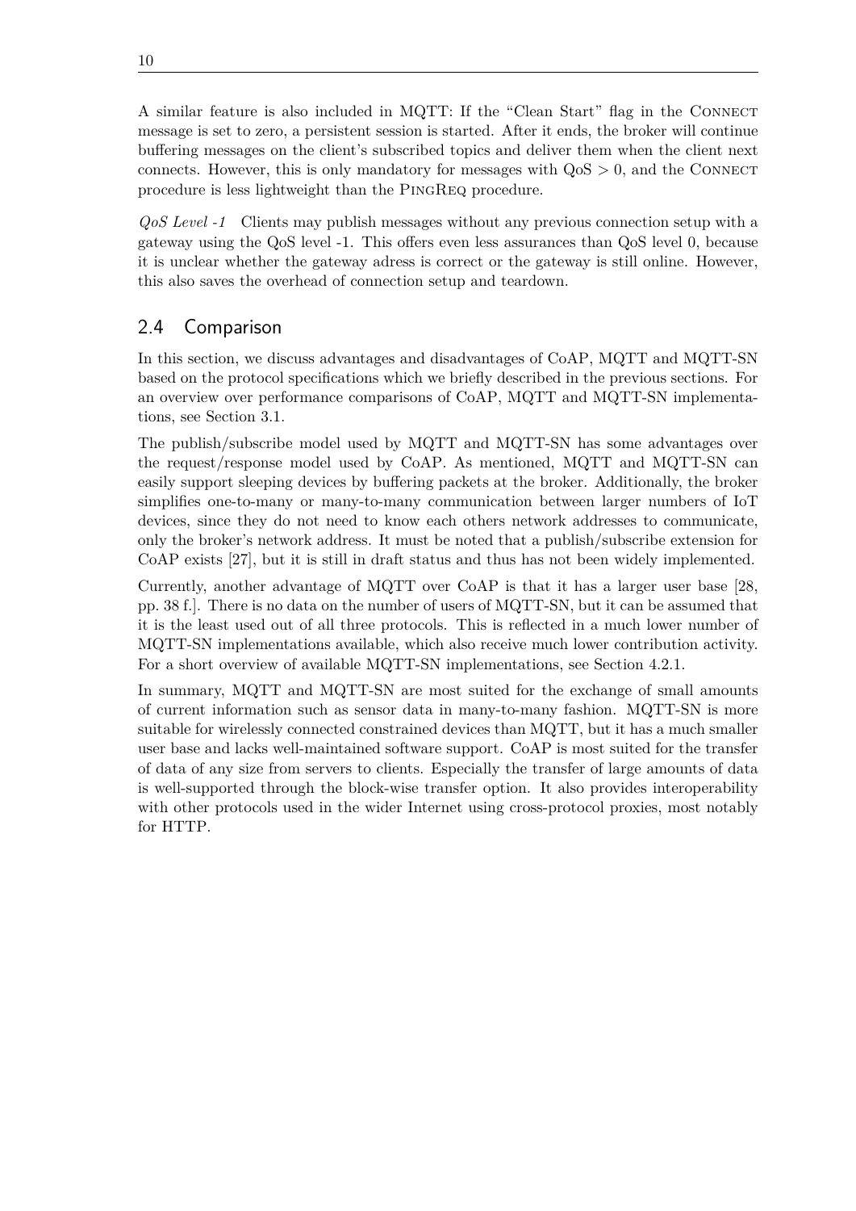A similar feature is also included in MQTT: If the "Clean Start" flag in the CONNECT message is set to zero, a persistent session is started. After it ends, the broker will continue buffering messages on the client's subscribed topics and deliver them when the client next connects. However, this is only mandatory for messages with QoS $> 0$, and the CONNECT procedure is less lightweight than the PINGREQ procedure.

*QoS Level -1* Clients may publish messages without any previous connection setup with a gateway using the QoS level -1. This offers even less assurances than QoS level 0, because it is unclear whether the gateway adress is correct or the gateway is still online. However, this also saves the overhead of connection setup and teardown.

## 2.4 Comparison

In this section, we discuss advantages and disadvantages of CoAP, MQTT and MQTT-SN based on the protocol specifications which we briefly described in the previous sections. For an overview over performance comparisons of CoAP, MQTT and MQTT-SN implementations, see Section 3.1.

The publish/subscribe model used by MQTT and MQTT-SN has some advantages over the request/response model used by CoAP. As mentioned, MQTT and MQTT-SN can easily support sleeping devices by buffering packets at the broker. Additionally, the broker simplifies one-to-many or many-to-many communication between larger numbers of IoT devices, since they do not need to know each others network addresses to communicate, only the broker's network address. It must be noted that a publish/subscribe extension for CoAP exists [27], but it is still in draft status and thus has not been widely implemented.

Currently, another advantage of MQTT over CoAP is that it has a larger user base [28, pp. 38 f.]. There is no data on the number of users of MQTT-SN, but it can be assumed that it is the least used out of all three protocols. This is reflected in a much lower number of MQTT-SN implementations available, which also receive much lower contribution activity. For a short overview of available MQTT-SN implementations, see Section 4.2.1.

In summary, MQTT and MQTT-SN are most suited for the exchange of small amounts of current information such as sensor data in many-to-many fashion. MQTT-SN is more suitable for wirelessly connected constrained devices than MQTT, but it has a much smaller user base and lacks well-maintained software support. CoAP is most suited for the transfer of data of any size from servers to clients. Especially the transfer of large amounts of data is well-supported through the block-wise transfer option. It also provides interoperability with other protocols used in the wider Internet using cross-protocol proxies, most notably for HTTP.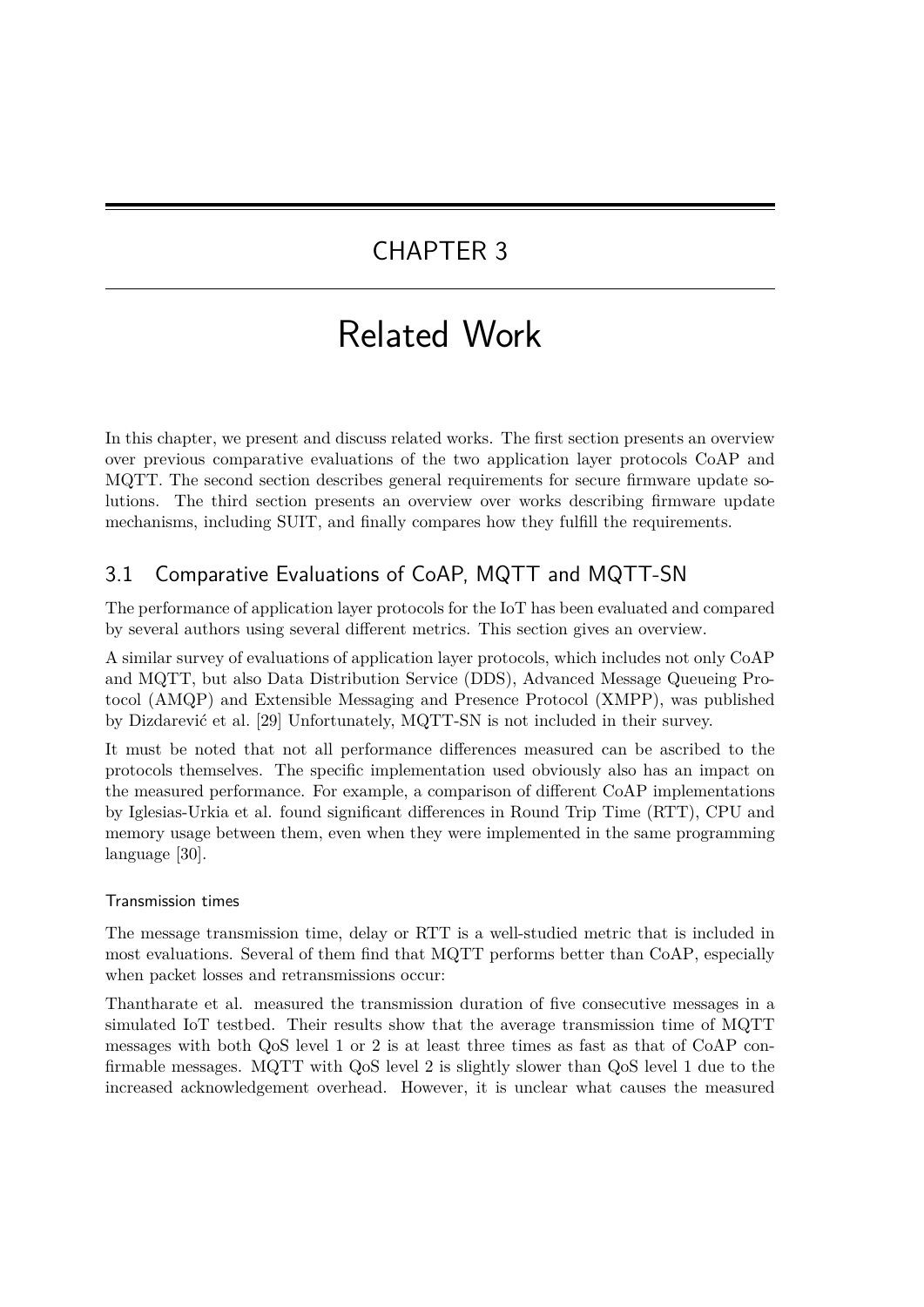# CHAPTER 3

# Related Work

In this chapter, we present and discuss related works. The first section presents an overview over previous comparative evaluations of the two application layer protocols CoAP and MQTT. The second section describes general requirements for secure firmware update solutions. The third section presents an overview over works describing firmware update mechanisms, including SUIT, and finally compares how they fulfill the requirements.

## 3.1 Comparative Evaluations of CoAP, MQTT and MQTT-SN

The performance of application layer protocols for the IoT has been evaluated and compared by several authors using several different metrics. This section gives an overview.

A similar survey of evaluations of application layer protocols, which includes not only CoAP and MQTT, but also Data Distribution Service (DDS), Advanced Message Queueing Protocol (AMQP) and Extensible Messaging and Presence Protocol (XMPP), was published by Dizdarević et al. [29] Unfortunately, MQTT-SN is not included in their survey.

It must be noted that not all performance differences measured can be ascribed to the protocols themselves. The specific implementation used obviously also has an impact on the measured performance. For example, a comparison of different CoAP implementations by Iglesias-Urkia et al. found significant differences in Round Trip Time (RTT), CPU and memory usage between them, even when they were implemented in the same programming language [30].

#### Transmission times

The message transmission time, delay or RTT is a well-studied metric that is included in most evaluations. Several of them find that MQTT performs better than CoAP, especially when packet losses and retransmissions occur:

Thantharate et al. measured the transmission duration of five consecutive messages in a simulated IoT testbed. Their results show that the average transmission time of MQTT messages with both QoS level 1 or 2 is at least three times as fast as that of CoAP confirmable messages. MQTT with QoS level 2 is slightly slower than QoS level 1 due to the increased acknowledgement overhead. However, it is unclear what causes the measured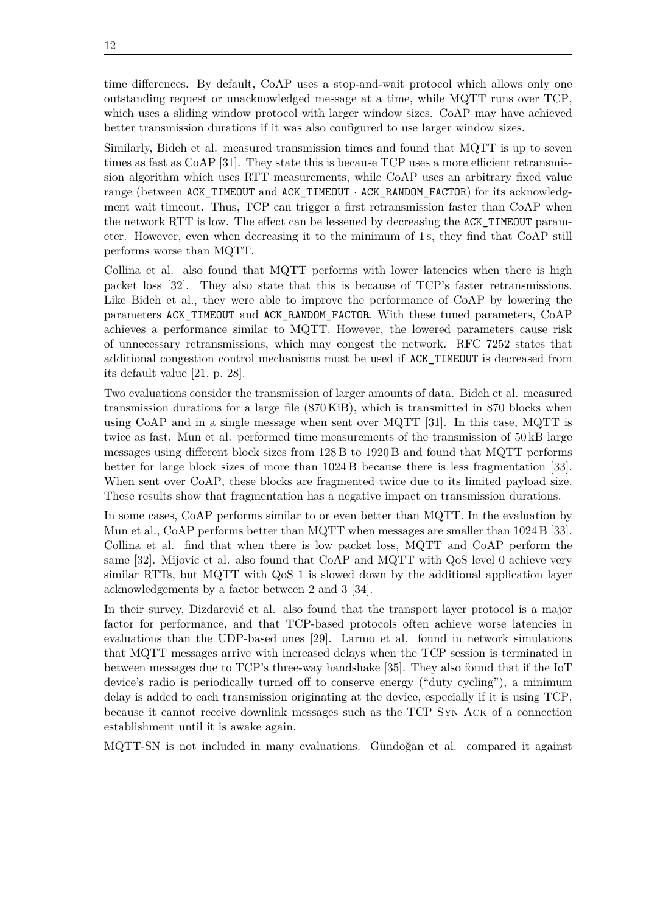time differences. By default, CoAP uses a stop-and-wait protocol which allows only one outstanding request or unacknowledged message at a time, while MQTT runs over TCP, which uses a sliding window protocol with larger window sizes. CoAP may have achieved better transmission durations if it was also configured to use larger window sizes.

Similarly, Bideh et al. measured transmission times and found that MQTT is up to seven times as fast as CoAP [31]. They state this is because TCP uses a more efficient retransmission algorithm which uses RTT measurements, while CoAP uses an arbitrary fixed value range (between `ACK_TIMEOUT` and `ACK_TIMEOUT` · `ACK_RANDOM_FACTOR`) for its acknowledgment wait timeout. Thus, TCP can trigger a first retransmission faster than CoAP when the network RTT is low. The effect can be lessened by decreasing the `ACK_TIMEOUT` parameter. However, even when decreasing it to the minimum of 1 s, they find that CoAP still performs worse than MQTT.

Collina et al. also found that MQTT performs with lower latencies when there is high packet loss [32]. They also state that this is because of TCP's faster retransmissions. Like Bideh et al., they were able to improve the performance of CoAP by lowering the parameters `ACK_TIMEOUT` and `ACK_RANDOM_FACTOR`. With these tuned parameters, CoAP achieves a performance similar to MQTT. However, the lowered parameters cause risk of unnecessary retransmissions, which may congest the network. RFC 7252 states that additional congestion control mechanisms must be used if `ACK_TIMEOUT` is decreased from its default value [21, p. 28].

Two evaluations consider the transmission of larger amounts of data. Bideh et al. measured transmission durations for a large file (870 KiB), which is transmitted in 870 blocks when using CoAP and in a single message when sent over MQTT [31]. In this case, MQTT is twice as fast. Mun et al. performed time measurements of the transmission of 50 kB large messages using different block sizes from 128 B to 1920 B and found that MQTT performs better for large block sizes of more than 1024 B because there is less fragmentation [33]. When sent over CoAP, these blocks are fragmented twice due to its limited payload size. These results show that fragmentation has a negative impact on transmission durations.

In some cases, CoAP performs similar to or even better than MQTT. In the evaluation by Mun et al., CoAP performs better than MQTT when messages are smaller than 1024 B [33]. Collina et al. find that when there is low packet loss, MQTT and CoAP perform the same [32]. Mijovic et al. also found that CoAP and MQTT with QoS level 0 achieve very similar RTTs, but MQTT with QoS 1 is slowed down by the additional application layer acknowledgements by a factor between 2 and 3 [34].

In their survey, Dizdarević et al. also found that the transport layer protocol is a major factor for performance, and that TCP-based protocols often achieve worse latencies in evaluations than the UDP-based ones [29]. Larmo et al. found in network simulations that MQTT messages arrive with increased delays when the TCP session is terminated in between messages due to TCP's three-way handshake [35]. They also found that if the IoT device's radio is periodically turned off to conserve energy ("duty cycling"), a minimum delay is added to each transmission originating at the device, especially if it is using TCP, because it cannot receive downlink messages such as the TCP SYN ACK of a connection establishment until it is awake again.

MQTT-SN is not included in many evaluations. Gündoğan et al. compared it against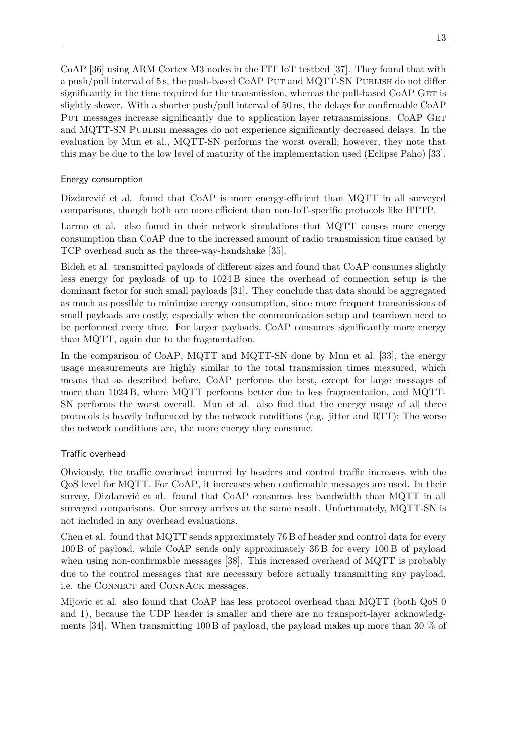CoAP [36] using ARM Cortex M3 nodes in the FIT IoT testbed [37]. They found that with a push/pull interval of 5 s, the push-based CoAP PUT and MQTT-SN PUBLISH do not differ significantly in the time required for the transmission, whereas the pull-based CoAP GET is slightly slower. With a shorter push/pull interval of 50 ns, the delays for confirmable CoAP PUT messages increase significantly due to application layer retransmissions. CoAP GET and MQTT-SN PUBLISH messages do not experience significantly decreased delays. In the evaluation by Mun et al., MQTT-SN performs the worst overall; however, they note that this may be due to the low level of maturity of the implementation used (Eclipse Paho) [33].

#### Energy consumption

Dizdarević et al. found that CoAP is more energy-efficient than MQTT in all surveyed comparisons, though both are more efficient than non-IoT-specific protocols like HTTP.

Larmo et al. also found in their network simulations that MQTT causes more energy consumption than CoAP due to the increased amount of radio transmission time caused by TCP overhead such as the three-way-handshake [35].

Bideh et al. transmitted payloads of different sizes and found that CoAP consumes slightly less energy for payloads of up to 1024 B since the overhead of connection setup is the dominant factor for such small payloads [31]. They conclude that data should be aggregated as much as possible to minimize energy consumption, since more frequent transmissions of small payloads are costly, especially when the communication setup and teardown need to be performed every time. For larger payloads, CoAP consumes significantly more energy than MQTT, again due to the fragmentation.

In the comparison of CoAP, MQTT and MQTT-SN done by Mun et al. [33], the energy usage measurements are highly similar to the total transmission times measured, which means that as described before, CoAP performs the best, except for large messages of more than 1024 B, where MQTT performs better due to less fragmentation, and MQTT-SN performs the worst overall. Mun et al. also find that the energy usage of all three protocols is heavily influenced by the network conditions (e.g. jitter and RTT): The worse the network conditions are, the more energy they consume.

#### Traffic overhead

Obviously, the traffic overhead incurred by headers and control traffic increases with the QoS level for MQTT. For CoAP, it increases when confirmable messages are used. In their survey, Dizdarević et al. found that CoAP consumes less bandwidth than MQTT in all surveyed comparisons. Our survey arrives at the same result. Unfortunately, MQTT-SN is not included in any overhead evaluations.

Chen et al. found that MQTT sends approximately 76 B of header and control data for every 100 B of payload, while CoAP sends only approximately 36 B for every 100 B of payload when using non-confirmable messages [38]. This increased overhead of MQTT is probably due to the control messages that are necessary before actually transmitting any payload, i.e. the CONNECT and CONNACK messages.

Mijovic et al. also found that CoAP has less protocol overhead than MQTT (both QoS 0 and 1), because the UDP header is smaller and there are no transport-layer acknowledgments [34]. When transmitting 100 B of payload, the payload makes up more than 30 % of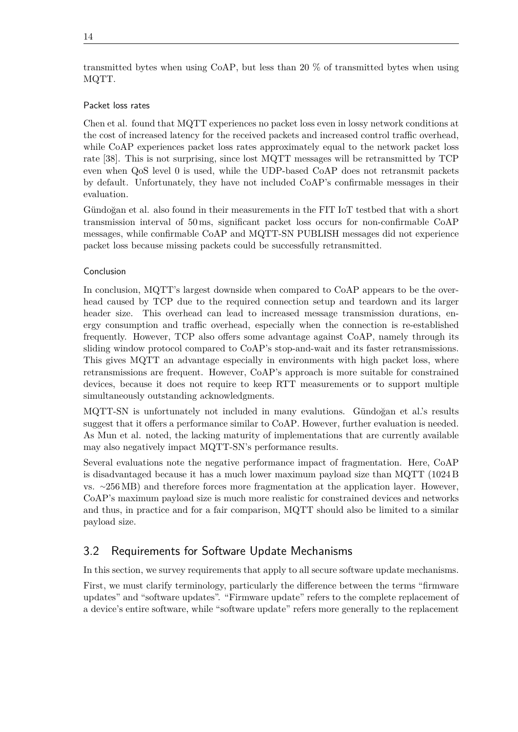transmitted bytes when using CoAP, but less than 20 % of transmitted bytes when using MQTT.

#### Packet loss rates

Chen et al. found that MQTT experiences no packet loss even in lossy network conditions at the cost of increased latency for the received packets and increased control traffic overhead, while CoAP experiences packet loss rates approximately equal to the network packet loss rate [38]. This is not surprising, since lost MQTT messages will be retransmitted by TCP even when QoS level 0 is used, while the UDP-based CoAP does not retransmit packets by default. Unfortunately, they have not included CoAP's confirmable messages in their evaluation.

Gündoğan et al. also found in their measurements in the FIT IoT testbed that with a short transmission interval of 50 ms, significant packet loss occurs for non-confirmable CoAP messages, while confirmable CoAP and MQTT-SN PUBLISH messages did not experience packet loss because missing packets could be successfully retransmitted.

#### Conclusion

In conclusion, MQTT's largest downside when compared to CoAP appears to be the overhead caused by TCP due to the required connection setup and teardown and its larger header size. This overhead can lead to increased message transmission durations, energy consumption and traffic overhead, especially when the connection is re-established frequently. However, TCP also offers some advantage against CoAP, namely through its sliding window protocol compared to CoAP's stop-and-wait and its faster retransmissions. This gives MQTT an advantage especially in environments with high packet loss, where retransmissions are frequent. However, CoAP's approach is more suitable for constrained devices, because it does not require to keep RTT measurements or to support multiple simultaneously outstanding acknowledgments.

MQTT-SN is unfortunately not included in many evalutions. Gündoğan et al.'s results suggest that it offers a performance similar to CoAP. However, further evaluation is needed. As Mun et al. noted, the lacking maturity of implementations that are currently available may also negatively impact MQTT-SN's performance results.

Several evaluations note the negative performance impact of fragmentation. Here, CoAP is disadvantaged because it has a much lower maximum payload size than MQTT (1024 B vs. ~256 MB) and therefore forces more fragmentation at the application layer. However, CoAP's maximum payload size is much more realistic for constrained devices and networks and thus, in practice and for a fair comparison, MQTT should also be limited to a similar payload size.

## 3.2 Requirements for Software Update Mechanisms

In this section, we survey requirements that apply to all secure software update mechanisms.

First, we must clarify terminology, particularly the difference between the terms "firmware updates" and "software updates". "Firmware update" refers to the complete replacement of a device's entire software, while "software update" refers more generally to the replacement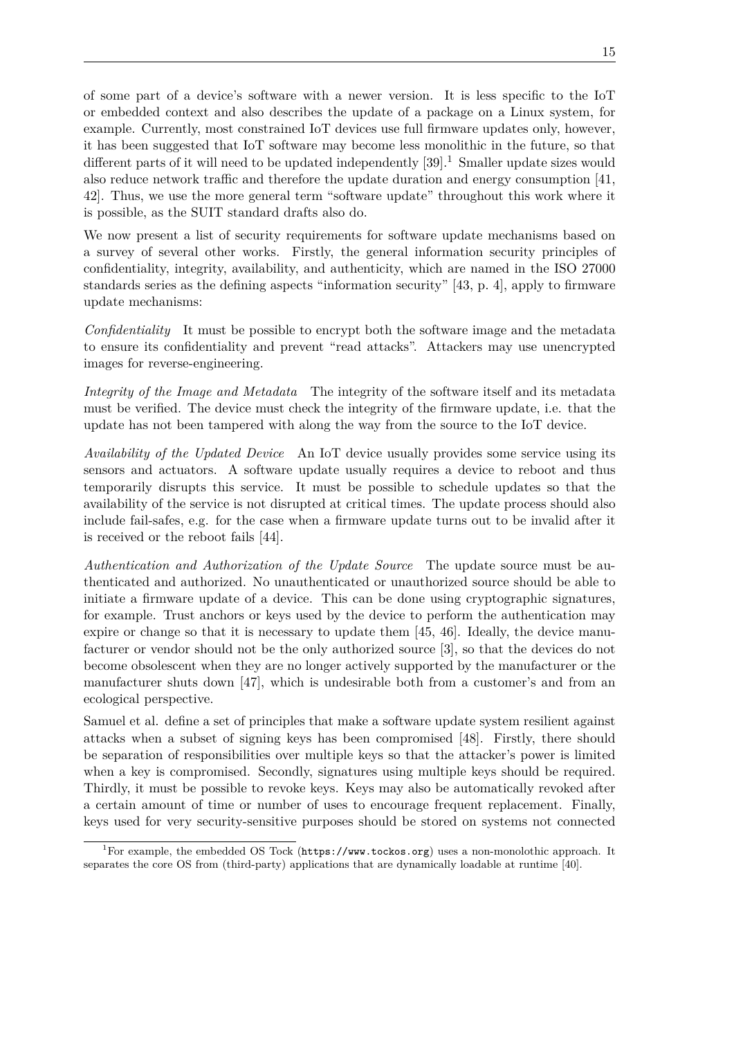of some part of a device's software with a newer version. It is less specific to the IoT or embedded context and also describes the update of a package on a Linux system, for example. Currently, most constrained IoT devices use full firmware updates only, however, it has been suggested that IoT software may become less monolithic in the future, so that different parts of it will need to be updated independently [39].[1] Smaller update sizes would also reduce network traffic and therefore the update duration and energy consumption [41, 42]. Thus, we use the more general term "software update" throughout this work where it is possible, as the SUIT standard drafts also do.

We now present a list of security requirements for software update mechanisms based on a survey of several other works. Firstly, the general information security principles of confidentiality, integrity, availability, and authenticity, which are named in the ISO 27000 standards series as the defining aspects "information security" [43, p. 4], apply to firmware update mechanisms:

*Confidentiality* It must be possible to encrypt both the software image and the metadata to ensure its confidentiality and prevent "read attacks". Attackers may use unencrypted images for reverse-engineering.

*Integrity of the Image and Metadata* The integrity of the software itself and its metadata must be verified. The device must check the integrity of the firmware update, i.e. that the update has not been tampered with along the way from the source to the IoT device.

*Availability of the Updated Device* An IoT device usually provides some service using its sensors and actuators. A software update usually requires a device to reboot and thus temporarily disrupts this service. It must be possible to schedule updates so that the availability of the service is not disrupted at critical times. The update process should also include fail-safes, e.g. for the case when a firmware update turns out to be invalid after it is received or the reboot fails [44].

*Authentication and Authorization of the Update Source* The update source must be authenticated and authorized. No unauthenticated or unauthorized source should be able to initiate a firmware update of a device. This can be done using cryptographic signatures, for example. Trust anchors or keys used by the device to perform the authentication may expire or change so that it is necessary to update them [45, 46]. Ideally, the device manufacturer or vendor should not be the only authorized source [3], so that the devices do not become obsolescent when they are no longer actively supported by the manufacturer or the manufacturer shuts down [47], which is undesirable both from a customer's and from an ecological perspective.

Samuel et al. define a set of principles that make a software update system resilient against attacks when a subset of signing keys has been compromised [48]. Firstly, there should be separation of responsibilities over multiple keys so that the attacker's power is limited when a key is compromised. Secondly, signatures using multiple keys should be required. Thirdly, it must be possible to revoke keys. Keys may also be automatically revoked after a certain amount of time or number of uses to encourage frequent replacement. Finally, keys used for very security-sensitive purposes should be stored on systems not connected

[1] For example, the embedded OS Tock (`https://www.tockos.org`) uses a non-monolothic approach. It separates the core OS from (third-party) applications that are dynamically loadable at runtime [40].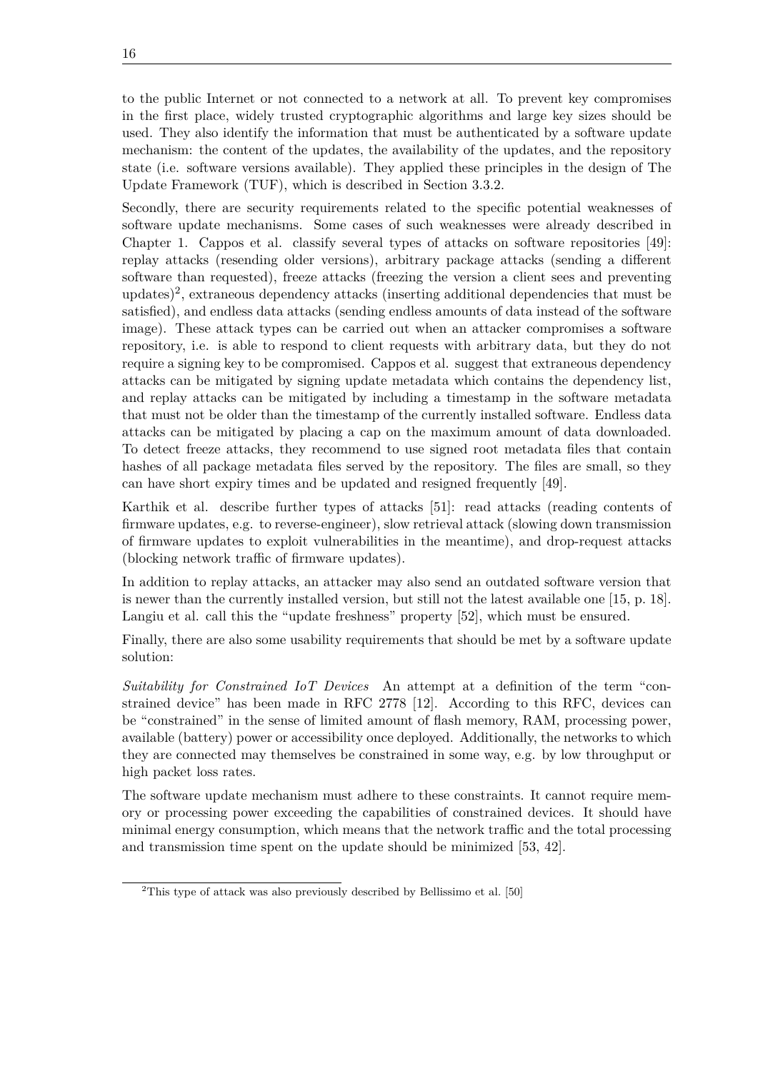to the public Internet or not connected to a network at all. To prevent key compromises in the first place, widely trusted cryptographic algorithms and large key sizes should be used. They also identify the information that must be authenticated by a software update mechanism: the content of the updates, the availability of the updates, and the repository state (i.e. software versions available). They applied these principles in the design of The Update Framework (TUF), which is described in Section 3.3.2.

Secondly, there are security requirements related to the specific potential weaknesses of software update mechanisms. Some cases of such weaknesses were already described in Chapter 1. Cappos et al. classify several types of attacks on software repositories [49]: replay attacks (resending older versions), arbitrary package attacks (sending a different software than requested), freeze attacks (freezing the version a client sees and preventing updates)[2], extraneous dependency attacks (inserting additional dependencies that must be satisfied), and endless data attacks (sending endless amounts of data instead of the software image). These attack types can be carried out when an attacker compromises a software repository, i.e. is able to respond to client requests with arbitrary data, but they do not require a signing key to be compromised. Cappos et al. suggest that extraneous dependency attacks can be mitigated by signing update metadata which contains the dependency list, and replay attacks can be mitigated by including a timestamp in the software metadata that must not be older than the timestamp of the currently installed software. Endless data attacks can be mitigated by placing a cap on the maximum amount of data downloaded. To detect freeze attacks, they recommend to use signed root metadata files that contain hashes of all package metadata files served by the repository. The files are small, so they can have short expiry times and be updated and resigned frequently [49].

Karthik et al. describe further types of attacks [51]: read attacks (reading contents of firmware updates, e.g. to reverse-engineer), slow retrieval attack (slowing down transmission of firmware updates to exploit vulnerabilities in the meantime), and drop-request attacks (blocking network traffic of firmware updates).

In addition to replay attacks, an attacker may also send an outdated software version that is newer than the currently installed version, but still not the latest available one [15, p. 18]. Langiu et al. call this the "update freshness" property [52], which must be ensured.

Finally, there are also some usability requirements that should be met by a software update solution:

*Suitability for Constrained IoT Devices* An attempt at a definition of the term "constrained device" has been made in RFC 2778 [12]. According to this RFC, devices can be "constrained" in the sense of limited amount of flash memory, RAM, processing power, available (battery) power or accessibility once deployed. Additionally, the networks to which they are connected may themselves be constrained in some way, e.g. by low throughput or high packet loss rates.

The software update mechanism must adhere to these constraints. It cannot require memory or processing power exceeding the capabilities of constrained devices. It should have minimal energy consumption, which means that the network traffic and the total processing and transmission time spent on the update should be minimized [53, 42].

[2] This type of attack was also previously described by Bellissimo et al. [50]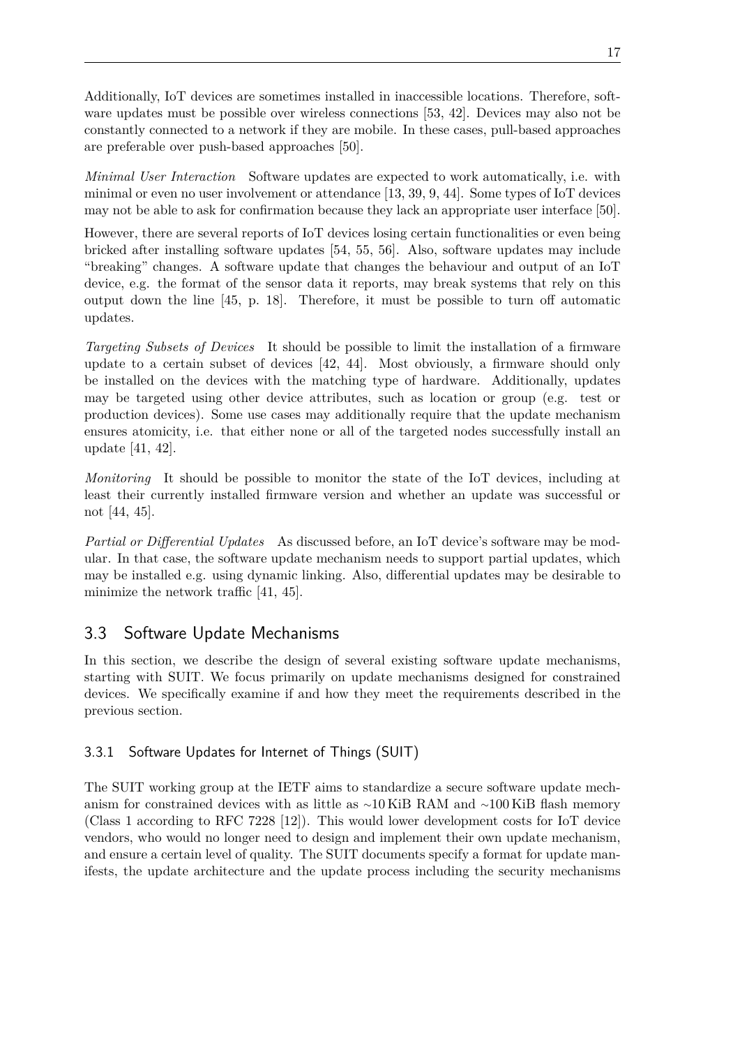Additionally, IoT devices are sometimes installed in inaccessible locations. Therefore, software updates must be possible over wireless connections [53, 42]. Devices may also not be constantly connected to a network if they are mobile. In these cases, pull-based approaches are preferable over push-based approaches [50].

*Minimal User Interaction* Software updates are expected to work automatically, i.e. with minimal or even no user involvement or attendance [13, 39, 9, 44]. Some types of IoT devices may not be able to ask for confirmation because they lack an appropriate user interface [50].

However, there are several reports of IoT devices losing certain functionalities or even being bricked after installing software updates [54, 55, 56]. Also, software updates may include "breaking" changes. A software update that changes the behaviour and output of an IoT device, e.g. the format of the sensor data it reports, may break systems that rely on this output down the line [45, p. 18]. Therefore, it must be possible to turn off automatic updates.

*Targeting Subsets of Devices* It should be possible to limit the installation of a firmware update to a certain subset of devices [42, 44]. Most obviously, a firmware should only be installed on the devices with the matching type of hardware. Additionally, updates may be targeted using other device attributes, such as location or group (e.g. test or production devices). Some use cases may additionally require that the update mechanism ensures atomicity, i.e. that either none or all of the targeted nodes successfully install an update [41, 42].

*Monitoring* It should be possible to monitor the state of the IoT devices, including at least their currently installed firmware version and whether an update was successful or not [44, 45].

*Partial or Differential Updates* As discussed before, an IoT device's software may be modular. In that case, the software update mechanism needs to support partial updates, which may be installed e.g. using dynamic linking. Also, differential updates may be desirable to minimize the network traffic [41, 45].

## 3.3 Software Update Mechanisms

In this section, we describe the design of several existing software update mechanisms, starting with SUIT. We focus primarily on update mechanisms designed for constrained devices. We specifically examine if and how they meet the requirements described in the previous section.

### 3.3.1 Software Updates for Internet of Things (SUIT)

The SUIT working group at the IETF aims to standardize a secure software update mechanism for constrained devices with as little as ~10 KiB RAM and ~100 KiB flash memory (Class 1 according to RFC 7228 [12]). This would lower development costs for IoT device vendors, who would no longer need to design and implement their own update mechanism, and ensure a certain level of quality. The SUIT documents specify a format for update manifests, the update architecture and the update process including the security mechanisms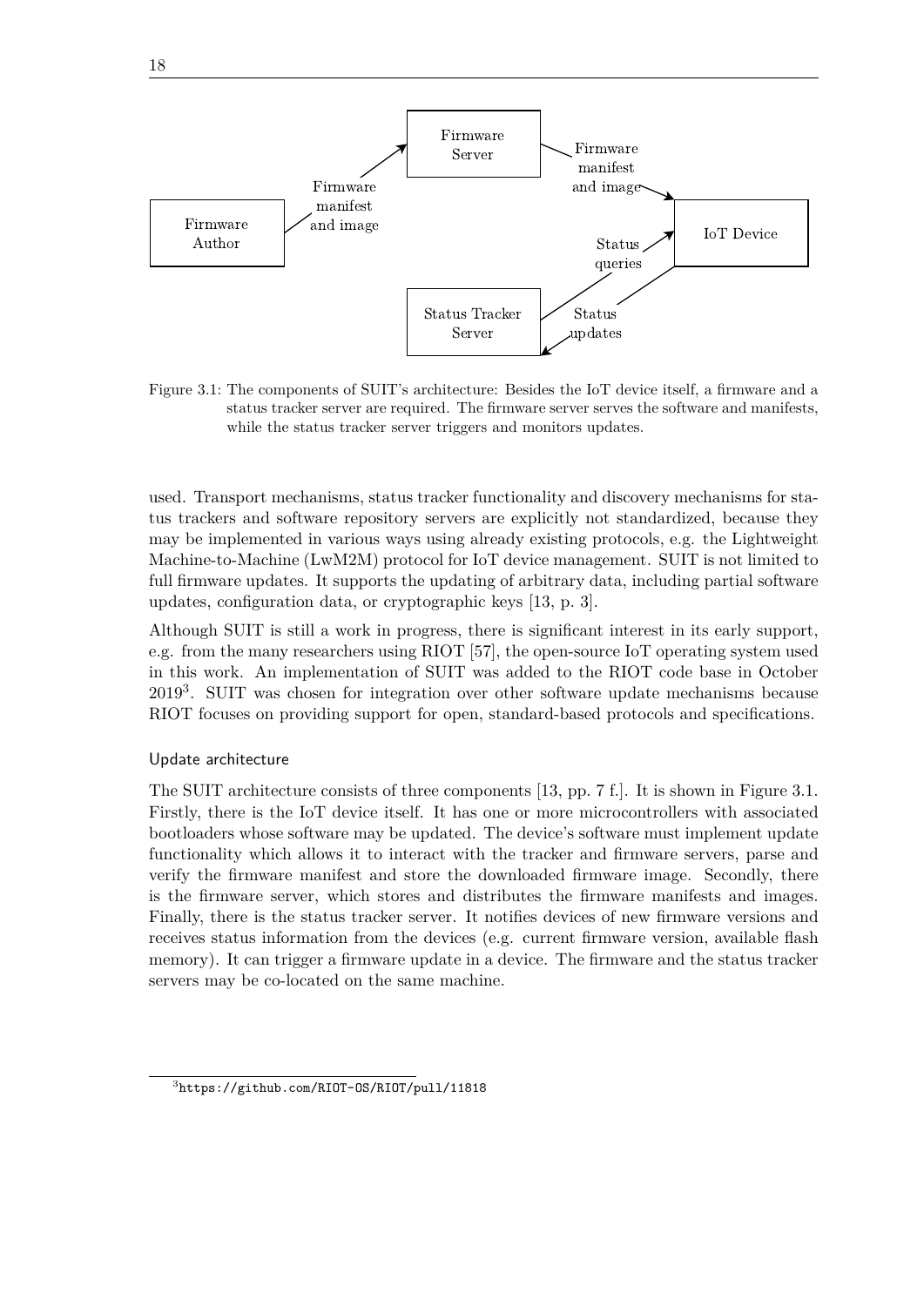Figure 3.1: The components of SUIT's architecture: Besides the IoT device itself, a firmware and a status tracker server are required. The firmware server serves the software and manifests, while the status tracker server triggers and monitors updates.

used. Transport mechanisms, status tracker functionality and discovery mechanisms for status trackers and software repository servers are explicitly not standardized, because they may be implemented in various ways using already existing protocols, e.g. the Lightweight Machine-to-Machine (LwM2M) protocol for IoT device management. SUIT is not limited to full firmware updates. It supports the updating of arbitrary data, including partial software updates, configuration data, or cryptographic keys [13, p. 3].

Although SUIT is still a work in progress, there is significant interest in its early support, e.g. from the many researchers using RIOT [57], the open-source IoT operating system used in this work. An implementation of SUIT was added to the RIOT code base in October 2019[3]. SUIT was chosen for integration over other software update mechanisms because RIOT focuses on providing support for open, standard-based protocols and specifications.

#### Update architecture

The SUIT architecture consists of three components [13, pp. 7 f.]. It is shown in Figure 3.1. Firstly, there is the IoT device itself. It has one or more microcontrollers with associated bootloaders whose software may be updated. The device's software must implement update functionality which allows it to interact with the tracker and firmware servers, parse and verify the firmware manifest and store the downloaded firmware image. Secondly, there is the firmware server, which stores and distributes the firmware manifests and images. Finally, there is the status tracker server. It notifies devices of new firmware versions and receives status information from the devices (e.g. current firmware version, available flash memory). It can trigger a firmware update in a device. The firmware and the status tracker servers may be co-located on the same machine.

[3] https://github.com/RIOT-OS/RIOT/pull/11818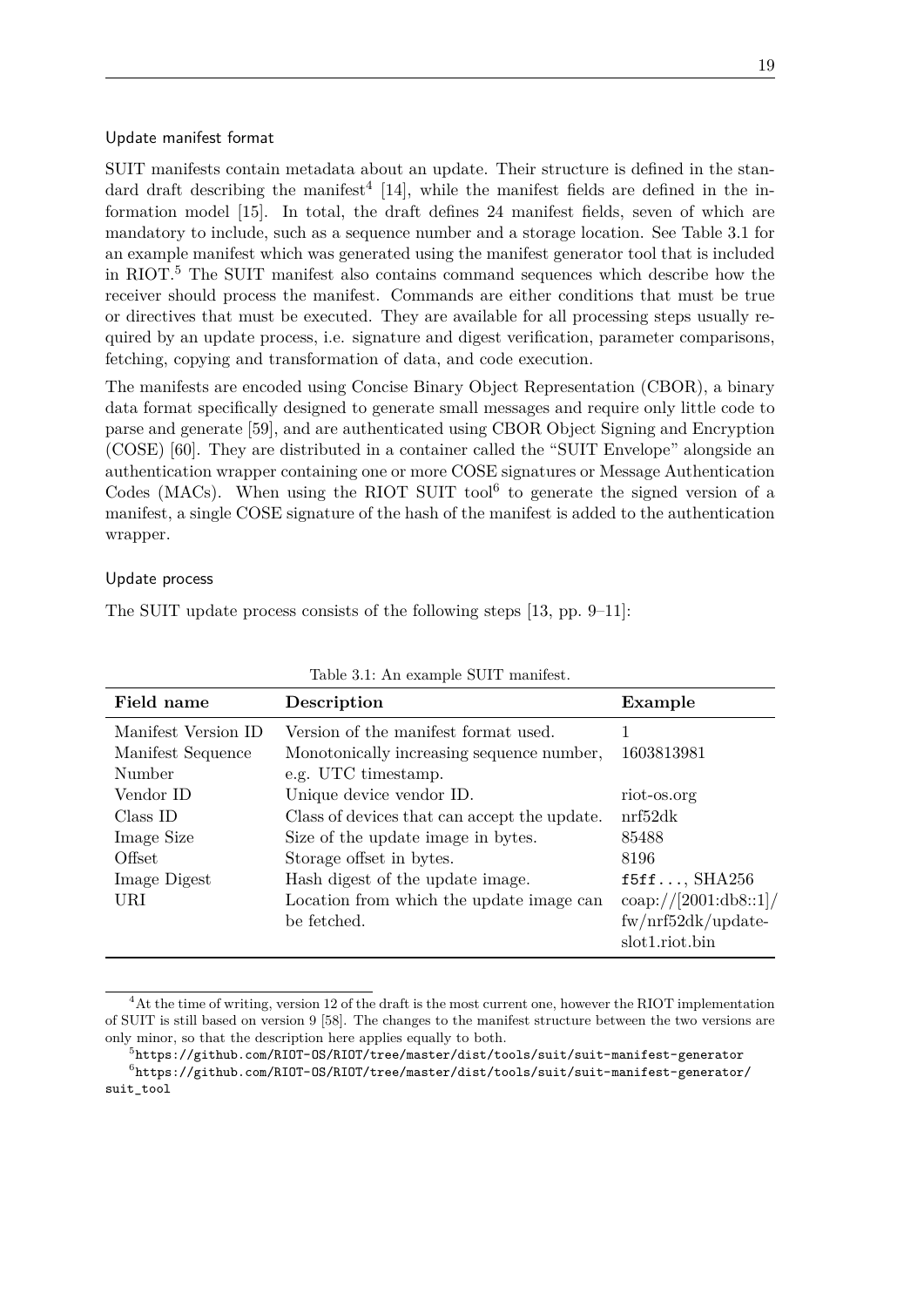### Update manifest format

SUIT manifests contain metadata about an update. Their structure is defined in the standard draft describing the manifest[4] [14], while the manifest fields are defined in the information model [15]. In total, the draft defines 24 manifest fields, seven of which are mandatory to include, such as a sequence number and a storage location. See Table 3.1 for an example manifest which was generated using the manifest generator tool that is included in RIOT.[5] The SUIT manifest also contains command sequences which describe how the receiver should process the manifest. Commands are either conditions that must be true or directives that must be executed. They are available for all processing steps usually required by an update process, i.e. signature and digest verification, parameter comparisons, fetching, copying and transformation of data, and code execution.

The manifests are encoded using Concise Binary Object Representation (CBOR), a binary data format specifically designed to generate small messages and require only little code to parse and generate [59], and are authenticated using CBOR Object Signing and Encryption (COSE) [60]. They are distributed in a container called the "SUIT Envelope" alongside an authentication wrapper containing one or more COSE signatures or Message Authentication Codes (MACs). When using the RIOT SUIT tool[6] to generate the signed version of a manifest, a single COSE signature of the hash of the manifest is added to the authentication wrapper.

### Update process

The SUIT update process consists of the following steps [13, pp. 9–11]:

Table 3.1: An example SUIT manifest.

| Field name | Description | Example |
|---|---|---|
| Manifest Version ID | Version of the manifest format used. | 1 |
| Manifest Sequence Number | Monotonically increasing sequence number, e.g. UTC timestamp. | 1603813981 |
| Vendor ID | Unique device vendor ID. | riot-os.org |
| Class ID | Class of devices that can accept the update. | nrf52dk |
| Image Size | Size of the update image in bytes. | 85488 |
| Offset | Storage offset in bytes. | 8196 |
| Image Digest | Hash digest of the update image. | `f5ff...`, SHA256 |
| URI | Location from which the update image can be fetched. | coap://[2001:db8::1]/fw/nrf52dk/update-slot1.riot.bin |

[4] At the time of writing, version 12 of the draft is the most current one, however the RIOT implementation of SUIT is still based on version 9 [58]. The changes to the manifest structure between the two versions are only minor, so that the description here applies equally to both.

[5] `https://github.com/RIOT-OS/RIOT/tree/master/dist/tools/suit/suit-manifest-generator`

[6] `https://github.com/RIOT-OS/RIOT/tree/master/dist/tools/suit/suit-manifest-generator/suit_tool`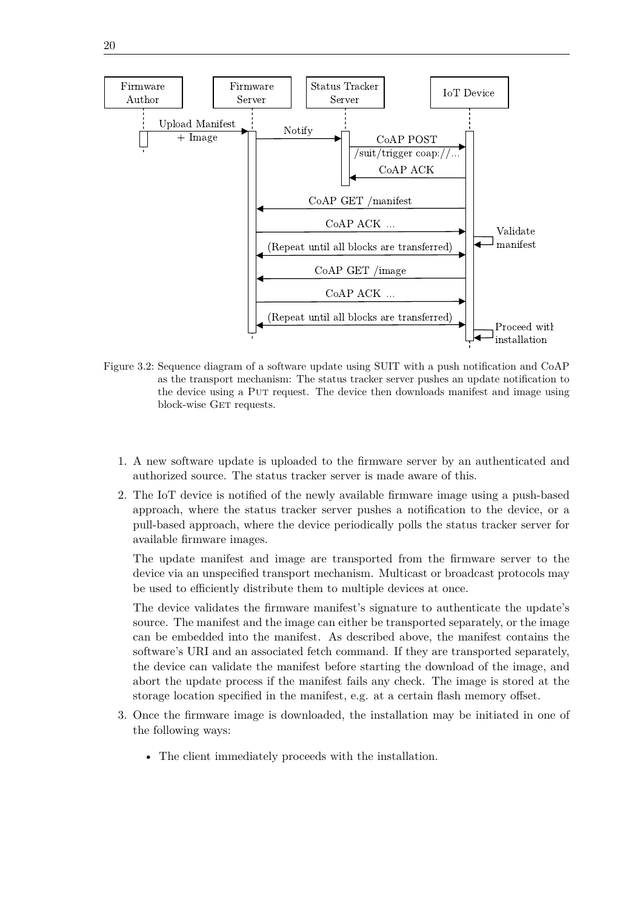Figure 3.2: Sequence diagram of a software update using SUIT with a push notification and CoAP as the transport mechanism: The status tracker server pushes an update notification to the device using a PUT request. The device then downloads manifest and image using block-wise GET requests.

1. A new software update is uploaded to the firmware server by an authenticated and authorized source. The status tracker server is made aware of this.
2. The IoT device is notified of the newly available firmware image using a push-based approach, where the status tracker server pushes a notification to the device, or a pull-based approach, where the device periodically polls the status tracker server for available firmware images.

   The update manifest and image are transported from the firmware server to the device via an unspecified transport mechanism. Multicast or broadcast protocols may be used to efficiently distribute them to multiple devices at once.

   The device validates the firmware manifest's signature to authenticate the update's source. The manifest and the image can either be transported separately, or the image can be embedded into the manifest. As described above, the manifest contains the software's URI and an associated fetch command. If they are transported separately, the device can validate the manifest before starting the download of the image, and abort the update process if the manifest fails any check. The image is stored at the storage location specified in the manifest, e.g. at a certain flash memory offset.
3. Once the firmware image is downloaded, the installation may be initiated in one of the following ways:
   - The client immediately proceeds with the installation.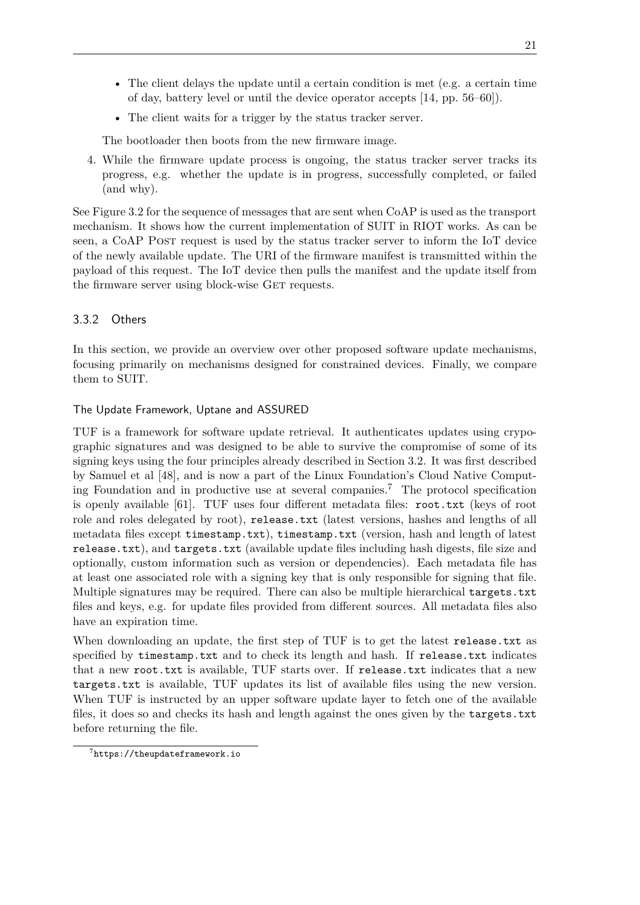- The client delays the update until a certain condition is met (e.g. a certain time of day, battery level or until the device operator accepts [14, pp. 56–60]).
- The client waits for a trigger by the status tracker server.

The bootloader then boots from the new firmware image.

4. While the firmware update process is ongoing, the status tracker server tracks its progress, e.g. whether the update is in progress, successfully completed, or failed (and why).

See Figure 3.2 for the sequence of messages that are sent when CoAP is used as the transport mechanism. It shows how the current implementation of SUIT in RIOT works. As can be seen, a CoAP POST request is used by the status tracker server to inform the IoT device of the newly available update. The URI of the firmware manifest is transmitted within the payload of this request. The IoT device then pulls the manifest and the update itself from the firmware server using block-wise GET requests.

### 3.3.2 Others

In this section, we provide an overview over other proposed software update mechanisms, focusing primarily on mechanisms designed for constrained devices. Finally, we compare them to SUIT.

#### The Update Framework, Uptane and ASSURED

TUF is a framework for software update retrieval. It authenticates updates using crypographic signatures and was designed to be able to survive the compromise of some of its signing keys using the four principles already described in Section 3.2. It was first described by Samuel et al [48], and is now a part of the Linux Foundation's Cloud Native Computing Foundation and in productive use at several companies.[7] The protocol specification is openly available [61]. TUF uses four different metadata files: `root.txt` (keys of root role and roles delegated by root), `release.txt` (latest versions, hashes and lengths of all metadata files except `timestamp.txt`), `timestamp.txt` (version, hash and length of latest `release.txt`), and `targets.txt` (available update files including hash digests, file size and optionally, custom information such as version or dependencies). Each metadata file has at least one associated role with a signing key that is only responsible for signing that file. Multiple signatures may be required. There can also be multiple hierarchical `targets.txt` files and keys, e.g. for update files provided from different sources. All metadata files also have an expiration time.

When downloading an update, the first step of TUF is to get the latest `release.txt` as specified by `timestamp.txt` and to check its length and hash. If `release.txt` indicates that a new `root.txt` is available, TUF starts over. If `release.txt` indicates that a new `targets.txt` is available, TUF updates its list of available files using the new version. When TUF is instructed by an upper software update layer to fetch one of the available files, it does so and checks its hash and length against the ones given by the `targets.txt` before returning the file.

[7] https://theupdateframework.io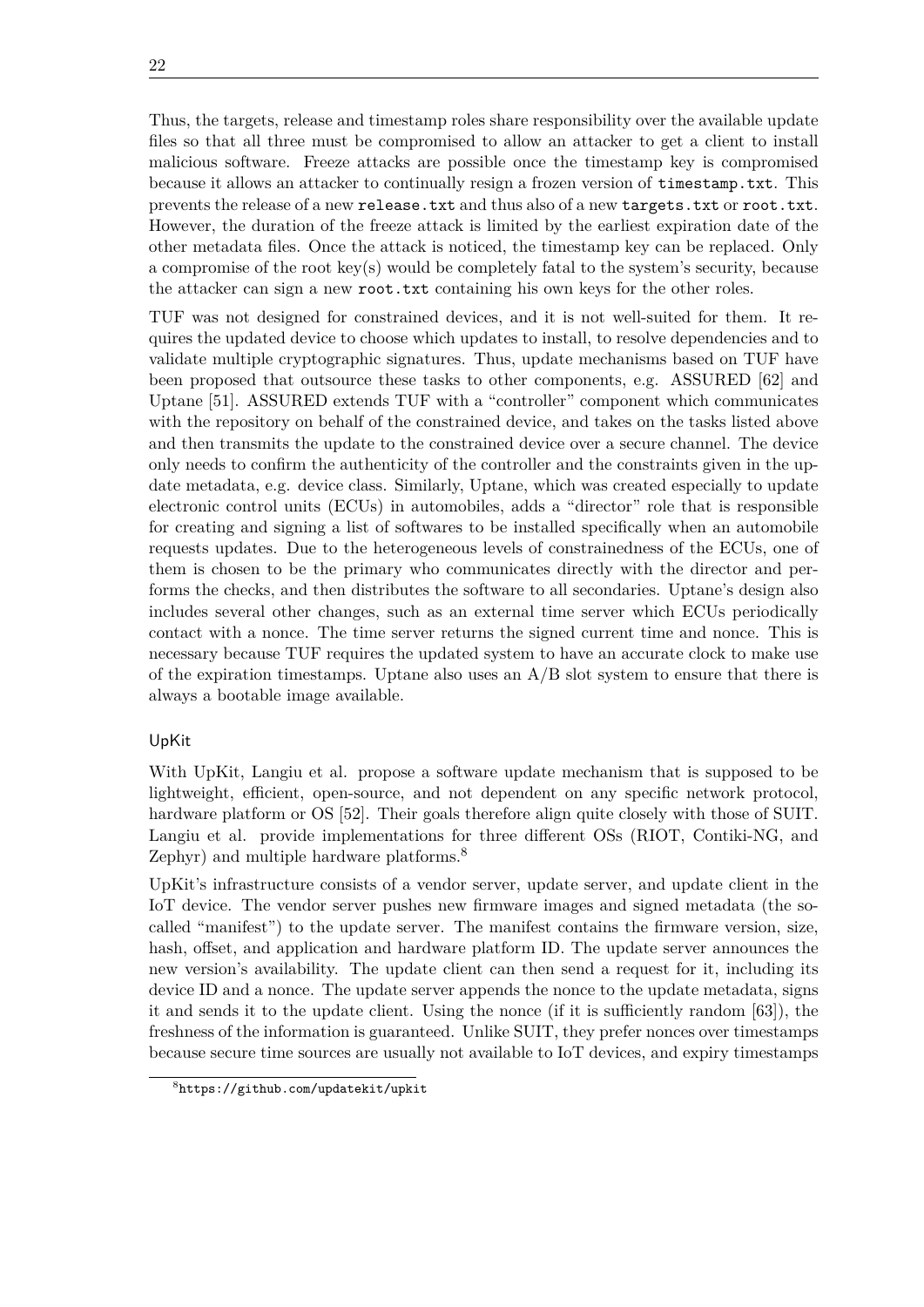Thus, the targets, release and timestamp roles share responsibility over the available update files so that all three must be compromised to allow an attacker to get a client to install malicious software. Freeze attacks are possible once the timestamp key is compromised because it allows an attacker to continually resign a frozen version of `timestamp.txt`. This prevents the release of a new `release.txt` and thus also of a new `targets.txt` or `root.txt`. However, the duration of the freeze attack is limited by the earliest expiration date of the other metadata files. Once the attack is noticed, the timestamp key can be replaced. Only a compromise of the root key(s) would be completely fatal to the system's security, because the attacker can sign a new `root.txt` containing his own keys for the other roles.

TUF was not designed for constrained devices, and it is not well-suited for them. It requires the updated device to choose which updates to install, to resolve dependencies and to validate multiple cryptographic signatures. Thus, update mechanisms based on TUF have been proposed that outsource these tasks to other components, e.g. ASSURED [62] and Uptane [51]. ASSURED extends TUF with a "controller" component which communicates with the repository on behalf of the constrained device, and takes on the tasks listed above and then transmits the update to the constrained device over a secure channel. The device only needs to confirm the authenticity of the controller and the constraints given in the update metadata, e.g. device class. Similarly, Uptane, which was created especially to update electronic control units (ECUs) in automobiles, adds a "director" role that is responsible for creating and signing a list of softwares to be installed specifically when an automobile requests updates. Due to the heterogeneous levels of constrainedness of the ECUs, one of them is chosen to be the primary who communicates directly with the director and performs the checks, and then distributes the software to all secondaries. Uptane's design also includes several other changes, such as an external time server which ECUs periodically contact with a nonce. The time server returns the signed current time and nonce. This is necessary because TUF requires the updated system to have an accurate clock to make use of the expiration timestamps. Uptane also uses an A/B slot system to ensure that there is always a bootable image available.

#### UpKit

With UpKit, Langiu et al. propose a software update mechanism that is supposed to be lightweight, efficient, open-source, and not dependent on any specific network protocol, hardware platform or OS [52]. Their goals therefore align quite closely with those of SUIT. Langiu et al. provide implementations for three different OSs (RIOT, Contiki-NG, and Zephyr) and multiple hardware platforms.[8]

UpKit's infrastructure consists of a vendor server, update server, and update client in the IoT device. The vendor server pushes new firmware images and signed metadata (the so-called "manifest") to the update server. The manifest contains the firmware version, size, hash, offset, and application and hardware platform ID. The update server announces the new version's availability. The update client can then send a request for it, including its device ID and a nonce. The update server appends the nonce to the update metadata, signs it and sends it to the update client. Using the nonce (if it is sufficiently random [63]), the freshness of the information is guaranteed. Unlike SUIT, they prefer nonces over timestamps because secure time sources are usually not available to IoT devices, and expiry timestamps

[8] https://github.com/updatekit/upkit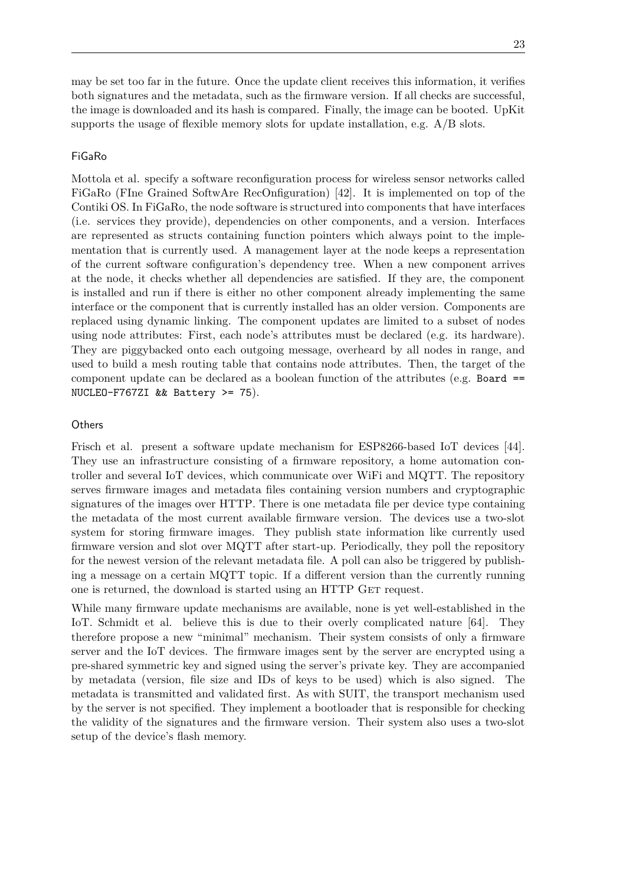may be set too far in the future. Once the update client receives this information, it verifies both signatures and the metadata, such as the firmware version. If all checks are successful, the image is downloaded and its hash is compared. Finally, the image can be booted. UpKit supports the usage of flexible memory slots for update installation, e.g. A/B slots.

### FiGaRo

Mottola et al. specify a software reconfiguration process for wireless sensor networks called FiGaRo (FIne Grained SoftwAre RecOnfiguration) [42]. It is implemented on top of the Contiki OS. In FiGaRo, the node software is structured into components that have interfaces (i.e. services they provide), dependencies on other components, and a version. Interfaces are represented as structs containing function pointers which always point to the implementation that is currently used. A management layer at the node keeps a representation of the current software configuration's dependency tree. When a new component arrives at the node, it checks whether all dependencies are satisfied. If they are, the component is installed and run if there is either no other component already implementing the same interface or the component that is currently installed has an older version. Components are replaced using dynamic linking. The component updates are limited to a subset of nodes using node attributes: First, each node's attributes must be declared (e.g. its hardware). They are piggybacked onto each outgoing message, overheard by all nodes in range, and used to build a mesh routing table that contains node attributes. Then, the target of the component update can be declared as a boolean function of the attributes (e.g. `Board == NUCLEO-F767ZI && Battery >= 75`).

### Others

Frisch et al. present a software update mechanism for ESP8266-based IoT devices [44]. They use an infrastructure consisting of a firmware repository, a home automation controller and several IoT devices, which communicate over WiFi and MQTT. The repository serves firmware images and metadata files containing version numbers and cryptographic signatures of the images over HTTP. There is one metadata file per device type containing the metadata of the most current available firmware version. The devices use a two-slot system for storing firmware images. They publish state information like currently used firmware version and slot over MQTT after start-up. Periodically, they poll the repository for the newest version of the relevant metadata file. A poll can also be triggered by publishing a message on a certain MQTT topic. If a different version than the currently running one is returned, the download is started using an HTTP GET request.

While many firmware update mechanisms are available, none is yet well-established in the IoT. Schmidt et al. believe this is due to their overly complicated nature [64]. They therefore propose a new "minimal" mechanism. Their system consists of only a firmware server and the IoT devices. The firmware images sent by the server are encrypted using a pre-shared symmetric key and signed using the server's private key. They are accompanied by metadata (version, file size and IDs of keys to be used) which is also signed. The metadata is transmitted and validated first. As with SUIT, the transport mechanism used by the server is not specified. They implement a bootloader that is responsible for checking the validity of the signatures and the firmware version. Their system also uses a two-slot setup of the device's flash memory.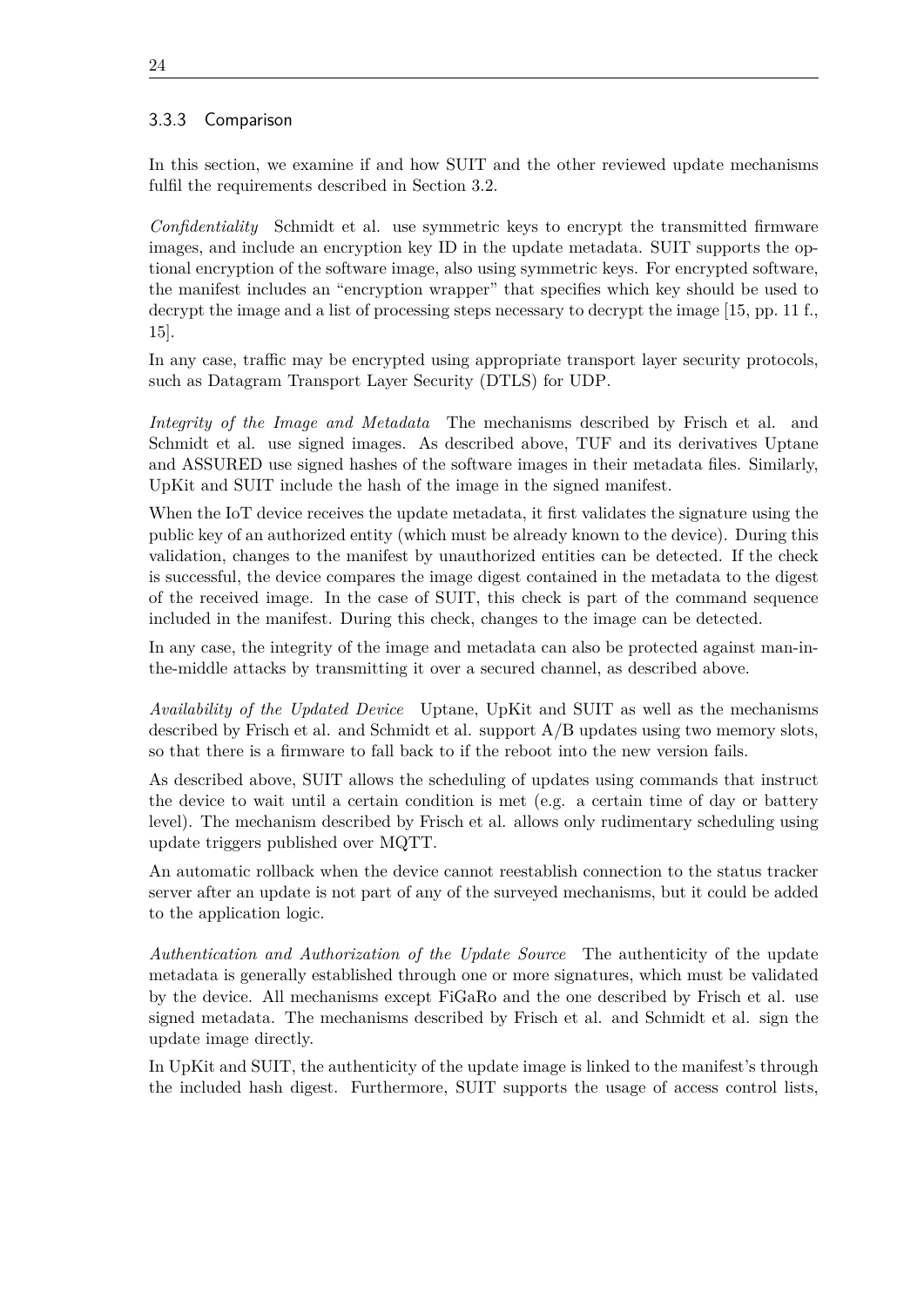### 3.3.3 Comparison

In this section, we examine if and how SUIT and the other reviewed update mechanisms fulfil the requirements described in Section 3.2.

*Confidentiality* Schmidt et al. use symmetric keys to encrypt the transmitted firmware images, and include an encryption key ID in the update metadata. SUIT supports the optional encryption of the software image, also using symmetric keys. For encrypted software, the manifest includes an "encryption wrapper" that specifies which key should be used to decrypt the image and a list of processing steps necessary to decrypt the image [15, pp. 11 f., 15].

In any case, traffic may be encrypted using appropriate transport layer security protocols, such as Datagram Transport Layer Security (DTLS) for UDP.

*Integrity of the Image and Metadata* The mechanisms described by Frisch et al. and Schmidt et al. use signed images. As described above, TUF and its derivatives Uptane and ASSURED use signed hashes of the software images in their metadata files. Similarly, UpKit and SUIT include the hash of the image in the signed manifest.

When the IoT device receives the update metadata, it first validates the signature using the public key of an authorized entity (which must be already known to the device). During this validation, changes to the manifest by unauthorized entities can be detected. If the check is successful, the device compares the image digest contained in the metadata to the digest of the received image. In the case of SUIT, this check is part of the command sequence included in the manifest. During this check, changes to the image can be detected.

In any case, the integrity of the image and metadata can also be protected against man-in-the-middle attacks by transmitting it over a secured channel, as described above.

*Availability of the Updated Device* Uptane, UpKit and SUIT as well as the mechanisms described by Frisch et al. and Schmidt et al. support A/B updates using two memory slots, so that there is a firmware to fall back to if the reboot into the new version fails.

As described above, SUIT allows the scheduling of updates using commands that instruct the device to wait until a certain condition is met (e.g. a certain time of day or battery level). The mechanism described by Frisch et al. allows only rudimentary scheduling using update triggers published over MQTT.

An automatic rollback when the device cannot reestablish connection to the status tracker server after an update is not part of any of the surveyed mechanisms, but it could be added to the application logic.

*Authentication and Authorization of the Update Source* The authenticity of the update metadata is generally established through one or more signatures, which must be validated by the device. All mechanisms except FiGaRo and the one described by Frisch et al. use signed metadata. The mechanisms described by Frisch et al. and Schmidt et al. sign the update image directly.

In UpKit and SUIT, the authenticity of the update image is linked to the manifest's through the included hash digest. Furthermore, SUIT supports the usage of access control lists,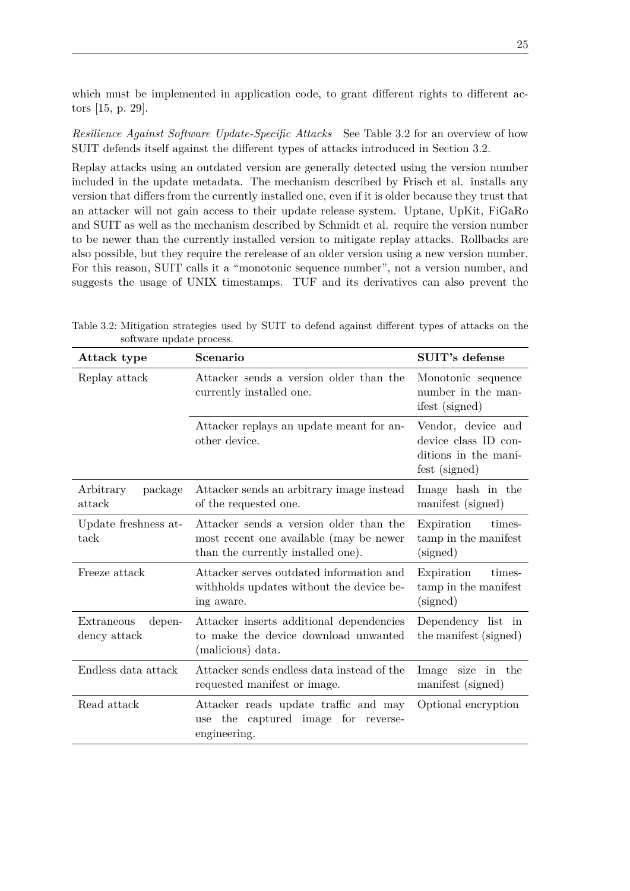which must be implemented in application code, to grant different rights to different actors [15, p. 29].

*Resilience Against Software Update-Specific Attacks* See Table 3.2 for an overview of how SUIT defends itself against the different types of attacks introduced in Section 3.2.

Replay attacks using an outdated version are generally detected using the version number included in the update metadata. The mechanism described by Frisch et al. installs any version that differs from the currently installed one, even if it is older because they trust that an attacker will not gain access to their update release system. Uptane, UpKit, FiGaRo and SUIT as well as the mechanism described by Schmidt et al. require the version number to be newer than the currently installed version to mitigate replay attacks. Rollbacks are also possible, but they require the rerelease of an older version using a new version number. For this reason, SUIT calls it a "monotonic sequence number", not a version number, and suggests the usage of UNIX timestamps. TUF and its derivatives can also prevent the

Table 3.2: Mitigation strategies used by SUIT to defend against different types of attacks on the software update process.

| Attack type | Scenario | SUIT's defense |
|---|---|---|
| Replay attack | Attacker sends a version older than the currently installed one. | Monotonic sequence number in the manifest (signed) |
| | Attacker replays an update meant for another device. | Vendor, device and device class ID conditions in the manifest (signed) |
| Arbitrary package attack | Attacker sends an arbitrary image instead of the requested one. | Image hash in the manifest (signed) |
| Update freshness attack | Attacker sends a version older than the most recent one available (may be newer than the currently installed one). | Expiration timestamp in the manifest (signed) |
| Freeze attack | Attacker serves outdated information and withholds updates without the device being aware. | Expiration timestamp in the manifest (signed) |
| Extraneous dependency attack | Attacker inserts additional dependencies to make the device download unwanted (malicious) data. | Dependency list in the manifest (signed) |
| Endless data attack | Attacker sends endless data instead of the requested manifest or image. | Image size in the manifest (signed) |
| Read attack | Attacker reads update traffic and may use the captured image for reverse-engineering. | Optional encryption |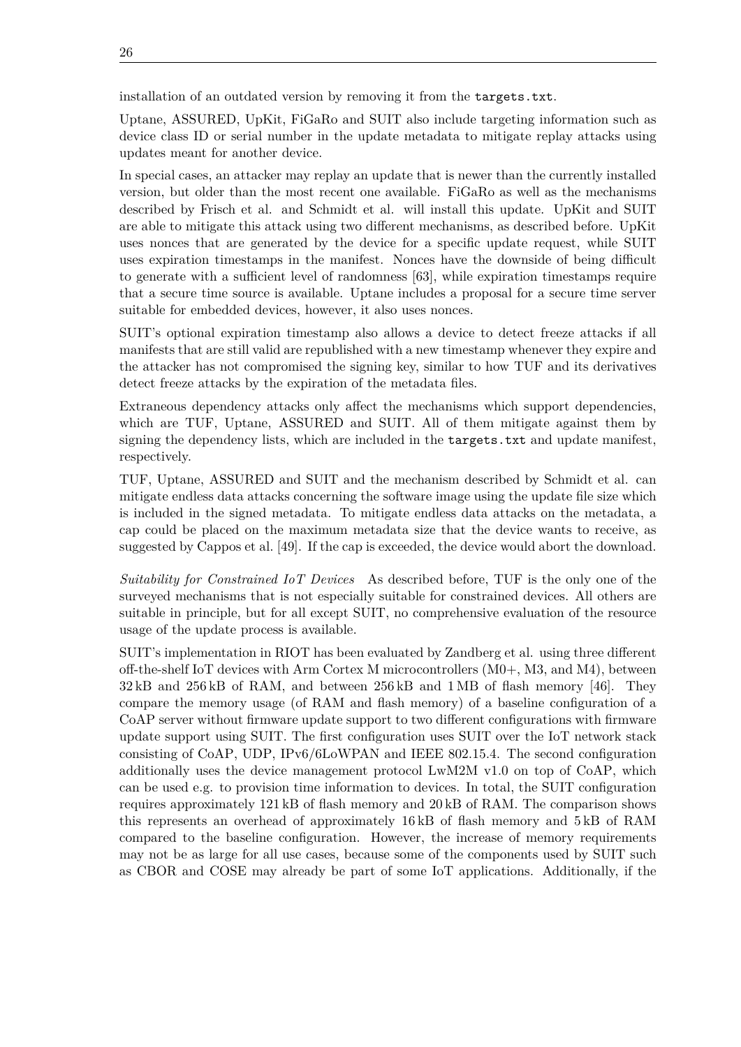installation of an outdated version by removing it from the `targets.txt`.

Uptane, ASSURED, UpKit, FiGaRo and SUIT also include targeting information such as device class ID or serial number in the update metadata to mitigate replay attacks using updates meant for another device.

In special cases, an attacker may replay an update that is newer than the currently installed version, but older than the most recent one available. FiGaRo as well as the mechanisms described by Frisch et al. and Schmidt et al. will install this update. UpKit and SUIT are able to mitigate this attack using two different mechanisms, as described before. UpKit uses nonces that are generated by the device for a specific update request, while SUIT uses expiration timestamps in the manifest. Nonces have the downside of being difficult to generate with a sufficient level of randomness [63], while expiration timestamps require that a secure time source is available. Uptane includes a proposal for a secure time server suitable for embedded devices, however, it also uses nonces.

SUIT's optional expiration timestamp also allows a device to detect freeze attacks if all manifests that are still valid are republished with a new timestamp whenever they expire and the attacker has not compromised the signing key, similar to how TUF and its derivatives detect freeze attacks by the expiration of the metadata files.

Extraneous dependency attacks only affect the mechanisms which support dependencies, which are TUF, Uptane, ASSURED and SUIT. All of them mitigate against them by signing the dependency lists, which are included in the `targets.txt` and update manifest, respectively.

TUF, Uptane, ASSURED and SUIT and the mechanism described by Schmidt et al. can mitigate endless data attacks concerning the software image using the update file size which is included in the signed metadata. To mitigate endless data attacks on the metadata, a cap could be placed on the maximum metadata size that the device wants to receive, as suggested by Cappos et al. [49]. If the cap is exceeded, the device would abort the download.

*Suitability for Constrained IoT Devices* As described before, TUF is the only one of the surveyed mechanisms that is not especially suitable for constrained devices. All others are suitable in principle, but for all except SUIT, no comprehensive evaluation of the resource usage of the update process is available.

SUIT's implementation in RIOT has been evaluated by Zandberg et al. using three different off-the-shelf IoT devices with Arm Cortex M microcontrollers (M0+, M3, and M4), between 32 kB and 256 kB of RAM, and between 256 kB and 1 MB of flash memory [46]. They compare the memory usage (of RAM and flash memory) of a baseline configuration of a CoAP server without firmware update support to two different configurations with firmware update support using SUIT. The first configuration uses SUIT over the IoT network stack consisting of CoAP, UDP, IPv6/6LoWPAN and IEEE 802.15.4. The second configuration additionally uses the device management protocol LwM2M v1.0 on top of CoAP, which can be used e.g. to provision time information to devices. In total, the SUIT configuration requires approximately 121 kB of flash memory and 20 kB of RAM. The comparison shows this represents an overhead of approximately 16 kB of flash memory and 5 kB of RAM compared to the baseline configuration. However, the increase of memory requirements may not be as large for all use cases, because some of the components used by SUIT such as CBOR and COSE may already be part of some IoT applications. Additionally, if the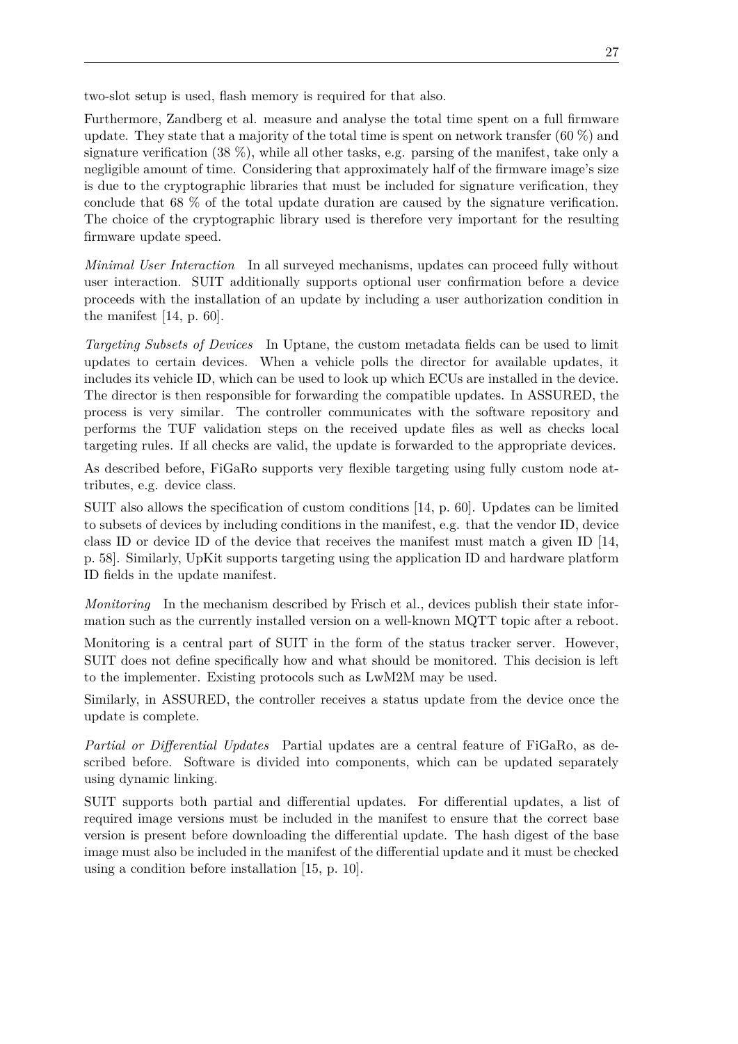two-slot setup is used, flash memory is required for that also.

Furthermore, Zandberg et al. measure and analyse the total time spent on a full firmware update. They state that a majority of the total time is spent on network transfer (60 %) and signature verification (38 %), while all other tasks, e.g. parsing of the manifest, take only a negligible amount of time. Considering that approximately half of the firmware image's size is due to the cryptographic libraries that must be included for signature verification, they conclude that 68 % of the total update duration are caused by the signature verification. The choice of the cryptographic library used is therefore very important for the resulting firmware update speed.

*Minimal User Interaction* In all surveyed mechanisms, updates can proceed fully without user interaction. SUIT additionally supports optional user confirmation before a device proceeds with the installation of an update by including a user authorization condition in the manifest [14, p. 60].

*Targeting Subsets of Devices* In Uptane, the custom metadata fields can be used to limit updates to certain devices. When a vehicle polls the director for available updates, it includes its vehicle ID, which can be used to look up which ECUs are installed in the device. The director is then responsible for forwarding the compatible updates. In ASSURED, the process is very similar. The controller communicates with the software repository and performs the TUF validation steps on the received update files as well as checks local targeting rules. If all checks are valid, the update is forwarded to the appropriate devices.

As described before, FiGaRo supports very flexible targeting using fully custom node attributes, e.g. device class.

SUIT also allows the specification of custom conditions [14, p. 60]. Updates can be limited to subsets of devices by including conditions in the manifest, e.g. that the vendor ID, device class ID or device ID of the device that receives the manifest must match a given ID [14, p. 58]. Similarly, UpKit supports targeting using the application ID and hardware platform ID fields in the update manifest.

*Monitoring* In the mechanism described by Frisch et al., devices publish their state information such as the currently installed version on a well-known MQTT topic after a reboot.

Monitoring is a central part of SUIT in the form of the status tracker server. However, SUIT does not define specifically how and what should be monitored. This decision is left to the implementer. Existing protocols such as LwM2M may be used.

Similarly, in ASSURED, the controller receives a status update from the device once the update is complete.

*Partial or Differential Updates* Partial updates are a central feature of FiGaRo, as described before. Software is divided into components, which can be updated separately using dynamic linking.

SUIT supports both partial and differential updates. For differential updates, a list of required image versions must be included in the manifest to ensure that the correct base version is present before downloading the differential update. The hash digest of the base image must also be included in the manifest of the differential update and it must be checked using a condition before installation [15, p. 10].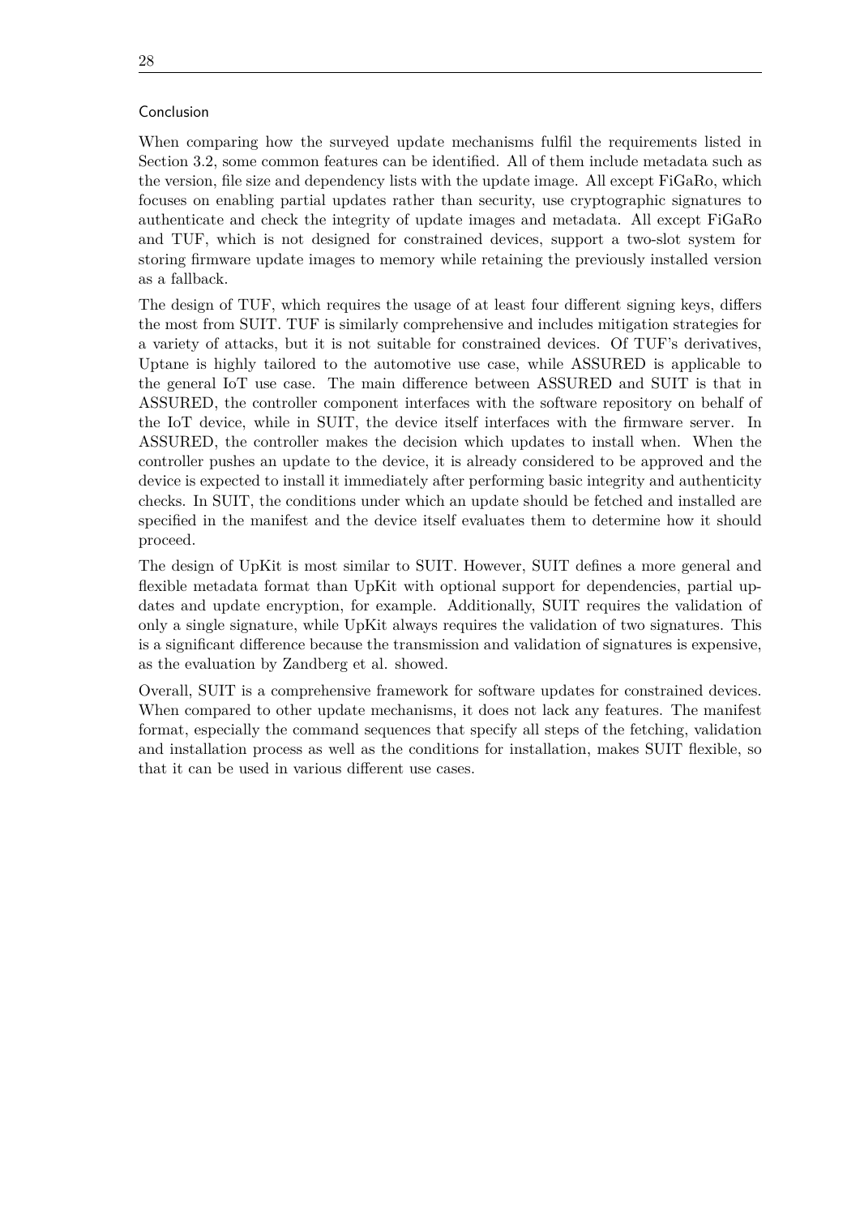#### Conclusion

When comparing how the surveyed update mechanisms fulfil the requirements listed in Section 3.2, some common features can be identified. All of them include metadata such as the version, file size and dependency lists with the update image. All except FiGaRo, which focuses on enabling partial updates rather than security, use cryptographic signatures to authenticate and check the integrity of update images and metadata. All except FiGaRo and TUF, which is not designed for constrained devices, support a two-slot system for storing firmware update images to memory while retaining the previously installed version as a fallback.

The design of TUF, which requires the usage of at least four different signing keys, differs the most from SUIT. TUF is similarly comprehensive and includes mitigation strategies for a variety of attacks, but it is not suitable for constrained devices. Of TUF's derivatives, Uptane is highly tailored to the automotive use case, while ASSURED is applicable to the general IoT use case. The main difference between ASSURED and SUIT is that in ASSURED, the controller component interfaces with the software repository on behalf of the IoT device, while in SUIT, the device itself interfaces with the firmware server. In ASSURED, the controller makes the decision which updates to install when. When the controller pushes an update to the device, it is already considered to be approved and the device is expected to install it immediately after performing basic integrity and authenticity checks. In SUIT, the conditions under which an update should be fetched and installed are specified in the manifest and the device itself evaluates them to determine how it should proceed.

The design of UpKit is most similar to SUIT. However, SUIT defines a more general and flexible metadata format than UpKit with optional support for dependencies, partial updates and update encryption, for example. Additionally, SUIT requires the validation of only a single signature, while UpKit always requires the validation of two signatures. This is a significant difference because the transmission and validation of signatures is expensive, as the evaluation by Zandberg et al. showed.

Overall, SUIT is a comprehensive framework for software updates for constrained devices. When compared to other update mechanisms, it does not lack any features. The manifest format, especially the command sequences that specify all steps of the fetching, validation and installation process as well as the conditions for installation, makes SUIT flexible, so that it can be used in various different use cases.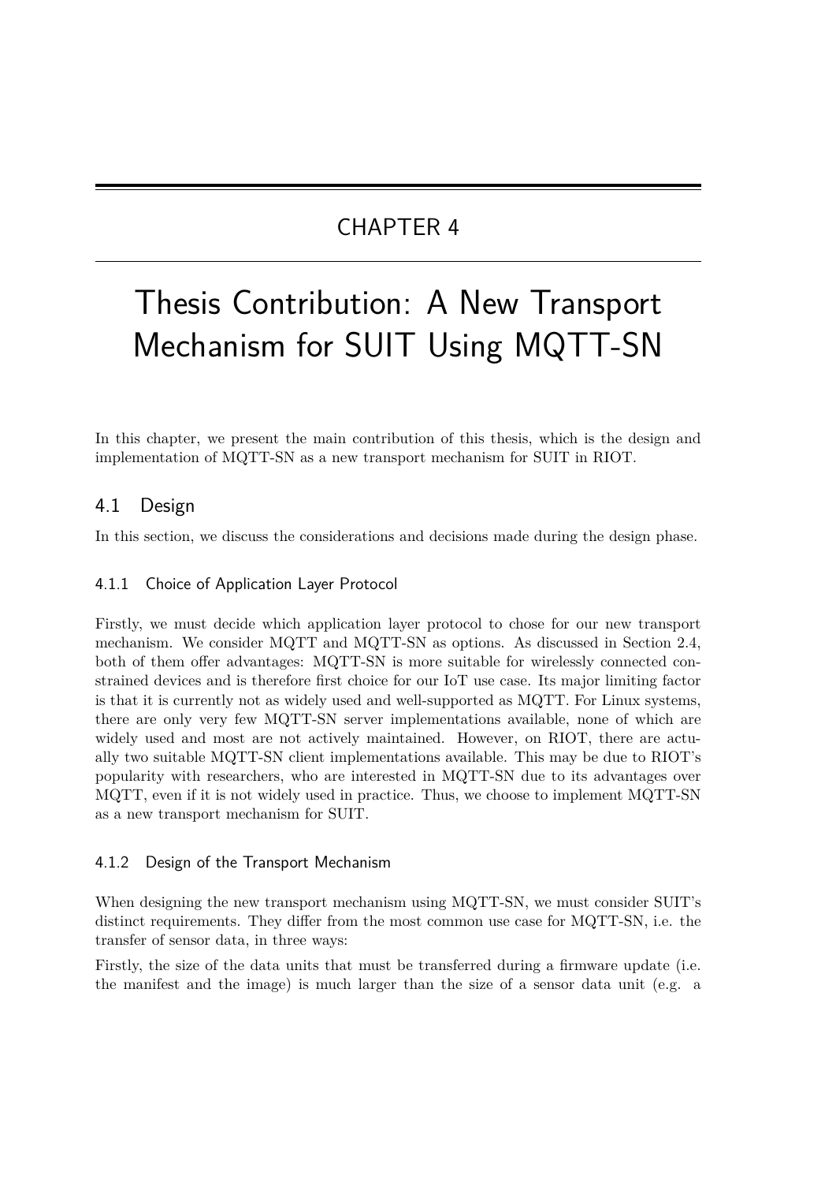# CHAPTER 4

# Thesis Contribution: A New Transport Mechanism for SUIT Using MQTT-SN

In this chapter, we present the main contribution of this thesis, which is the design and implementation of MQTT-SN as a new transport mechanism for SUIT in RIOT.

## 4.1 Design

In this section, we discuss the considerations and decisions made during the design phase.

### 4.1.1 Choice of Application Layer Protocol

Firstly, we must decide which application layer protocol to chose for our new transport mechanism. We consider MQTT and MQTT-SN as options. As discussed in Section 2.4, both of them offer advantages: MQTT-SN is more suitable for wirelessly connected constrained devices and is therefore first choice for our IoT use case. Its major limiting factor is that it is currently not as widely used and well-supported as MQTT. For Linux systems, there are only very few MQTT-SN server implementations available, none of which are widely used and most are not actively maintained. However, on RIOT, there are actually two suitable MQTT-SN client implementations available. This may be due to RIOT's popularity with researchers, who are interested in MQTT-SN due to its advantages over MQTT, even if it is not widely used in practice. Thus, we choose to implement MQTT-SN as a new transport mechanism for SUIT.

### 4.1.2 Design of the Transport Mechanism

When designing the new transport mechanism using MQTT-SN, we must consider SUIT's distinct requirements. They differ from the most common use case for MQTT-SN, i.e. the transfer of sensor data, in three ways:

Firstly, the size of the data units that must be transferred during a firmware update (i.e. the manifest and the image) is much larger than the size of a sensor data unit (e.g. a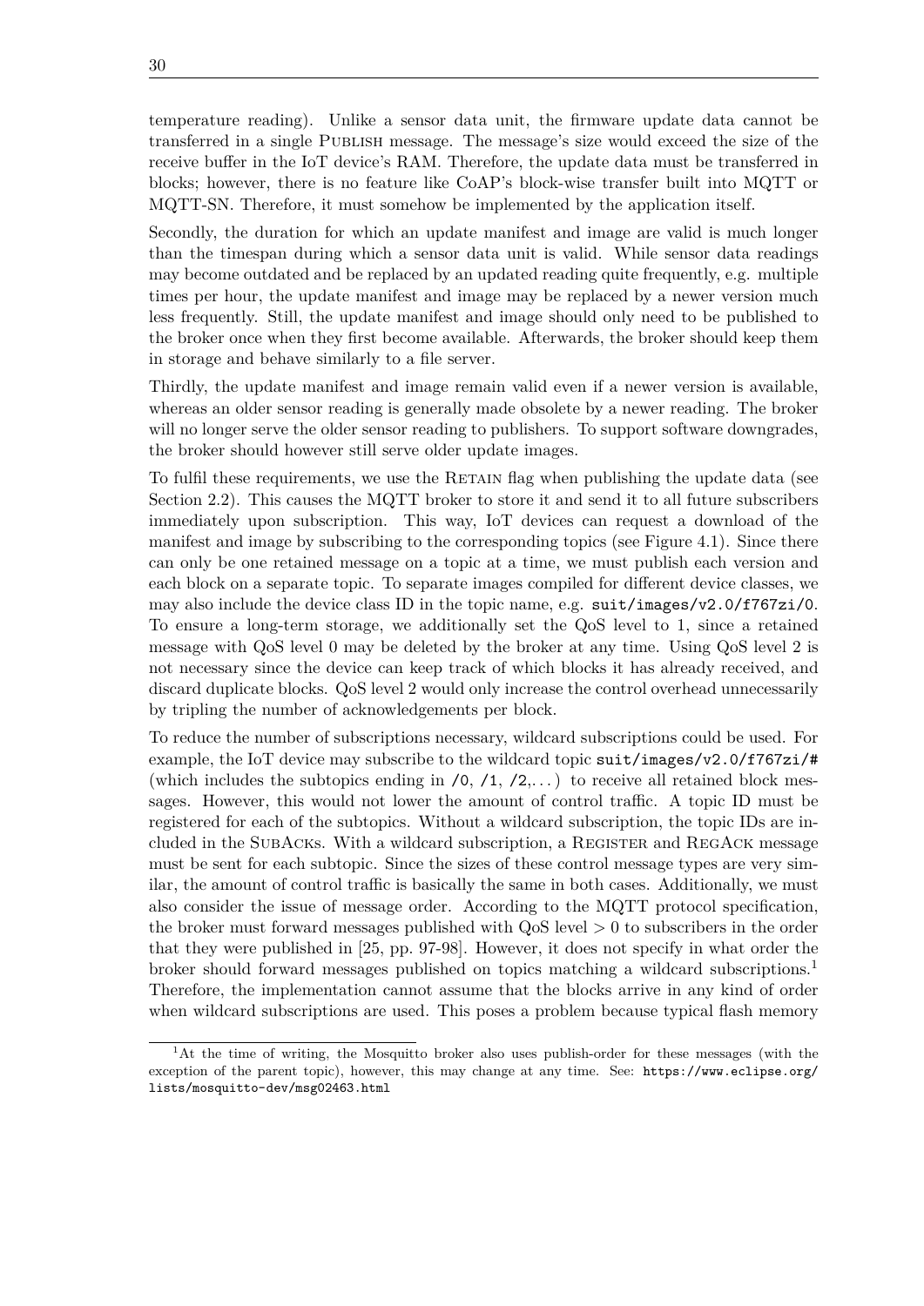temperature reading). Unlike a sensor data unit, the firmware update data cannot be transferred in a single Publish message. The message's size would exceed the size of the receive buffer in the IoT device's RAM. Therefore, the update data must be transferred in blocks; however, there is no feature like CoAP's block-wise transfer built into MQTT or MQTT-SN. Therefore, it must somehow be implemented by the application itself.

Secondly, the duration for which an update manifest and image are valid is much longer than the timespan during which a sensor data unit is valid. While sensor data readings may become outdated and be replaced by an updated reading quite frequently, e.g. multiple times per hour, the update manifest and image may be replaced by a newer version much less frequently. Still, the update manifest and image should only need to be published to the broker once when they first become available. Afterwards, the broker should keep them in storage and behave similarly to a file server.

Thirdly, the update manifest and image remain valid even if a newer version is available, whereas an older sensor reading is generally made obsolete by a newer reading. The broker will no longer serve the older sensor reading to publishers. To support software downgrades, the broker should however still serve older update images.

To fulfil these requirements, we use the Retain flag when publishing the update data (see Section 2.2). This causes the MQTT broker to store it and send it to all future subscribers immediately upon subscription. This way, IoT devices can request a download of the manifest and image by subscribing to the corresponding topics (see Figure 4.1). Since there can only be one retained message on a topic at a time, we must publish each version and each block on a separate topic. To separate images compiled for different device classes, we may also include the device class ID in the topic name, e.g. `suit/images/v2.0/f767zi/0`. To ensure a long-term storage, we additionally set the QoS level to 1, since a retained message with QoS level 0 may be deleted by the broker at any time. Using QoS level 2 is not necessary since the device can keep track of which blocks it has already received, and discard duplicate blocks. QoS level 2 would only increase the control overhead unnecessarily by tripling the number of acknowledgements per block.

To reduce the number of subscriptions necessary, wildcard subscriptions could be used. For example, the IoT device may subscribe to the wildcard topic `suit/images/v2.0/f767zi/#` (which includes the subtopics ending in `/0`, `/1`, `/2`, ...) to receive all retained block messages. However, this would not lower the amount of control traffic. A topic ID must be registered for each of the subtopics. Without a wildcard subscription, the topic IDs are included in the SubAcks. With a wildcard subscription, a Register and RegAck message must be sent for each subtopic. Since the sizes of these control message types are very similar, the amount of control traffic is basically the same in both cases. Additionally, we must also consider the issue of message order. According to the MQTT protocol specification, the broker must forward messages published with QoS level $> 0$ to subscribers in the order that they were published in [25, pp. 97-98]. However, it does not specify in what order the broker should forward messages published on topics matching a wildcard subscriptions.[1] Therefore, the implementation cannot assume that the blocks arrive in any kind of order when wildcard subscriptions are used. This poses a problem because typical flash memory

[1] At the time of writing, the Mosquitto broker also uses publish-order for these messages (with the exception of the parent topic), however, this may change at any time. See: https://www.eclipse.org/lists/mosquitto-dev/msg02463.html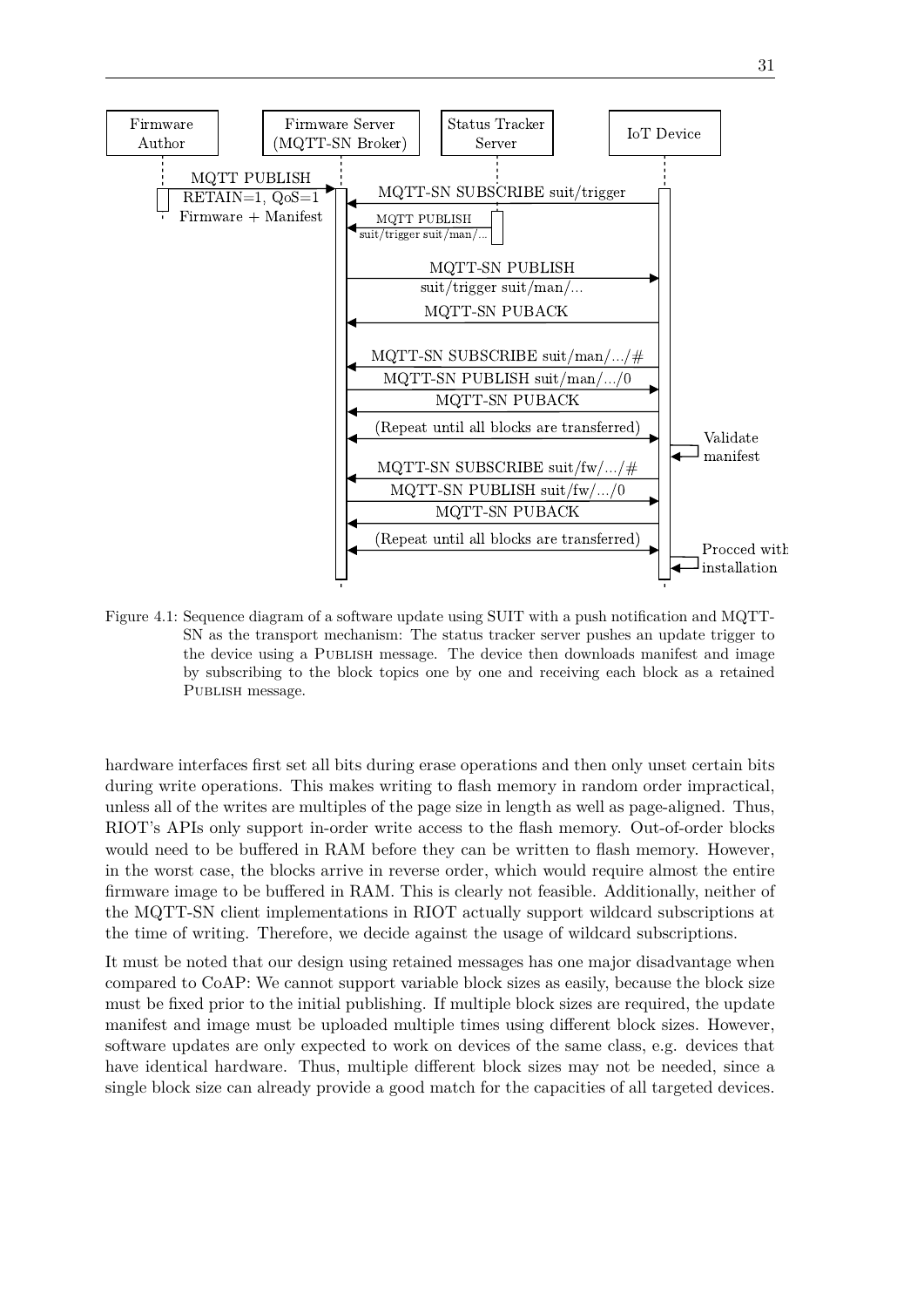Figure 4.1: Sequence diagram of a software update using SUIT with a push notification and MQTT-SN as the transport mechanism: The status tracker server pushes an update trigger to the device using a PUBLISH message. The device then downloads manifest and image by subscribing to the block topics one by one and receiving each block as a retained PUBLISH message.

hardware interfaces first set all bits during erase operations and then only unset certain bits during write operations. This makes writing to flash memory in random order impractical, unless all of the writes are multiples of the page size in length as well as page-aligned. Thus, RIOT's APIs only support in-order write access to the flash memory. Out-of-order blocks would need to be buffered in RAM before they can be written to flash memory. However, in the worst case, the blocks arrive in reverse order, which would require almost the entire firmware image to be buffered in RAM. This is clearly not feasible. Additionally, neither of the MQTT-SN client implementations in RIOT actually support wildcard subscriptions at the time of writing. Therefore, we decide against the usage of wildcard subscriptions.

It must be noted that our design using retained messages has one major disadvantage when compared to CoAP: We cannot support variable block sizes as easily, because the block size must be fixed prior to the initial publishing. If multiple block sizes are required, the update manifest and image must be uploaded multiple times using different block sizes. However, software updates are only expected to work on devices of the same class, e.g. devices that have identical hardware. Thus, multiple different block sizes may not be needed, since a single block size can already provide a good match for the capacities of all targeted devices.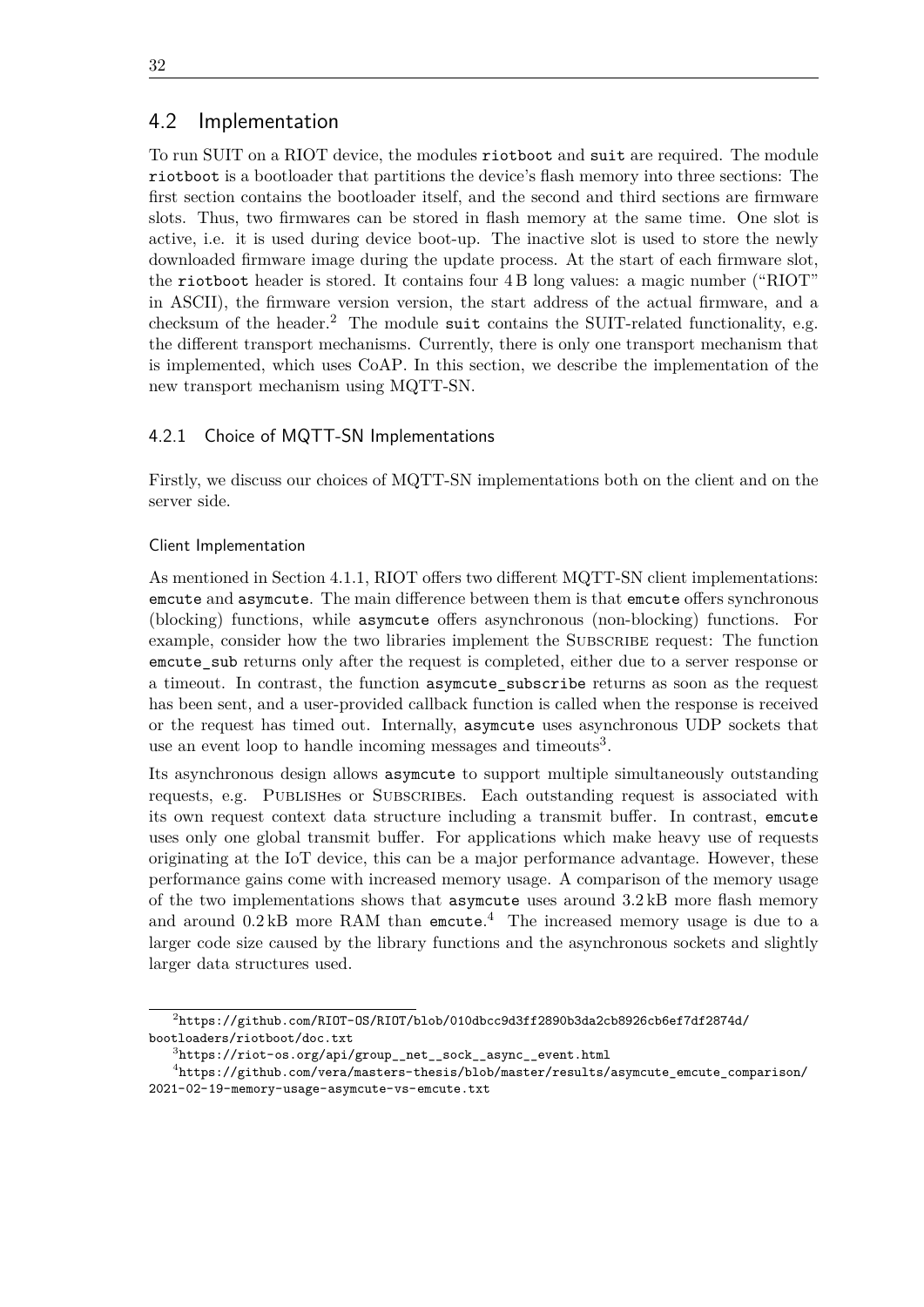## 4.2 Implementation

To run SUIT on a RIOT device, the modules `riotboot` and `suit` are required. The module `riotboot` is a bootloader that partitions the device's flash memory into three sections: The first section contains the bootloader itself, and the second and third sections are firmware slots. Thus, two firmwares can be stored in flash memory at the same time. One slot is active, i.e. it is used during device boot-up. The inactive slot is used to store the newly downloaded firmware image during the update process. At the start of each firmware slot, the `riotboot` header is stored. It contains four 4 B long values: a magic number ("RIOT" in ASCII), the firmware version version, the start address of the actual firmware, and a checksum of the header.[2] The module `suit` contains the SUIT-related functionality, e.g. the different transport mechanisms. Currently, there is only one transport mechanism that is implemented, which uses CoAP. In this section, we describe the implementation of the new transport mechanism using MQTT-SN.

### 4.2.1 Choice of MQTT-SN Implementations

Firstly, we discuss our choices of MQTT-SN implementations both on the client and on the server side.

#### Client Implementation

As mentioned in Section 4.1.1, RIOT offers two different MQTT-SN client implementations: `emcute` and `asymcute`. The main difference between them is that `emcute` offers synchronous (blocking) functions, while `asymcute` offers asynchronous (non-blocking) functions. For example, consider how the two libraries implement the SUBSCRIBE request: The function `emcute_sub` returns only after the request is completed, either due to a server response or a timeout. In contrast, the function `asymcute_subscribe` returns as soon as the request has been sent, and a user-provided callback function is called when the response is received or the request has timed out. Internally, `asymcute` uses asynchronous UDP sockets that use an event loop to handle incoming messages and timeouts[3].

Its asynchronous design allows `asymcute` to support multiple simultaneously outstanding requests, e.g. PUBLISHes or SUBSCRIBEs. Each outstanding request is associated with its own request context data structure including a transmit buffer. In contrast, `emcute` uses only one global transmit buffer. For applications which make heavy use of requests originating at the IoT device, this can be a major performance advantage. However, these performance gains come with increased memory usage. A comparison of the memory usage of the two implementations shows that `asymcute` uses around 3.2 kB more flash memory and around 0.2 kB more RAM than `emcute`.[4] The increased memory usage is due to a larger code size caused by the library functions and the asynchronous sockets and slightly larger data structures used.

---

[2] https://github.com/RIOT-OS/RIOT/blob/010dbcc9d3ff2890b3da2cb8926cb6ef7df2874d/bootloaders/riotboot/doc.txt

[3] https://riot-os.org/api/group__net__sock__async__event.html

[4] https://github.com/vera/masters-thesis/blob/master/results/asymcute_emcute_comparison/2021-02-19-memory-usage-asymcute-vs-emcute.txt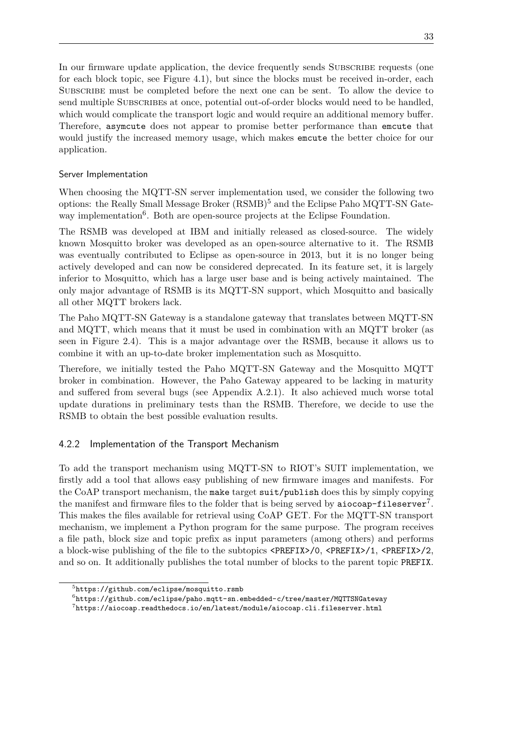In our firmware update application, the device frequently sends SUBSCRIBE requests (one for each block topic, see Figure 4.1), but since the blocks must be received in-order, each SUBSCRIBE must be completed before the next one can be sent. To allow the device to send multiple SUBSCRIBEs at once, potential out-of-order blocks would need to be handled, which would complicate the transport logic and would require an additional memory buffer. Therefore, `asymcute` does not appear to promise better performance than `emcute` that would justify the increased memory usage, which makes `emcute` the better choice for our application.

#### Server Implementation

When choosing the MQTT-SN server implementation used, we consider the following two options: the Really Small Message Broker (RSMB)[5] and the Eclipse Paho MQTT-SN Gateway implementation[6]. Both are open-source projects at the Eclipse Foundation.

The RSMB was developed at IBM and initially released as closed-source. The widely known Mosquitto broker was developed as an open-source alternative to it. The RSMB was eventually contributed to Eclipse as open-source in 2013, but it is no longer being actively developed and can now be considered deprecated. In its feature set, it is largely inferior to Mosquitto, which has a large user base and is being actively maintained. The only major advantage of RSMB is its MQTT-SN support, which Mosquitto and basically all other MQTT brokers lack.

The Paho MQTT-SN Gateway is a standalone gateway that translates between MQTT-SN and MQTT, which means that it must be used in combination with an MQTT broker (as seen in Figure 2.4). This is a major advantage over the RSMB, because it allows us to combine it with an up-to-date broker implementation such as Mosquitto.

Therefore, we initially tested the Paho MQTT-SN Gateway and the Mosquitto MQTT broker in combination. However, the Paho Gateway appeared to be lacking in maturity and suffered from several bugs (see Appendix A.2.1). It also achieved much worse total update durations in preliminary tests than the RSMB. Therefore, we decide to use the RSMB to obtain the best possible evaluation results.

### 4.2.2 Implementation of the Transport Mechanism

To add the transport mechanism using MQTT-SN to RIOT's SUIT implementation, we firstly add a tool that allows easy publishing of new firmware images and manifests. For the CoAP transport mechanism, the `make` target `suit/publish` does this by simply copying the manifest and firmware files to the folder that is being served by `aiocoap-fileserver`[7]. This makes the files available for retrieval using CoAP GET. For the MQTT-SN transport mechanism, we implement a Python program for the same purpose. The program receives a file path, block size and topic prefix as input parameters (among others) and performs a block-wise publishing of the file to the subtopics `<PREFIX>/0`, `<PREFIX>/1`, `<PREFIX>/2`, and so on. It additionally publishes the total number of blocks to the parent topic `PREFIX`.

[5] https://github.com/eclipse/mosquitto.rsmb

[6] https://github.com/eclipse/paho.mqtt-sn.embedded-c/tree/master/MQTTSNGateway

[7] https://aiocoap.readthedocs.io/en/latest/module/aiocoap.cli.fileserver.html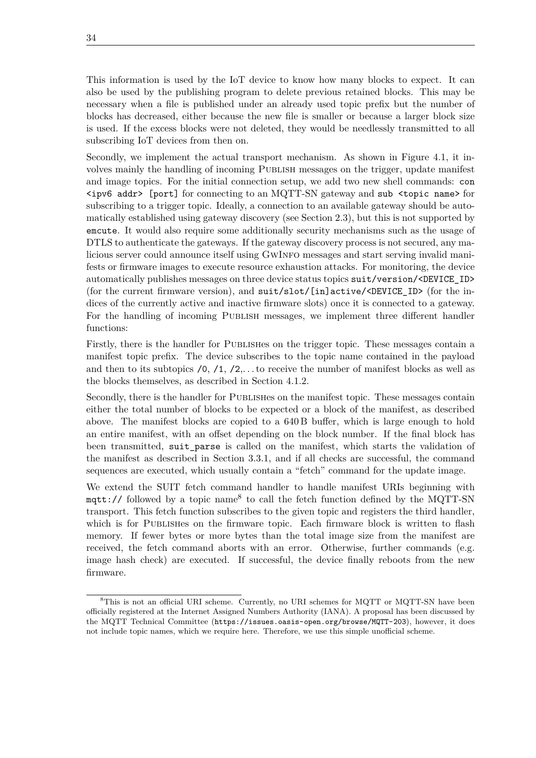This information is used by the IoT device to know how many blocks to expect. It can also be used by the publishing program to delete previous retained blocks. This may be necessary when a file is published under an already used topic prefix but the number of blocks has decreased, either because the new file is smaller or because a larger block size is used. If the excess blocks were not deleted, they would be needlessly transmitted to all subscribing IoT devices from then on.

Secondly, we implement the actual transport mechanism. As shown in Figure 4.1, it involves mainly the handling of incoming PUBLISH messages on the trigger, update manifest and image topics. For the initial connection setup, we add two new shell commands: `con <ipv6 addr> [port]` for connecting to an MQTT-SN gateway and `sub <topic name>` for subscribing to a trigger topic. Ideally, a connection to an available gateway should be automatically established using gateway discovery (see Section 2.3), but this is not supported by `emcute`. It would also require some additionally security mechanisms such as the usage of DTLS to authenticate the gateways. If the gateway discovery process is not secured, any malicious server could announce itself using GWINFO messages and start serving invalid manifests or firmware images to execute resource exhaustion attacks. For monitoring, the device automatically publishes messages on three device status topics `suit/version/<DEVICE_ID>` (for the current firmware version), and `suit/slot/[in]active/<DEVICE_ID>` (for the indices of the currently active and inactive firmware slots) once it is connected to a gateway. For the handling of incoming PUBLISH messages, we implement three different handler functions:

Firstly, there is the handler for PUBLISHes on the trigger topic. These messages contain a manifest topic prefix. The device subscribes to the topic name contained in the payload and then to its subtopics `/0`, `/1`, `/2`,... to receive the number of manifest blocks as well as the blocks themselves, as described in Section 4.1.2.

Secondly, there is the handler for PUBLISHes on the manifest topic. These messages contain either the total number of blocks to be expected or a block of the manifest, as described above. The manifest blocks are copied to a 640 B buffer, which is large enough to hold an entire manifest, with an offset depending on the block number. If the final block has been transmitted, `suit_parse` is called on the manifest, which starts the validation of the manifest as described in Section 3.3.1, and if all checks are successful, the command sequences are executed, which usually contain a "fetch" command for the update image.

We extend the SUIT fetch command handler to handle manifest URIs beginning with `mqtt://` followed by a topic name[8] to call the fetch function defined by the MQTT-SN transport. This fetch function subscribes to the given topic and registers the third handler, which is for PUBLISHes on the firmware topic. Each firmware block is written to flash memory. If fewer bytes or more bytes than the total image size from the manifest are received, the fetch command aborts with an error. Otherwise, further commands (e.g. image hash check) are executed. If successful, the device finally reboots from the new firmware.

---

[8] This is not an official URI scheme. Currently, no URI schemes for MQTT or MQTT-SN have been officially registered at the Internet Assigned Numbers Authority (IANA). A proposal has been discussed by the MQTT Technical Committee (`https://issues.oasis-open.org/browse/MQTT-203`), however, it does not include topic names, which we require here. Therefore, we use this simple unofficial scheme.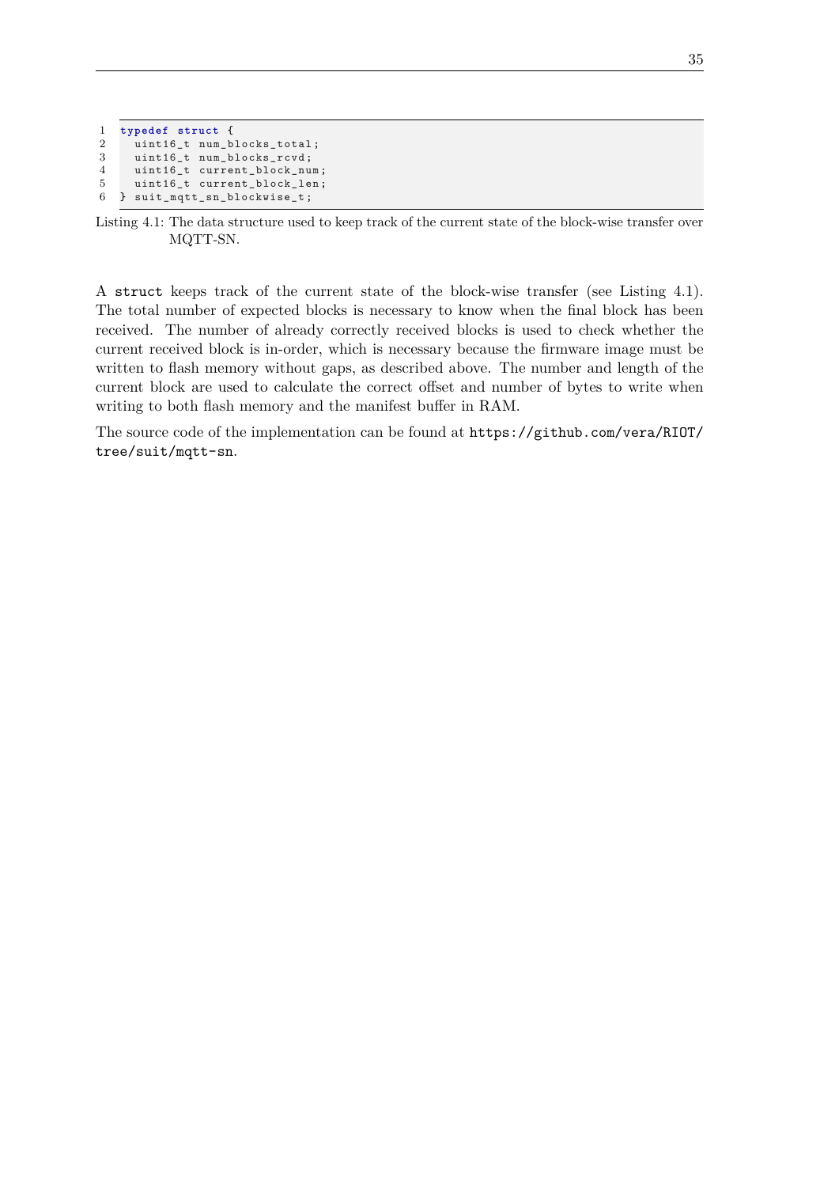```c
typedef struct {
  uint16_t num_blocks_total;
  uint16_t num_blocks_rcvd;
  uint16_t current_block_num;
  uint16_t current_block_len;
} suit_mqtt_sn_blockwise_t;
```

Listing 4.1: The data structure used to keep track of the current state of the block-wise transfer over MQTT-SN.

A `struct` keeps track of the current state of the block-wise transfer (see Listing 4.1). The total number of expected blocks is necessary to know when the final block has been received. The number of already correctly received blocks is used to check whether the current received block is in-order, which is necessary because the firmware image must be written to flash memory without gaps, as described above. The number and length of the current block are used to calculate the correct offset and number of bytes to write when writing to both flash memory and the manifest buffer in RAM.

The source code of the implementation can be found at `https://github.com/vera/RIOT/tree/suit/mqtt-sn`.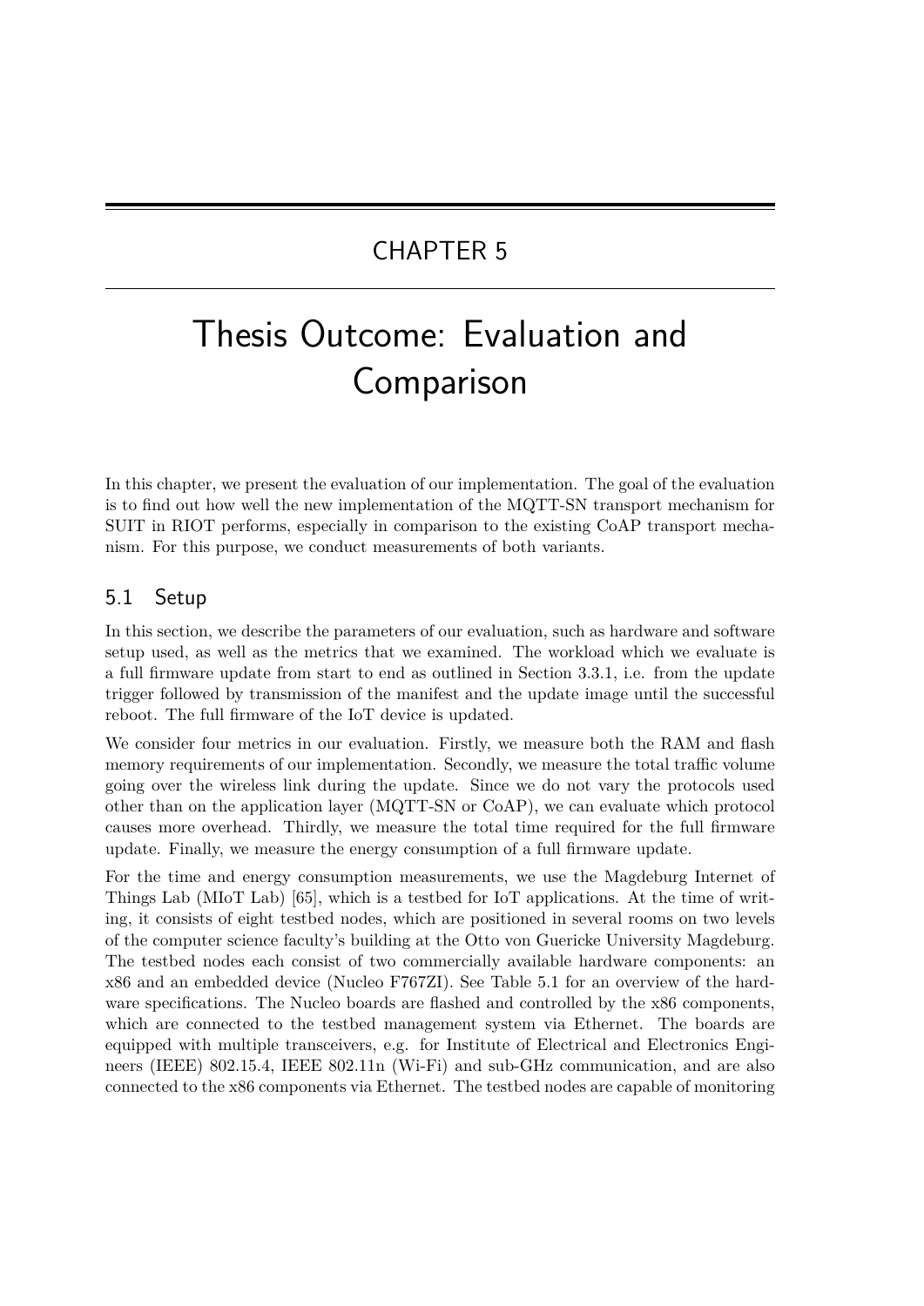# CHAPTER 5

# Thesis Outcome: Evaluation and Comparison

In this chapter, we present the evaluation of our implementation. The goal of the evaluation is to find out how well the new implementation of the MQTT-SN transport mechanism for SUIT in RIOT performs, especially in comparison to the existing CoAP transport mechanism. For this purpose, we conduct measurements of both variants.

## 5.1 Setup

In this section, we describe the parameters of our evaluation, such as hardware and software setup used, as well as the metrics that we examined. The workload which we evaluate is a full firmware update from start to end as outlined in Section 3.3.1, i.e. from the update trigger followed by transmission of the manifest and the update image until the successful reboot. The full firmware of the IoT device is updated.

We consider four metrics in our evaluation. Firstly, we measure both the RAM and flash memory requirements of our implementation. Secondly, we measure the total traffic volume going over the wireless link during the update. Since we do not vary the protocols used other than on the application layer (MQTT-SN or CoAP), we can evaluate which protocol causes more overhead. Thirdly, we measure the total time required for the full firmware update. Finally, we measure the energy consumption of a full firmware update.

For the time and energy consumption measurements, we use the Magdeburg Internet of Things Lab (MIoT Lab) [65], which is a testbed for IoT applications. At the time of writing, it consists of eight testbed nodes, which are positioned in several rooms on two levels of the computer science faculty's building at the Otto von Guericke University Magdeburg. The testbed nodes each consist of two commercially available hardware components: an x86 and an embedded device (Nucleo F767ZI). See Table 5.1 for an overview of the hardware specifications. The Nucleo boards are flashed and controlled by the x86 components, which are connected to the testbed management system via Ethernet. The boards are equipped with multiple transceivers, e.g. for Institute of Electrical and Electronics Engineers (IEEE) 802.15.4, IEEE 802.11n (Wi-Fi) and sub-GHz communication, and are also connected to the x86 components via Ethernet. The testbed nodes are capable of monitoring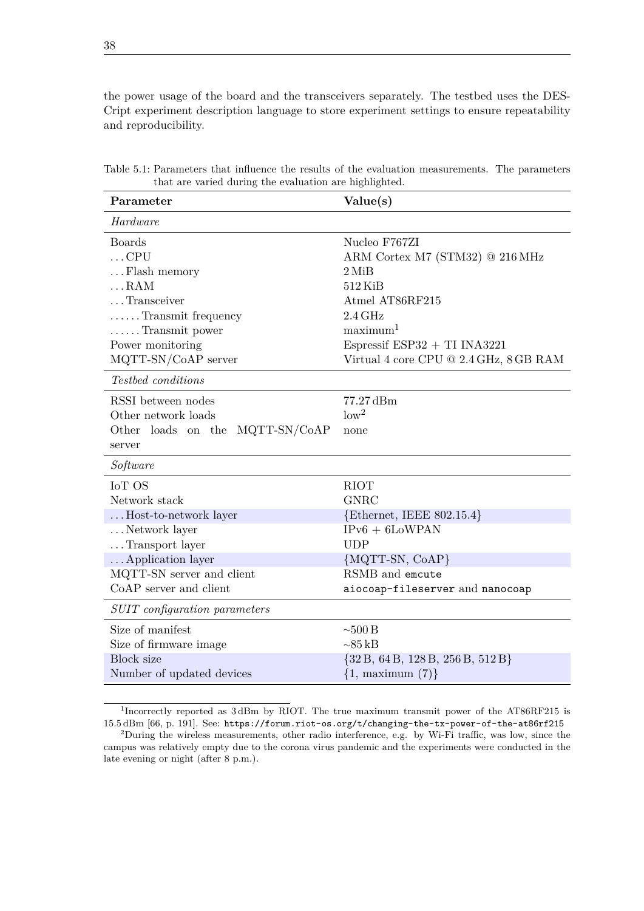the power usage of the board and the transceivers separately. The testbed uses the DES-Cript experiment description language to store experiment settings to ensure repeatability and reproducibility.

Table 5.1: Parameters that influence the results of the evaluation measurements. The parameters that are varied during the evaluation are highlighted.

| **Parameter** | **Value(s)** |
|---|---|
| *Hardware* | |
| Boards | Nucleo F767ZI |
| ... CPU | ARM Cortex M7 (STM32) @ 216 MHz |
| ... Flash memory | 2 MiB |
| ... RAM | 512 KiB |
| ... Transceiver | Atmel AT86RF215 |
| ...... Transmit frequency | 2.4 GHz |
| ...... Transmit power | maximum[1] |
| Power monitoring | Espressif ESP32 + TI INA3221 |
| MQTT-SN/CoAP server | Virtual 4 core CPU @ 2.4 GHz, 8 GB RAM |
| *Testbed conditions* | |
| RSSI between nodes | 77.27 dBm |
| Other network loads | low[2] |
| Other loads on the MQTT-SN/CoAP server | none |
| *Software* | |
| IoT OS | RIOT |
| Network stack | GNRC |
| ... Host-to-network layer | {Ethernet, IEEE 802.15.4} |
| ... Network layer | IPv6 + 6LoWPAN |
| ... Transport layer | UDP |
| ... Application layer | {MQTT-SN, CoAP} |
| MQTT-SN server and client | RSMB and `emcute` |
| CoAP server and client | `aiocoap-fileserver` and `nanocoap` |
| *SUIT configuration parameters* | |
| Size of manifest | ~500 B |
| Size of firmware image | ~85 kB |
| Block size | {32 B, 64 B, 128 B, 256 B, 512 B} |
| Number of updated devices | {1, maximum (7)} |

[1] Incorrectly reported as 3 dBm by RIOT. The true maximum transmit power of the AT86RF215 is 15.5 dBm [66, p. 191]. See: `https://forum.riot-os.org/t/changing-the-tx-power-of-the-at86rf215`

[2] During the wireless measurements, other radio interference, e.g. by Wi-Fi traffic, was low, since the campus was relatively empty due to the corona virus pandemic and the experiments were conducted in the late evening or night (after 8 p.m.).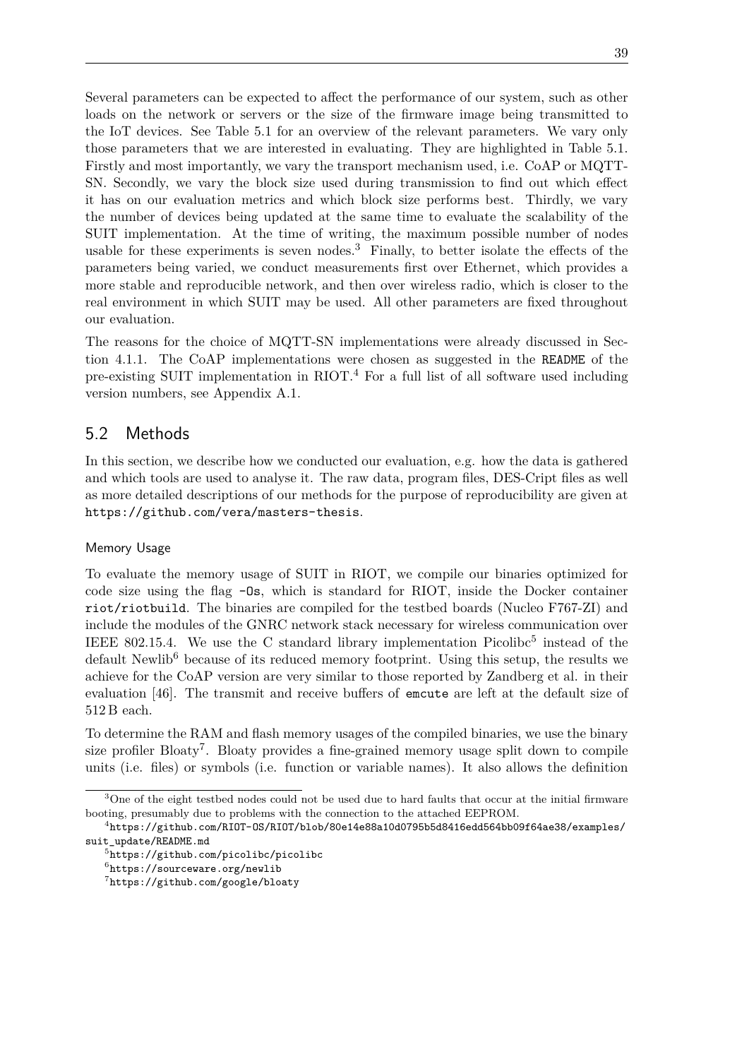Several parameters can be expected to affect the performance of our system, such as other loads on the network or servers or the size of the firmware image being transmitted to the IoT devices. See Table 5.1 for an overview of the relevant parameters. We vary only those parameters that we are interested in evaluating. They are highlighted in Table 5.1. Firstly and most importantly, we vary the transport mechanism used, i.e. CoAP or MQTT-SN. Secondly, we vary the block size used during transmission to find out which effect it has on our evaluation metrics and which block size performs best. Thirdly, we vary the number of devices being updated at the same time to evaluate the scalability of the SUIT implementation. At the time of writing, the maximum possible number of nodes usable for these experiments is seven nodes.[3] Finally, to better isolate the effects of the parameters being varied, we conduct measurements first over Ethernet, which provides a more stable and reproducible network, and then over wireless radio, which is closer to the real environment in which SUIT may be used. All other parameters are fixed throughout our evaluation.

The reasons for the choice of MQTT-SN implementations were already discussed in Section 4.1.1. The CoAP implementations were chosen as suggested in the `README` of the pre-existing SUIT implementation in RIOT.[4] For a full list of all software used including version numbers, see Appendix A.1.

## 5.2 Methods

In this section, we describe how we conducted our evaluation, e.g. how the data is gathered and which tools are used to analyse it. The raw data, program files, DES-Cript files as well as more detailed descriptions of our methods for the purpose of reproducibility are given at `https://github.com/vera/masters-thesis`.

#### Memory Usage

To evaluate the memory usage of SUIT in RIOT, we compile our binaries optimized for code size using the flag `-Os`, which is standard for RIOT, inside the Docker container `riot/riotbuild`. The binaries are compiled for the testbed boards (Nucleo F767-ZI) and include the modules of the GNRC network stack necessary for wireless communication over IEEE 802.15.4. We use the C standard library implementation Picolibc[5] instead of the default Newlib[6] because of its reduced memory footprint. Using this setup, the results we achieve for the CoAP version are very similar to those reported by Zandberg et al. in their evaluation [46]. The transmit and receive buffers of `emcute` are left at the default size of 512 B each.

To determine the RAM and flash memory usages of the compiled binaries, we use the binary size profiler Bloaty[7]. Bloaty provides a fine-grained memory usage split down to compile units (i.e. files) or symbols (i.e. function or variable names). It also allows the definition

---

[3] One of the eight testbed nodes could not be used due to hard faults that occur at the initial firmware booting, presumably due to problems with the connection to the attached EEPROM.

[4] `https://github.com/RIOT-OS/RIOT/blob/80e14e88a10d0795b5d8416edd564bb09f64ae38/examples/suit_update/README.md`

[5] `https://github.com/picolibc/picolibc`

[6] `https://sourceware.org/newlib`

[7] `https://github.com/google/bloaty`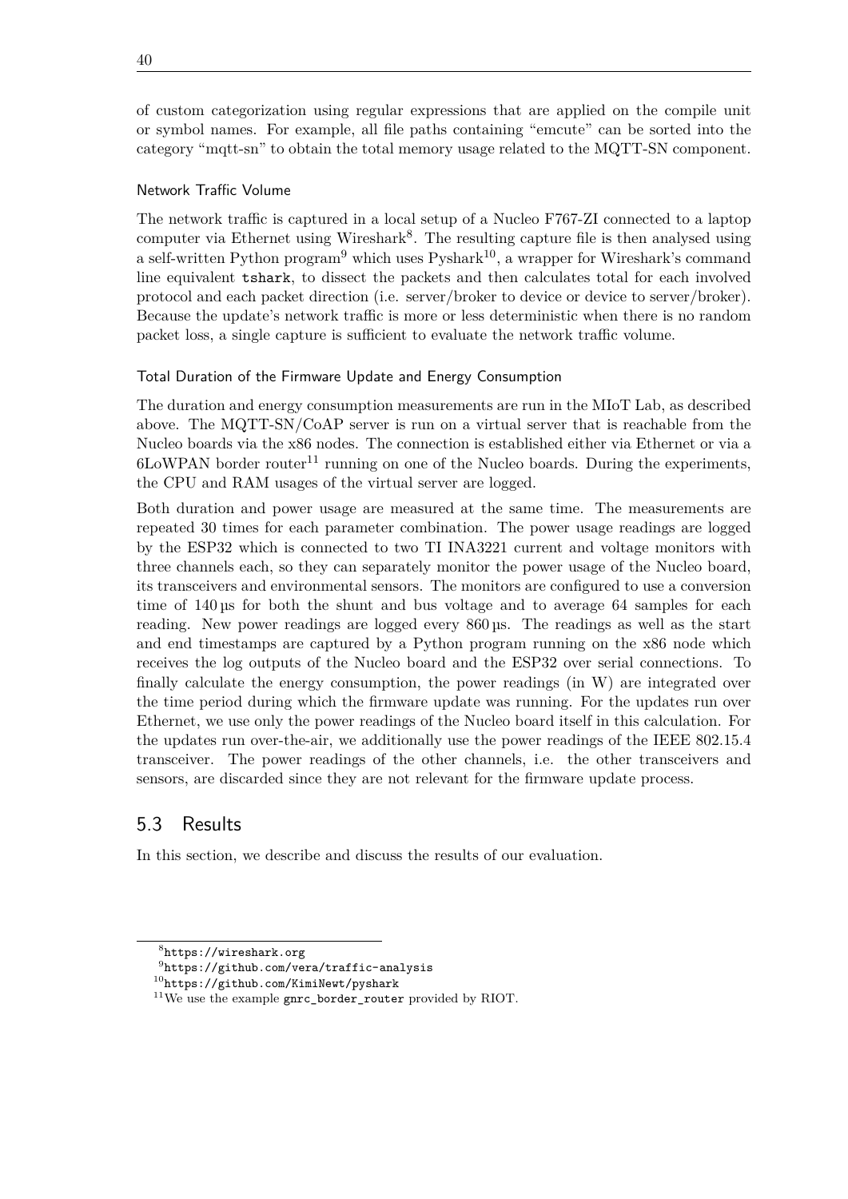of custom categorization using regular expressions that are applied on the compile unit or symbol names. For example, all file paths containing "emcute" can be sorted into the category "mqtt-sn" to obtain the total memory usage related to the MQTT-SN component.

#### Network Traffic Volume

The network traffic is captured in a local setup of a Nucleo F767-ZI connected to a laptop computer via Ethernet using Wireshark[8]. The resulting capture file is then analysed using a self-written Python program[9] which uses Pyshark[10], a wrapper for Wireshark's command line equivalent `tshark`, to dissect the packets and then calculates total for each involved protocol and each packet direction (i.e. server/broker to device or device to server/broker). Because the update's network traffic is more or less deterministic when there is no random packet loss, a single capture is sufficient to evaluate the network traffic volume.

#### Total Duration of the Firmware Update and Energy Consumption

The duration and energy consumption measurements are run in the MIoT Lab, as described above. The MQTT-SN/CoAP server is run on a virtual server that is reachable from the Nucleo boards via the x86 nodes. The connection is established either via Ethernet or via a 6LoWPAN border router[11] running on one of the Nucleo boards. During the experiments, the CPU and RAM usages of the virtual server are logged.

Both duration and power usage are measured at the same time. The measurements are repeated 30 times for each parameter combination. The power usage readings are logged by the ESP32 which is connected to two TI INA3221 current and voltage monitors with three channels each, so they can separately monitor the power usage of the Nucleo board, its transceivers and environmental sensors. The monitors are configured to use a conversion time of 140 µs for both the shunt and bus voltage and to average 64 samples for each reading. New power readings are logged every 860 µs. The readings as well as the start and end timestamps are captured by a Python program running on the x86 node which receives the log outputs of the Nucleo board and the ESP32 over serial connections. To finally calculate the energy consumption, the power readings (in W) are integrated over the time period during which the firmware update was running. For the updates run over Ethernet, we use only the power readings of the Nucleo board itself in this calculation. For the updates run over-the-air, we additionally use the power readings of the IEEE 802.15.4 transceiver. The power readings of the other channels, i.e. the other transceivers and sensors, are discarded since they are not relevant for the firmware update process.

## 5.3 Results

In this section, we describe and discuss the results of our evaluation.

---

[8] `https://wireshark.org`

[9] `https://github.com/vera/traffic-analysis`

[10] `https://github.com/KimiNewt/pyshark`

[11] We use the example `gnrc_border_router` provided by RIOT.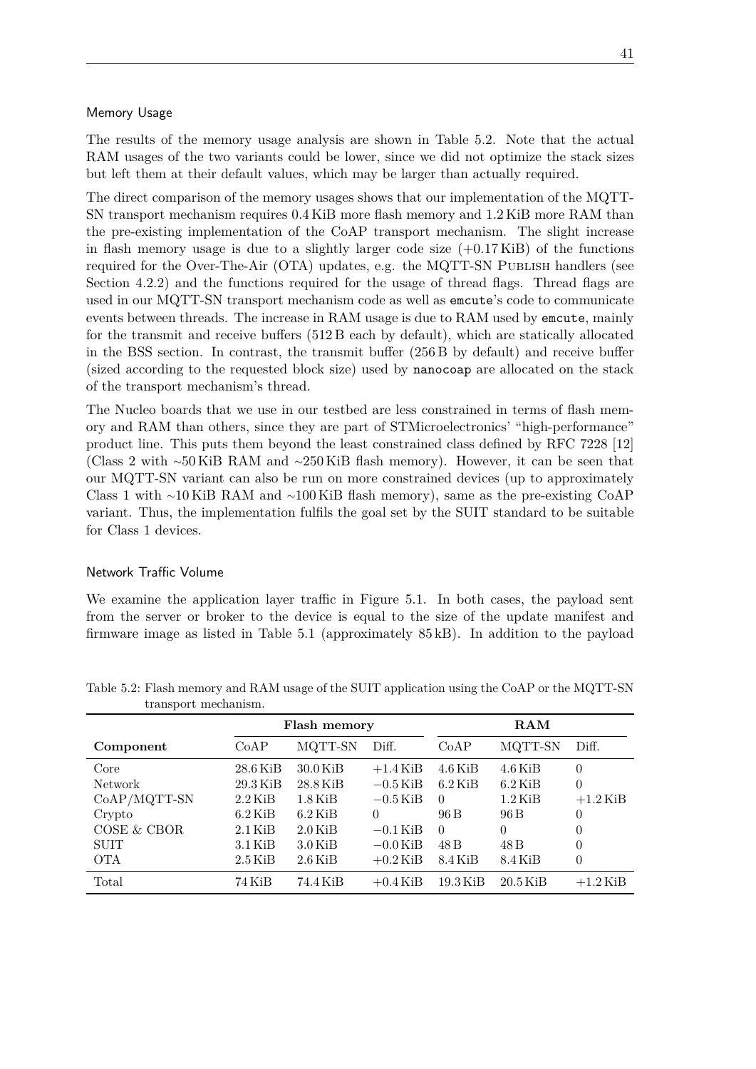### Memory Usage

The results of the memory usage analysis are shown in Table 5.2. Note that the actual RAM usages of the two variants could be lower, since we did not optimize the stack sizes but left them at their default values, which may be larger than actually required.

The direct comparison of the memory usages shows that our implementation of the MQTT-SN transport mechanism requires 0.4 KiB more flash memory and 1.2 KiB more RAM than the pre-existing implementation of the CoAP transport mechanism. The slight increase in flash memory usage is due to a slightly larger code size (+0.17 KiB) of the functions required for the Over-The-Air (OTA) updates, e.g. the MQTT-SN PUBLISH handlers (see Section 4.2.2) and the functions required for the usage of thread flags. Thread flags are used in our MQTT-SN transport mechanism code as well as `emcute`'s code to communicate events between threads. The increase in RAM usage is due to RAM used by `emcute`, mainly for the transmit and receive buffers (512 B each by default), which are statically allocated in the BSS section. In contrast, the transmit buffer (256 B by default) and receive buffer (sized according to the requested block size) used by `nanocoap` are allocated on the stack of the transport mechanism's thread.

The Nucleo boards that we use in our testbed are less constrained in terms of flash memory and RAM than others, since they are part of STMicroelectronics' "high-performance" product line. This puts them beyond the least constrained class defined by RFC 7228 [12] (Class 2 with ~50 KiB RAM and ~250 KiB flash memory). However, it can be seen that our MQTT-SN variant can also be run on more constrained devices (up to approximately Class 1 with ~10 KiB RAM and ~100 KiB flash memory), same as the pre-existing CoAP variant. Thus, the implementation fulfils the goal set by the SUIT standard to be suitable for Class 1 devices.

### Network Traffic Volume

We examine the application layer traffic in Figure 5.1. In both cases, the payload sent from the server or broker to the device is equal to the size of the update manifest and firmware image as listed in Table 5.1 (approximately 85 kB). In addition to the payload

Table 5.2: Flash memory and RAM usage of the SUIT application using the CoAP or the MQTT-SN transport mechanism.

| | **Flash memory** | | | **RAM** | | |
|---|---|---|---|---|---|---|
| **Component** | CoAP | MQTT-SN | Diff. | CoAP | MQTT-SN | Diff. |
| Core | 28.6 KiB | 30.0 KiB | +1.4 KiB | 4.6 KiB | 4.6 KiB | 0 |
| Network | 29.3 KiB | 28.8 KiB | −0.5 KiB | 6.2 KiB | 6.2 KiB | 0 |
| CoAP/MQTT-SN | 2.2 KiB | 1.8 KiB | −0.5 KiB | 0 | 1.2 KiB | +1.2 KiB |
| Crypto | 6.2 KiB | 6.2 KiB | 0 | 96 B | 96 B | 0 |
| COSE & CBOR | 2.1 KiB | 2.0 KiB | −0.1 KiB | 0 | 0 | 0 |
| SUIT | 3.1 KiB | 3.0 KiB | −0.0 KiB | 48 B | 48 B | 0 |
| OTA | 2.5 KiB | 2.6 KiB | +0.2 KiB | 8.4 KiB | 8.4 KiB | 0 |
| Total | 74 KiB | 74.4 KiB | +0.4 KiB | 19.3 KiB | 20.5 KiB | +1.2 KiB |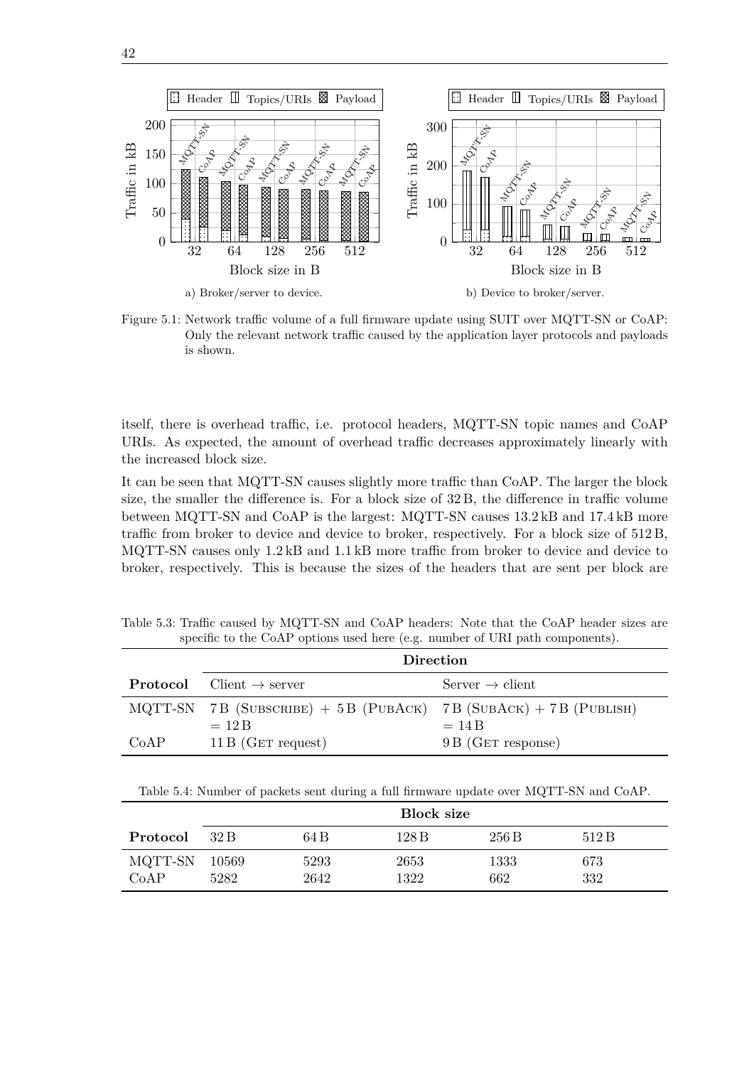Figure 5.1: Network traffic volume of a full firmware update using SUIT over MQTT-SN or CoAP: Only the relevant network traffic caused by the application layer protocols and payloads is shown.

a) Broker/server to device.

b) Device to broker/server.

itself, there is overhead traffic, i.e. protocol headers, MQTT-SN topic names and CoAP URIs. As expected, the amount of overhead traffic decreases approximately linearly with the increased block size.

It can be seen that MQTT-SN causes slightly more traffic than CoAP. The larger the block size, the smaller the difference is. For a block size of 32 B, the difference in traffic volume between MQTT-SN and CoAP is the largest: MQTT-SN causes 13.2 kB and 17.4 kB more traffic from broker to device and device to broker, respectively. For a block size of 512 B, MQTT-SN causes only 1.2 kB and 1.1 kB more traffic from broker to device and device to broker, respectively. This is because the sizes of the headers that are sent per block are

Table 5.3: Traffic caused by MQTT-SN and CoAP headers: Note that the CoAP header sizes are specific to the CoAP options used here (e.g. number of URI path components).

| | **Direction** | |
|---|---|---|
| **Protocol** | Client → server | Server → client |
| MQTT-SN | 7 B (SUBSCRIBE) + 5 B (PUBACK) = 12 B | 7 B (SUBACK) + 7 B (PUBLISH) = 14 B |
| CoAP | 11 B (GET request) | 9 B (GET response) |

Table 5.4: Number of packets sent during a full firmware update over MQTT-SN and CoAP.

| | **Block size** | | | | |
|---|---|---|---|---|---|
| **Protocol** | 32 B | 64 B | 128 B | 256 B | 512 B |
| MQTT-SN | 10569 | 5293 | 2653 | 1333 | 673 |
| CoAP | 5282 | 2642 | 1322 | 662 | 332 |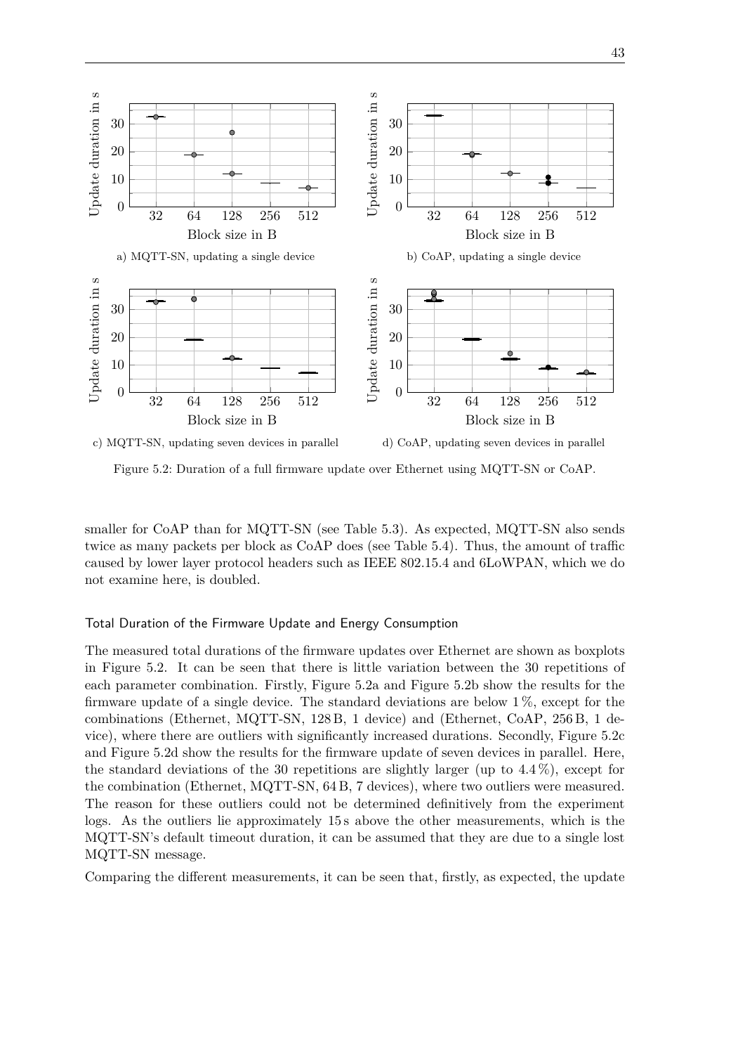a) MQTT-SN, updating a single device

b) CoAP, updating a single device

c) MQTT-SN, updating seven devices in parallel

d) CoAP, updating seven devices in parallel

Figure 5.2: Duration of a full firmware update over Ethernet using MQTT-SN or CoAP.

smaller for CoAP than for MQTT-SN (see Table 5.3). As expected, MQTT-SN also sends twice as many packets per block as CoAP does (see Table 5.4). Thus, the amount of traffic caused by lower layer protocol headers such as IEEE 802.15.4 and 6LoWPAN, which we do not examine here, is doubled.

### Total Duration of the Firmware Update and Energy Consumption

The measured total durations of the firmware updates over Ethernet are shown as boxplots in Figure 5.2. It can be seen that there is little variation between the 30 repetitions of each parameter combination. Firstly, Figure 5.2a and Figure 5.2b show the results for the firmware update of a single device. The standard deviations are below 1 %, except for the combinations (Ethernet, MQTT-SN, 128 B, 1 device) and (Ethernet, CoAP, 256 B, 1 device), where there are outliers with significantly increased durations. Secondly, Figure 5.2c and Figure 5.2d show the results for the firmware update of seven devices in parallel. Here, the standard deviations of the 30 repetitions are slightly larger (up to 4.4 %), except for the combination (Ethernet, MQTT-SN, 64 B, 7 devices), where two outliers were measured. The reason for these outliers could not be determined definitively from the experiment logs. As the outliers lie approximately 15 s above the other measurements, which is the MQTT-SN's default timeout duration, it can be assumed that they are due to a single lost MQTT-SN message.

Comparing the different measurements, it can be seen that, firstly, as expected, the update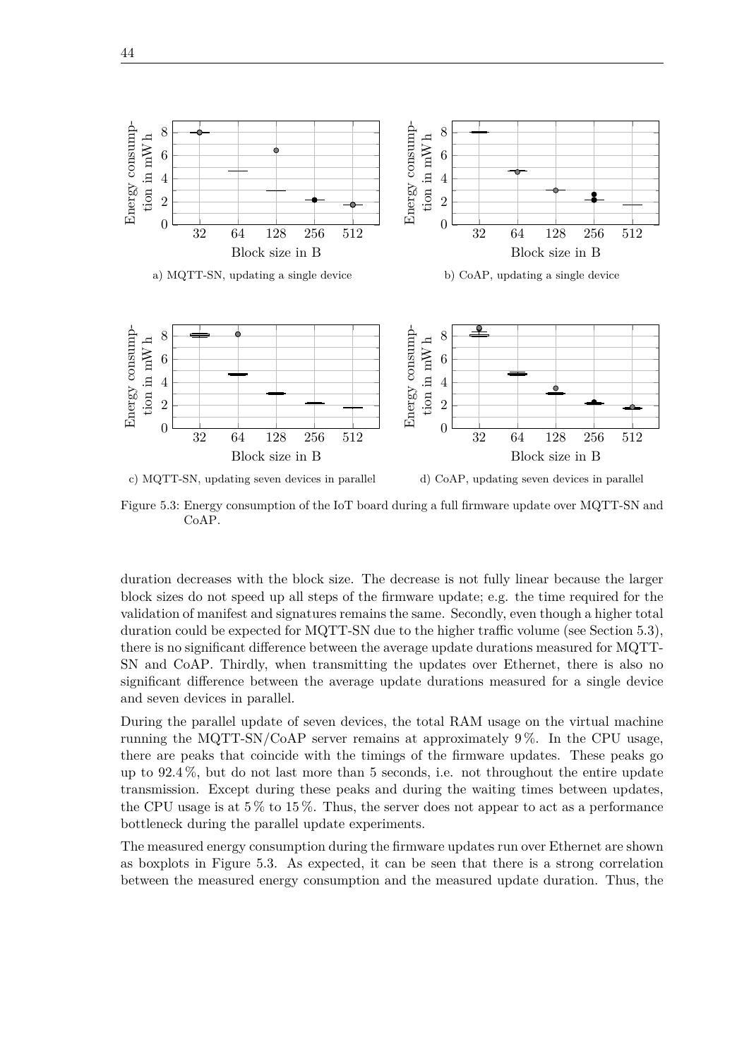a) MQTT-SN, updating a single device

b) CoAP, updating a single device

c) MQTT-SN, updating seven devices in parallel

d) CoAP, updating seven devices in parallel

Figure 5.3: Energy consumption of the IoT board during a full firmware update over MQTT-SN and CoAP.

duration decreases with the block size. The decrease is not fully linear because the larger block sizes do not speed up all steps of the firmware update; e.g. the time required for the validation of manifest and signatures remains the same. Secondly, even though a higher total duration could be expected for MQTT-SN due to the higher traffic volume (see Section 5.3), there is no significant difference between the average update durations measured for MQTT-SN and CoAP. Thirdly, when transmitting the updates over Ethernet, there is also no significant difference between the average update durations measured for a single device and seven devices in parallel.

During the parallel update of seven devices, the total RAM usage on the virtual machine running the MQTT-SN/CoAP server remains at approximately 9 %. In the CPU usage, there are peaks that coincide with the timings of the firmware updates. These peaks go up to 92.4 %, but do not last more than 5 seconds, i.e. not throughout the entire update transmission. Except during these peaks and during the waiting times between updates, the CPU usage is at 5 % to 15 %. Thus, the server does not appear to act as a performance bottleneck during the parallel update experiments.

The measured energy consumption during the firmware updates run over Ethernet are shown as boxplots in Figure 5.3. As expected, it can be seen that there is a strong correlation between the measured energy consumption and the measured update duration. Thus, the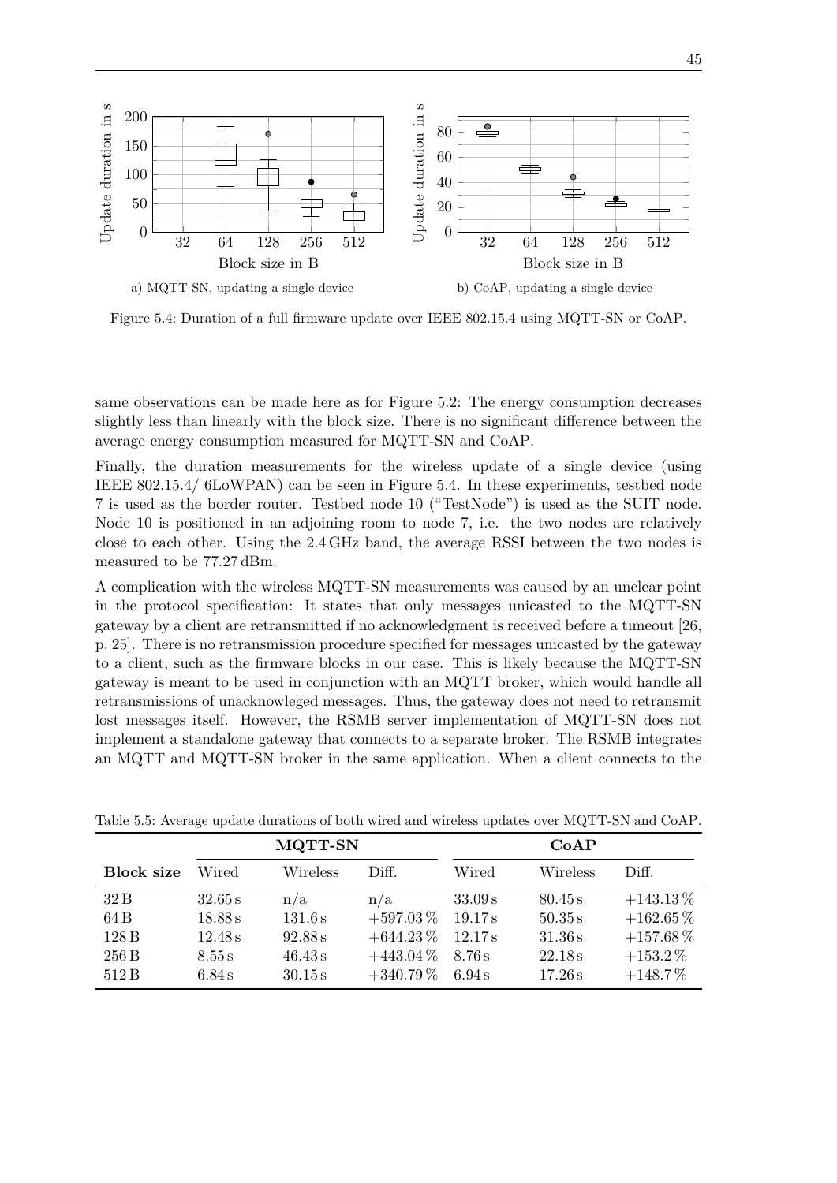a) MQTT-SN, updating a single device

b) CoAP, updating a single device

Figure 5.4: Duration of a full firmware update over IEEE 802.15.4 using MQTT-SN or CoAP.

same observations can be made here as for Figure 5.2: The energy consumption decreases slightly less than linearly with the block size. There is no significant difference between the average energy consumption measured for MQTT-SN and CoAP.

Finally, the duration measurements for the wireless update of a single device (using IEEE 802.15.4/ 6LoWPAN) can be seen in Figure 5.4. In these experiments, testbed node 7 is used as the border router. Testbed node 10 ("TestNode") is used as the SUIT node. Node 10 is positioned in an adjoining room to node 7, i.e. the two nodes are relatively close to each other. Using the 2.4 GHz band, the average RSSI between the two nodes is measured to be 77.27 dBm.

A complication with the wireless MQTT-SN measurements was caused by an unclear point in the protocol specification: It states that only messages unicasted to the MQTT-SN gateway by a client are retransmitted if no acknowledgment is received before a timeout [26, p. 25]. There is no retransmission procedure specified for messages unicasted by the gateway to a client, such as the firmware blocks in our case. This is likely because the MQTT-SN gateway is meant to be used in conjunction with an MQTT broker, which would handle all retransmissions of unacknowleged messages. Thus, the gateway does not need to retransmit lost messages itself. However, the RSMB server implementation of MQTT-SN does not implement a standalone gateway that connects to a separate broker. The RSMB integrates an MQTT and MQTT-SN broker in the same application. When a client connects to the

Table 5.5: Average update durations of both wired and wireless updates over MQTT-SN and CoAP.

| | MQTT-SN | | | CoAP | | |
|---|---|---|---|---|---|---|
| **Block size** | Wired | Wireless | Diff. | Wired | Wireless | Diff. |
| 32 B | 32.65 s | n/a | n/a | 33.09 s | 80.45 s | +143.13 % |
| 64 B | 18.88 s | 131.6 s | +597.03 % | 19.17 s | 50.35 s | +162.65 % |
| 128 B | 12.48 s | 92.88 s | +644.23 % | 12.17 s | 31.36 s | +157.68 % |
| 256 B | 8.55 s | 46.43 s | +443.04 % | 8.76 s | 22.18 s | +153.2 % |
| 512 B | 6.84 s | 30.15 s | +340.79 % | 6.94 s | 17.26 s | +148.7 % |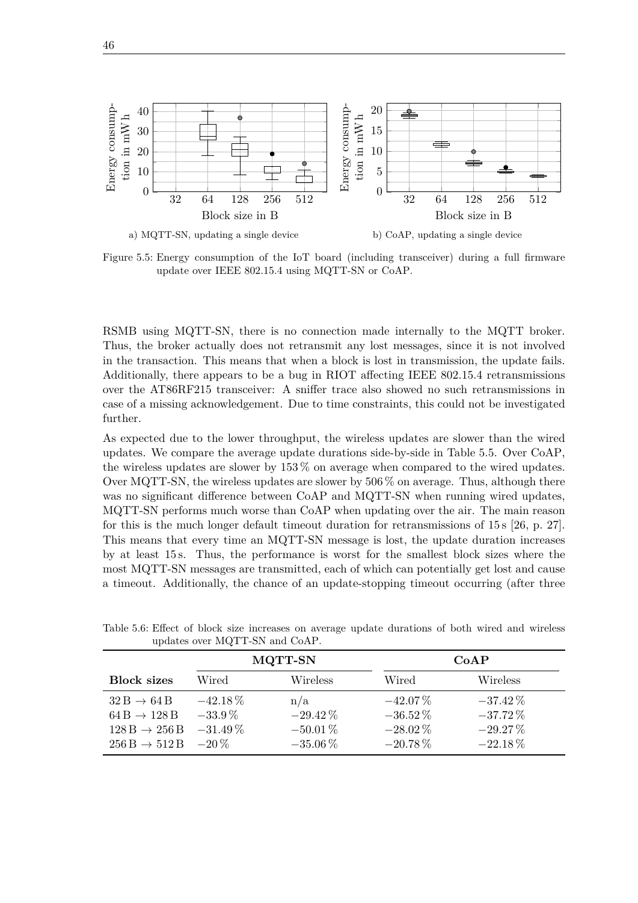Figure 5.5: Energy consumption of the IoT board (including transceiver) during a full firmware update over IEEE 802.15.4 using MQTT-SN or CoAP.

a) MQTT-SN, updating a single device

b) CoAP, updating a single device

RSMB using MQTT-SN, there is no connection made internally to the MQTT broker. Thus, the broker actually does not retransmit any lost messages, since it is not involved in the transaction. This means that when a block is lost in transmission, the update fails. Additionally, there appears to be a bug in RIOT affecting IEEE 802.15.4 retransmissions over the AT86RF215 transceiver: A sniffer trace also showed no such retransmissions in case of a missing acknowledgement. Due to time constraints, this could not be investigated further.

As expected due to the lower throughput, the wireless updates are slower than the wired updates. We compare the average update durations side-by-side in Table 5.5. Over CoAP, the wireless updates are slower by 153 % on average when compared to the wired updates. Over MQTT-SN, the wireless updates are slower by 506 % on average. Thus, although there was no significant difference between CoAP and MQTT-SN when running wired updates, MQTT-SN performs much worse than CoAP when updating over the air. The main reason for this is the much longer default timeout duration for retransmissions of 15 s [26, p. 27]. This means that every time an MQTT-SN message is lost, the update duration increases by at least 15 s. Thus, the performance is worst for the smallest block sizes where the most MQTT-SN messages are transmitted, each of which can potentially get lost and cause a timeout. Additionally, the chance of an update-stopping timeout occurring (after three

Table 5.6: Effect of block size increases on average update durations of both wired and wireless updates over MQTT-SN and CoAP.

| | MQTT-SN | | CoAP | |
|---|---|---|---|---|
| **Block sizes** | Wired | Wireless | Wired | Wireless |
| 32 B → 64 B | −42.18 % | n/a | −42.07 % | −37.42 % |
| 64 B → 128 B | −33.9 % | −29.42 % | −36.52 % | −37.72 % |
| 128 B → 256 B | −31.49 % | −50.01 % | −28.02 % | −29.27 % |
| 256 B → 512 B | −20 % | −35.06 % | −20.78 % | −22.18 % |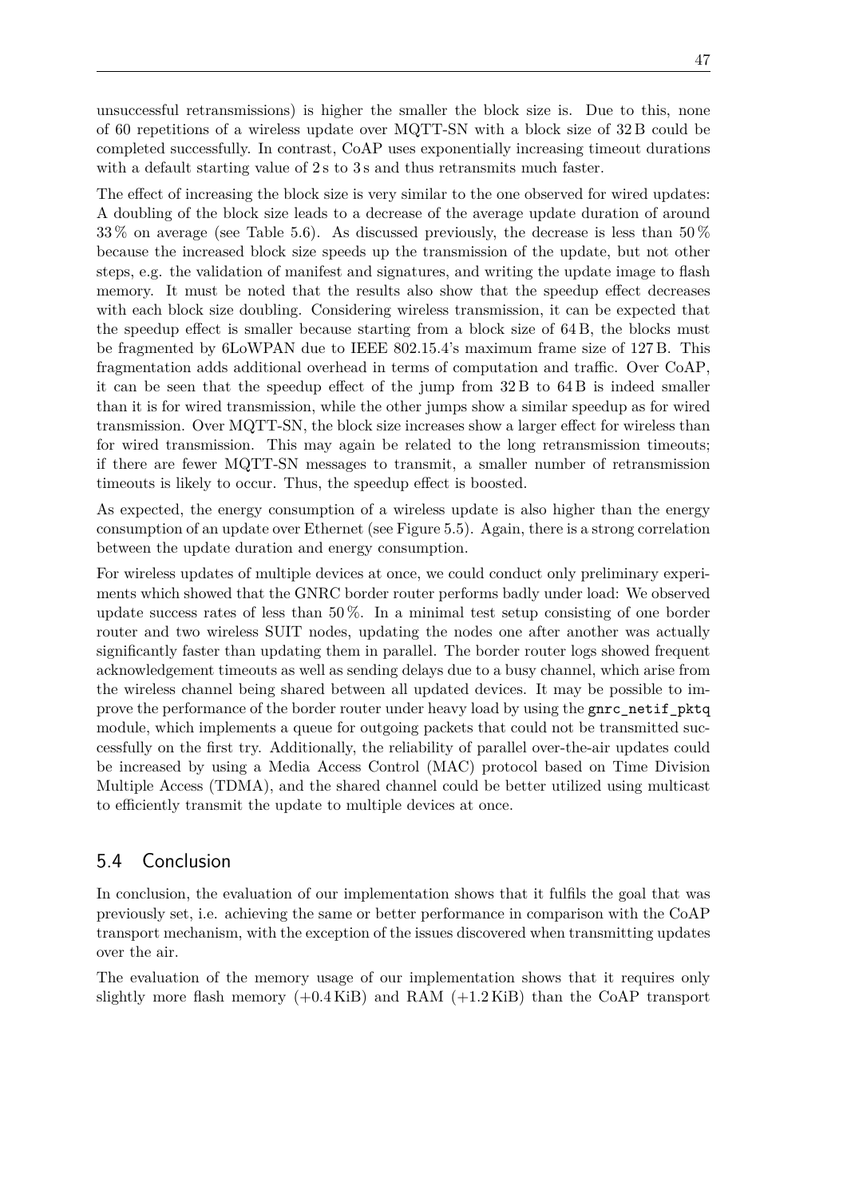unsuccessful retransmissions) is higher the smaller the block size is. Due to this, none of 60 repetitions of a wireless update over MQTT-SN with a block size of 32 B could be completed successfully. In contrast, CoAP uses exponentially increasing timeout durations with a default starting value of 2 s to 3 s and thus retransmits much faster.

The effect of increasing the block size is very similar to the one observed for wired updates: A doubling of the block size leads to a decrease of the average update duration of around 33 % on average (see Table 5.6). As discussed previously, the decrease is less than 50 % because the increased block size speeds up the transmission of the update, but not other steps, e.g. the validation of manifest and signatures, and writing the update image to flash memory. It must be noted that the results also show that the speedup effect decreases with each block size doubling. Considering wireless transmission, it can be expected that the speedup effect is smaller because starting from a block size of 64 B, the blocks must be fragmented by 6LoWPAN due to IEEE 802.15.4's maximum frame size of 127 B. This fragmentation adds additional overhead in terms of computation and traffic. Over CoAP, it can be seen that the speedup effect of the jump from 32 B to 64 B is indeed smaller than it is for wired transmission, while the other jumps show a similar speedup as for wired transmission. Over MQTT-SN, the block size increases show a larger effect for wireless than for wired transmission. This may again be related to the long retransmission timeouts; if there are fewer MQTT-SN messages to transmit, a smaller number of retransmission timeouts is likely to occur. Thus, the speedup effect is boosted.

As expected, the energy consumption of a wireless update is also higher than the energy consumption of an update over Ethernet (see Figure 5.5). Again, there is a strong correlation between the update duration and energy consumption.

For wireless updates of multiple devices at once, we could conduct only preliminary experiments which showed that the GNRC border router performs badly under load: We observed update success rates of less than 50 %. In a minimal test setup consisting of one border router and two wireless SUIT nodes, updating the nodes one after another was actually significantly faster than updating them in parallel. The border router logs showed frequent acknowledgement timeouts as well as sending delays due to a busy channel, which arise from the wireless channel being shared between all updated devices. It may be possible to improve the performance of the border router under heavy load by using the `gnrc_netif_pktq` module, which implements a queue for outgoing packets that could not be transmitted successfully on the first try. Additionally, the reliability of parallel over-the-air updates could be increased by using a Media Access Control (MAC) protocol based on Time Division Multiple Access (TDMA), and the shared channel could be better utilized using multicast to efficiently transmit the update to multiple devices at once.

## 5.4 Conclusion

In conclusion, the evaluation of our implementation shows that it fulfils the goal that was previously set, i.e. achieving the same or better performance in comparison with the CoAP transport mechanism, with the exception of the issues discovered when transmitting updates over the air.

The evaluation of the memory usage of our implementation shows that it requires only slightly more flash memory (+0.4 KiB) and RAM (+1.2 KiB) than the CoAP transport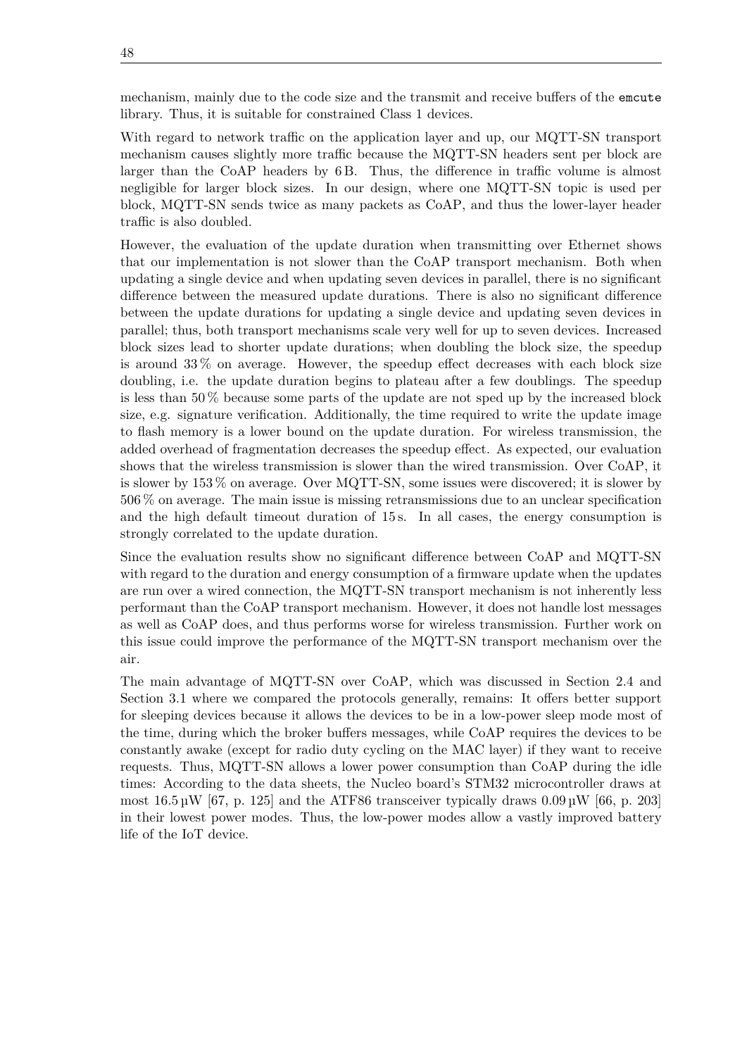mechanism, mainly due to the code size and the transmit and receive buffers of the `emcute` library. Thus, it is suitable for constrained Class 1 devices.

With regard to network traffic on the application layer and up, our MQTT-SN transport mechanism causes slightly more traffic because the MQTT-SN headers sent per block are larger than the CoAP headers by 6 B. Thus, the difference in traffic volume is almost negligible for larger block sizes. In our design, where one MQTT-SN topic is used per block, MQTT-SN sends twice as many packets as CoAP, and thus the lower-layer header traffic is also doubled.

However, the evaluation of the update duration when transmitting over Ethernet shows that our implementation is not slower than the CoAP transport mechanism. Both when updating a single device and when updating seven devices in parallel, there is no significant difference between the measured update durations. There is also no significant difference between the update durations for updating a single device and updating seven devices in parallel; thus, both transport mechanisms scale very well for up to seven devices. Increased block sizes lead to shorter update durations; when doubling the block size, the speedup is around 33 % on average. However, the speedup effect decreases with each block size doubling, i.e. the update duration begins to plateau after a few doublings. The speedup is less than 50 % because some parts of the update are not sped up by the increased block size, e.g. signature verification. Additionally, the time required to write the update image to flash memory is a lower bound on the update duration. For wireless transmission, the added overhead of fragmentation decreases the speedup effect. As expected, our evaluation shows that the wireless transmission is slower than the wired transmission. Over CoAP, it is slower by 153 % on average. Over MQTT-SN, some issues were discovered; it is slower by 506 % on average. The main issue is missing retransmissions due to an unclear specification and the high default timeout duration of 15 s. In all cases, the energy consumption is strongly correlated to the update duration.

Since the evaluation results show no significant difference between CoAP and MQTT-SN with regard to the duration and energy consumption of a firmware update when the updates are run over a wired connection, the MQTT-SN transport mechanism is not inherently less performant than the CoAP transport mechanism. However, it does not handle lost messages as well as CoAP does, and thus performs worse for wireless transmission. Further work on this issue could improve the performance of the MQTT-SN transport mechanism over the air.

The main advantage of MQTT-SN over CoAP, which was discussed in Section 2.4 and Section 3.1 where we compared the protocols generally, remains: It offers better support for sleeping devices because it allows the devices to be in a low-power sleep mode most of the time, during which the broker buffers messages, while CoAP requires the devices to be constantly awake (except for radio duty cycling on the MAC layer) if they want to receive requests. Thus, MQTT-SN allows a lower power consumption than CoAP during the idle times: According to the data sheets, the Nucleo board's STM32 microcontroller draws at most 16.5 µW [67, p. 125] and the ATF86 transceiver typically draws 0.09 µW [66, p. 203] in their lowest power modes. Thus, the low-power modes allow a vastly improved battery life of the IoT device.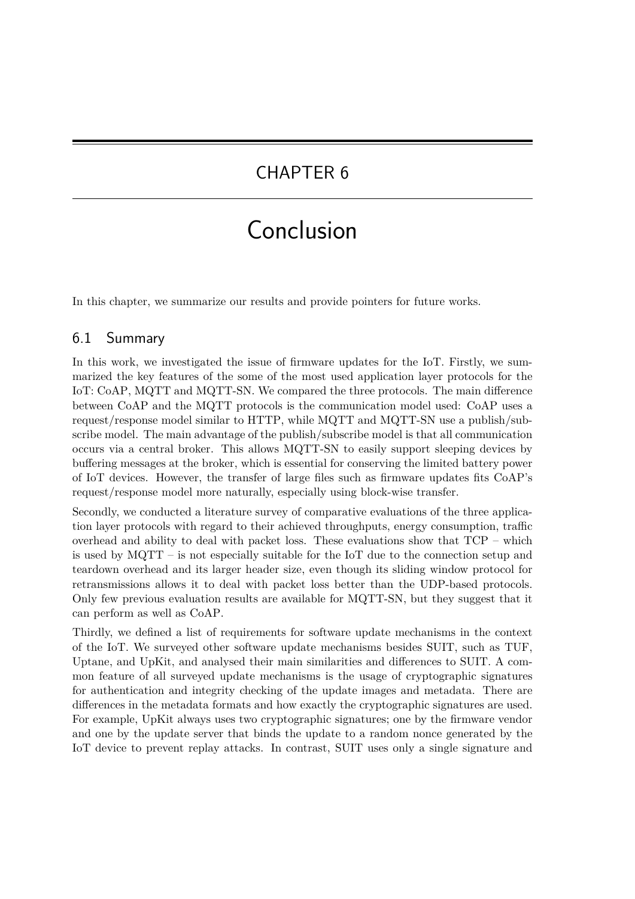# CHAPTER 6

# Conclusion

In this chapter, we summarize our results and provide pointers for future works.

## 6.1 Summary

In this work, we investigated the issue of firmware updates for the IoT. Firstly, we summarized the key features of the some of the most used application layer protocols for the IoT: CoAP, MQTT and MQTT-SN. We compared the three protocols. The main difference between CoAP and the MQTT protocols is the communication model used: CoAP uses a request/response model similar to HTTP, while MQTT and MQTT-SN use a publish/subscribe model. The main advantage of the publish/subscribe model is that all communication occurs via a central broker. This allows MQTT-SN to easily support sleeping devices by buffering messages at the broker, which is essential for conserving the limited battery power of IoT devices. However, the transfer of large files such as firmware updates fits CoAP's request/response model more naturally, especially using block-wise transfer.

Secondly, we conducted a literature survey of comparative evaluations of the three application layer protocols with regard to their achieved throughputs, energy consumption, traffic overhead and ability to deal with packet loss. These evaluations show that TCP – which is used by MQTT – is not especially suitable for the IoT due to the connection setup and teardown overhead and its larger header size, even though its sliding window protocol for retransmissions allows it to deal with packet loss better than the UDP-based protocols. Only few previous evaluation results are available for MQTT-SN, but they suggest that it can perform as well as CoAP.

Thirdly, we defined a list of requirements for software update mechanisms in the context of the IoT. We surveyed other software update mechanisms besides SUIT, such as TUF, Uptane, and UpKit, and analysed their main similarities and differences to SUIT. A common feature of all surveyed update mechanisms is the usage of cryptographic signatures for authentication and integrity checking of the update images and metadata. There are differences in the metadata formats and how exactly the cryptographic signatures are used. For example, UpKit always uses two cryptographic signatures; one by the firmware vendor and one by the update server that binds the update to a random nonce generated by the IoT device to prevent replay attacks. In contrast, SUIT uses only a single signature and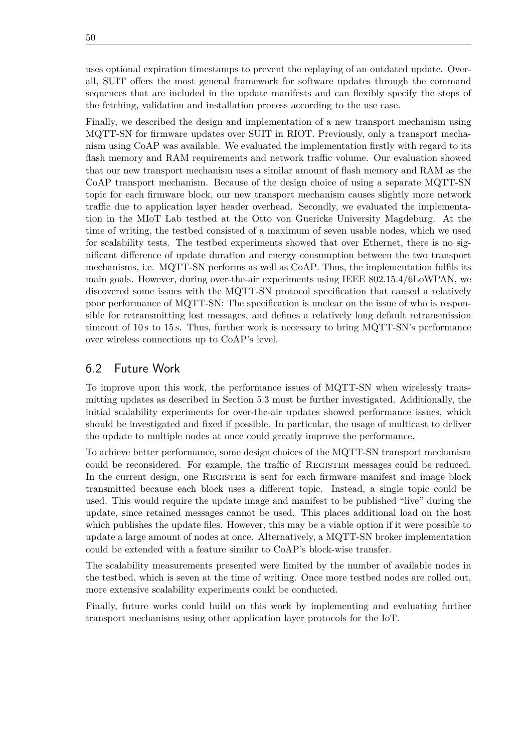uses optional expiration timestamps to prevent the replaying of an outdated update. Overall, SUIT offers the most general framework for software updates through the command sequences that are included in the update manifests and can flexibly specify the steps of the fetching, validation and installation process according to the use case.

Finally, we described the design and implementation of a new transport mechanism using MQTT-SN for firmware updates over SUIT in RIOT. Previously, only a transport mechanism using CoAP was available. We evaluated the implementation firstly with regard to its flash memory and RAM requirements and network traffic volume. Our evaluation showed that our new transport mechanism uses a similar amount of flash memory and RAM as the CoAP transport mechanism. Because of the design choice of using a separate MQTT-SN topic for each firmware block, our new transport mechanism causes slightly more network traffic due to application layer header overhead. Secondly, we evaluated the implementation in the MIoT Lab testbed at the Otto von Guericke University Magdeburg. At the time of writing, the testbed consisted of a maximum of seven usable nodes, which we used for scalability tests. The testbed experiments showed that over Ethernet, there is no significant difference of update duration and energy consumption between the two transport mechanisms, i.e. MQTT-SN performs as well as CoAP. Thus, the implementation fulfils its main goals. However, during over-the-air experiments using IEEE 802.15.4/6LoWPAN, we discovered some issues with the MQTT-SN protocol specification that caused a relatively poor performance of MQTT-SN: The specification is unclear on the issue of who is responsible for retransmitting lost messages, and defines a relatively long default retransmission timeout of 10 s to 15 s. Thus, further work is necessary to bring MQTT-SN's performance over wireless connections up to CoAP's level.

## 6.2 Future Work

To improve upon this work, the performance issues of MQTT-SN when wirelessly transmitting updates as described in Section 5.3 must be further investigated. Additionally, the initial scalability experiments for over-the-air updates showed performance issues, which should be investigated and fixed if possible. In particular, the usage of multicast to deliver the update to multiple nodes at once could greatly improve the performance.

To achieve better performance, some design choices of the MQTT-SN transport mechanism could be reconsidered. For example, the traffic of Register messages could be reduced. In the current design, one Register is sent for each firmware manifest and image block transmitted because each block uses a different topic. Instead, a single topic could be used. This would require the update image and manifest to be published "live" during the update, since retained messages cannot be used. This places additional load on the host which publishes the update files. However, this may be a viable option if it were possible to update a large amount of nodes at once. Alternatively, a MQTT-SN broker implementation could be extended with a feature similar to CoAP's block-wise transfer.

The scalability measurements presented were limited by the number of available nodes in the testbed, which is seven at the time of writing. Once more testbed nodes are rolled out, more extensive scalability experiments could be conducted.

Finally, future works could build on this work by implementing and evaluating further transport mechanisms using other application layer protocols for the IoT.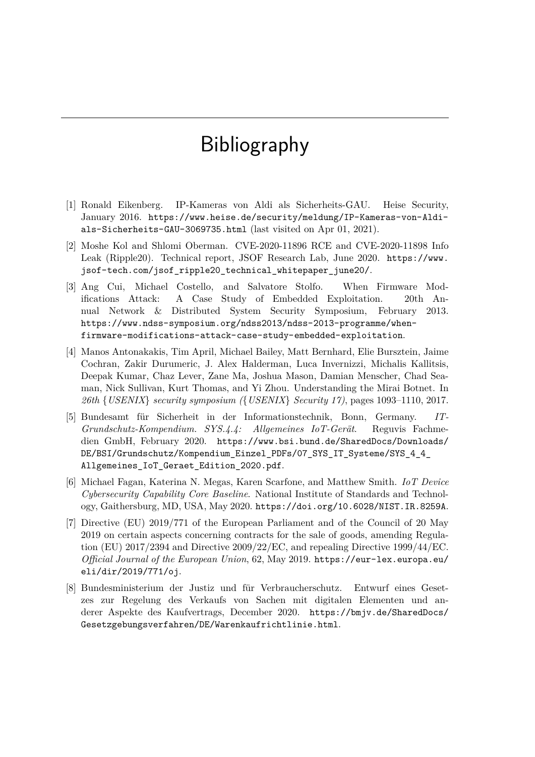# Bibliography

[1] Ronald Eikenberg. IP-Kameras von Aldi als Sicherheits-GAU. Heise Security, January 2016. https://www.heise.de/security/meldung/IP-Kameras-von-Aldi-als-Sicherheits-GAU-3069735.html (last visited on Apr 01, 2021).

[2] Moshe Kol and Shlomi Oberman. CVE-2020-11896 RCE and CVE-2020-11898 Info Leak (Ripple20). Technical report, JSOF Research Lab, June 2020. https://www.jsof-tech.com/jsof_ripple20_technical_whitepaper_june20/.

[3] Ang Cui, Michael Costello, and Salvatore Stolfo. When Firmware Modifications Attack: A Case Study of Embedded Exploitation. 20th Annual Network & Distributed System Security Symposium, February 2013. https://www.ndss-symposium.org/ndss2013/ndss-2013-programme/when-firmware-modifications-attack-case-study-embedded-exploitation.

[4] Manos Antonakakis, Tim April, Michael Bailey, Matt Bernhard, Elie Bursztein, Jaime Cochran, Zakir Durumeric, J. Alex Halderman, Luca Invernizzi, Michalis Kallitsis, Deepak Kumar, Chaz Lever, Zane Ma, Joshua Mason, Damian Menscher, Chad Seaman, Nick Sullivan, Kurt Thomas, and Yi Zhou. Understanding the Mirai Botnet. In *26th {USENIX} security symposium ({USENIX} Security 17)*, pages 1093–1110, 2017.

[5] Bundesamt für Sicherheit in der Informationstechnik, Bonn, Germany. *IT-Grundschutz-Kompendium. SYS.4.4: Allgemeines IoT-Gerät*. Reguvis Fachmedien GmbH, February 2020. https://www.bsi.bund.de/SharedDocs/Downloads/DE/BSI/Grundschutz/Kompendium_Einzel_PDFs/07_SYS_IT_Systeme/SYS_4_4_Allgemeines_IoT_Geraet_Edition_2020.pdf.

[6] Michael Fagan, Katerina N. Megas, Karen Scarfone, and Matthew Smith. *IoT Device Cybersecurity Capability Core Baseline*. National Institute of Standards and Technology, Gaithersburg, MD, USA, May 2020. https://doi.org/10.6028/NIST.IR.8259A.

[7] Directive (EU) 2019/771 of the European Parliament and of the Council of 20 May 2019 on certain aspects concerning contracts for the sale of goods, amending Regulation (EU) 2017/2394 and Directive 2009/22/EC, and repealing Directive 1999/44/EC. *Official Journal of the European Union*, 62, May 2019. https://eur-lex.europa.eu/eli/dir/2019/771/oj.

[8] Bundesministerium der Justiz und für Verbraucherschutz. Entwurf eines Gesetzes zur Regelung des Verkaufs von Sachen mit digitalen Elementen und anderer Aspekte des Kaufvertrags, December 2020. https://bmjv.de/SharedDocs/Gesetzgebungsverfahren/DE/Warenkaufrichtlinie.html.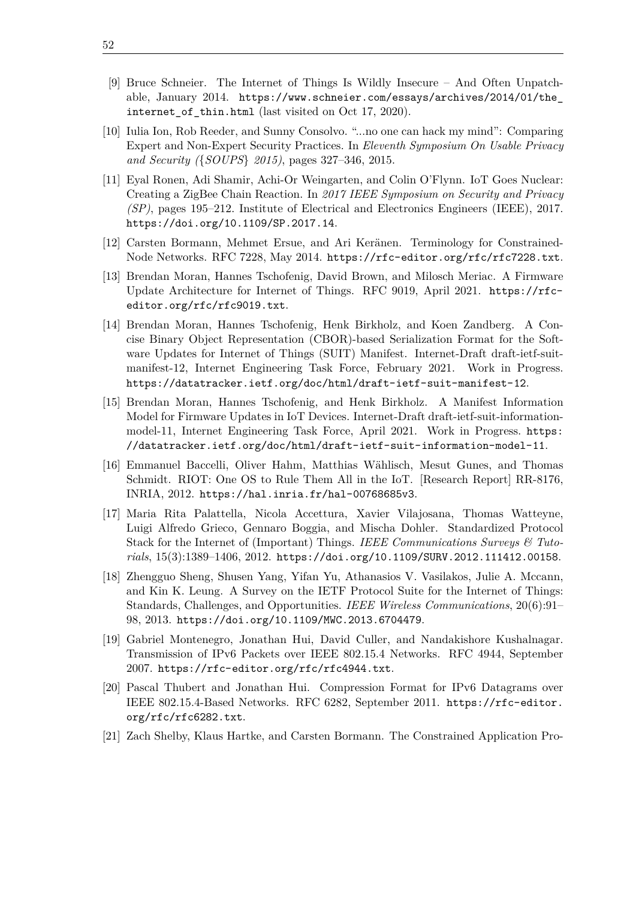[9] Bruce Schneier. The Internet of Things Is Wildly Insecure – And Often Unpatchable, January 2014. https://www.schneier.com/essays/archives/2014/01/the_internet_of_thin.html (last visited on Oct 17, 2020).

[10] Iulia Ion, Rob Reeder, and Sunny Consolvo. "...no one can hack my mind": Comparing Expert and Non-Expert Security Practices. In *Eleventh Symposium On Usable Privacy and Security ({SOUPS} 2015)*, pages 327–346, 2015.

[11] Eyal Ronen, Adi Shamir, Achi-Or Weingarten, and Colin O'Flynn. IoT Goes Nuclear: Creating a ZigBee Chain Reaction. In *2017 IEEE Symposium on Security and Privacy (SP)*, pages 195–212. Institute of Electrical and Electronics Engineers (IEEE), 2017. https://doi.org/10.1109/SP.2017.14.

[12] Carsten Bormann, Mehmet Ersue, and Ari Keränen. Terminology for Constrained-Node Networks. RFC 7228, May 2014. https://rfc-editor.org/rfc/rfc7228.txt.

[13] Brendan Moran, Hannes Tschofenig, David Brown, and Milosch Meriac. A Firmware Update Architecture for Internet of Things. RFC 9019, April 2021. https://rfc-editor.org/rfc/rfc9019.txt.

[14] Brendan Moran, Hannes Tschofenig, Henk Birkholz, and Koen Zandberg. A Concise Binary Object Representation (CBOR)-based Serialization Format for the Software Updates for Internet of Things (SUIT) Manifest. Internet-Draft draft-ietf-suit-manifest-12, Internet Engineering Task Force, February 2021. Work in Progress. https://datatracker.ietf.org/doc/html/draft-ietf-suit-manifest-12.

[15] Brendan Moran, Hannes Tschofenig, and Henk Birkholz. A Manifest Information Model for Firmware Updates in IoT Devices. Internet-Draft draft-ietf-suit-information-model-11, Internet Engineering Task Force, April 2021. Work in Progress. https://datatracker.ietf.org/doc/html/draft-ietf-suit-information-model-11.

[16] Emmanuel Baccelli, Oliver Hahm, Matthias Wählisch, Mesut Gunes, and Thomas Schmidt. RIOT: One OS to Rule Them All in the IoT. [Research Report] RR-8176, INRIA, 2012. https://hal.inria.fr/hal-00768685v3.

[17] Maria Rita Palattella, Nicola Accettura, Xavier Vilajosana, Thomas Watteyne, Luigi Alfredo Grieco, Gennaro Boggia, and Mischa Dohler. Standardized Protocol Stack for the Internet of (Important) Things. *IEEE Communications Surveys & Tutorials*, 15(3):1389–1406, 2012. https://doi.org/10.1109/SURV.2012.111412.00158.

[18] Zhengguo Sheng, Shusen Yang, Yifan Yu, Athanasios V. Vasilakos, Julie A. Mccann, and Kin K. Leung. A Survey on the IETF Protocol Suite for the Internet of Things: Standards, Challenges, and Opportunities. *IEEE Wireless Communications*, 20(6):91–98, 2013. https://doi.org/10.1109/MWC.2013.6704479.

[19] Gabriel Montenegro, Jonathan Hui, David Culler, and Nandakishore Kushalnagar. Transmission of IPv6 Packets over IEEE 802.15.4 Networks. RFC 4944, September 2007. https://rfc-editor.org/rfc/rfc4944.txt.

[20] Pascal Thubert and Jonathan Hui. Compression Format for IPv6 Datagrams over IEEE 802.15.4-Based Networks. RFC 6282, September 2011. https://rfc-editor.org/rfc/rfc6282.txt.

[21] Zach Shelby, Klaus Hartke, and Carsten Bormann. The Constrained Application Pro-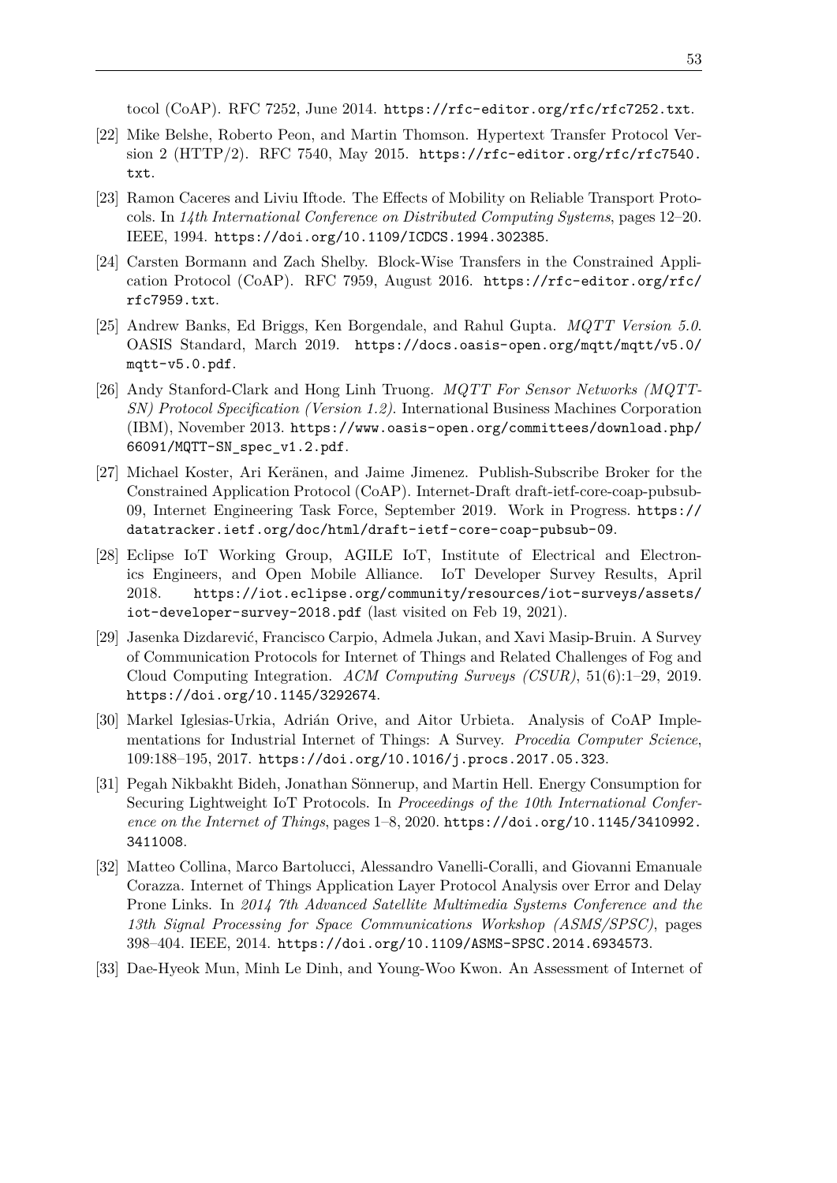tocol (CoAP). RFC 7252, June 2014. https://rfc-editor.org/rfc/rfc7252.txt.

[22] Mike Belshe, Roberto Peon, and Martin Thomson. Hypertext Transfer Protocol Version 2 (HTTP/2). RFC 7540, May 2015. https://rfc-editor.org/rfc/rfc7540.txt.

[23] Ramon Caceres and Liviu Iftode. The Effects of Mobility on Reliable Transport Protocols. In *14th International Conference on Distributed Computing Systems*, pages 12–20. IEEE, 1994. https://doi.org/10.1109/ICDCS.1994.302385.

[24] Carsten Bormann and Zach Shelby. Block-Wise Transfers in the Constrained Application Protocol (CoAP). RFC 7959, August 2016. https://rfc-editor.org/rfc/rfc7959.txt.

[25] Andrew Banks, Ed Briggs, Ken Borgendale, and Rahul Gupta. *MQTT Version 5.0*. OASIS Standard, March 2019. https://docs.oasis-open.org/mqtt/mqtt/v5.0/mqtt-v5.0.pdf.

[26] Andy Stanford-Clark and Hong Linh Truong. *MQTT For Sensor Networks (MQTT-SN) Protocol Specification (Version 1.2)*. International Business Machines Corporation (IBM), November 2013. https://www.oasis-open.org/committees/download.php/66091/MQTT-SN_spec_v1.2.pdf.

[27] Michael Koster, Ari Keränen, and Jaime Jimenez. Publish-Subscribe Broker for the Constrained Application Protocol (CoAP). Internet-Draft draft-ietf-core-coap-pubsub-09, Internet Engineering Task Force, September 2019. Work in Progress. https://datatracker.ietf.org/doc/html/draft-ietf-core-coap-pubsub-09.

[28] Eclipse IoT Working Group, AGILE IoT, Institute of Electrical and Electronics Engineers, and Open Mobile Alliance. IoT Developer Survey Results, April 2018. https://iot.eclipse.org/community/resources/iot-surveys/assets/iot-developer-survey-2018.pdf (last visited on Feb 19, 2021).

[29] Jasenka Dizdarević, Francisco Carpio, Admela Jukan, and Xavi Masip-Bruin. A Survey of Communication Protocols for Internet of Things and Related Challenges of Fog and Cloud Computing Integration. *ACM Computing Surveys (CSUR)*, 51(6):1–29, 2019. https://doi.org/10.1145/3292674.

[30] Markel Iglesias-Urkia, Adrián Orive, and Aitor Urbieta. Analysis of CoAP Implementations for Industrial Internet of Things: A Survey. *Procedia Computer Science*, 109:188–195, 2017. https://doi.org/10.1016/j.procs.2017.05.323.

[31] Pegah Nikbakht Bideh, Jonathan Sönnerup, and Martin Hell. Energy Consumption for Securing Lightweight IoT Protocols. In *Proceedings of the 10th International Conference on the Internet of Things*, pages 1–8, 2020. https://doi.org/10.1145/3410992.3411008.

[32] Matteo Collina, Marco Bartolucci, Alessandro Vanelli-Coralli, and Giovanni Emanuale Corazza. Internet of Things Application Layer Protocol Analysis over Error and Delay Prone Links. In *2014 7th Advanced Satellite Multimedia Systems Conference and the 13th Signal Processing for Space Communications Workshop (ASMS/SPSC)*, pages 398–404. IEEE, 2014. https://doi.org/10.1109/ASMS-SPSC.2014.6934573.

[33] Dae-Hyeok Mun, Minh Le Dinh, and Young-Woo Kwon. An Assessment of Internet of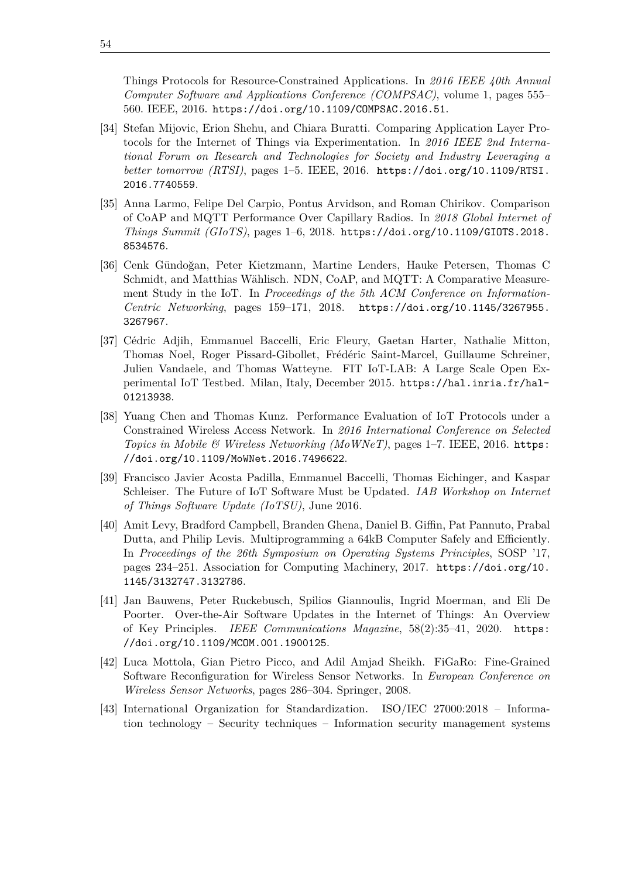Things Protocols for Resource-Constrained Applications. In *2016 IEEE 40th Annual Computer Software and Applications Conference (COMPSAC)*, volume 1, pages 555–560. IEEE, 2016. https://doi.org/10.1109/COMPSAC.2016.51.

[34] Stefan Mijovic, Erion Shehu, and Chiara Buratti. Comparing Application Layer Protocols for the Internet of Things via Experimentation. In *2016 IEEE 2nd International Forum on Research and Technologies for Society and Industry Leveraging a better tomorrow (RTSI)*, pages 1–5. IEEE, 2016. https://doi.org/10.1109/RTSI.2016.7740559.

[35] Anna Larmo, Felipe Del Carpio, Pontus Arvidson, and Roman Chirikov. Comparison of CoAP and MQTT Performance Over Capillary Radios. In *2018 Global Internet of Things Summit (GIoTS)*, pages 1–6, 2018. https://doi.org/10.1109/GIOTS.2018.8534576.

[36] Cenk Gündoğan, Peter Kietzmann, Martine Lenders, Hauke Petersen, Thomas C Schmidt, and Matthias Wählisch. NDN, CoAP, and MQTT: A Comparative Measurement Study in the IoT. In *Proceedings of the 5th ACM Conference on Information-Centric Networking*, pages 159–171, 2018. https://doi.org/10.1145/3267955.3267967.

[37] Cédric Adjih, Emmanuel Baccelli, Eric Fleury, Gaetan Harter, Nathalie Mitton, Thomas Noel, Roger Pissard-Gibollet, Frédéric Saint-Marcel, Guillaume Schreiner, Julien Vandaele, and Thomas Watteyne. FIT IoT-LAB: A Large Scale Open Experimental IoT Testbed. Milan, Italy, December 2015. https://hal.inria.fr/hal-01213938.

[38] Yuang Chen and Thomas Kunz. Performance Evaluation of IoT Protocols under a Constrained Wireless Access Network. In *2016 International Conference on Selected Topics in Mobile & Wireless Networking (MoWNeT)*, pages 1–7. IEEE, 2016. https://doi.org/10.1109/MoWNet.2016.7496622.

[39] Francisco Javier Acosta Padilla, Emmanuel Baccelli, Thomas Eichinger, and Kaspar Schleiser. The Future of IoT Software Must be Updated. *IAB Workshop on Internet of Things Software Update (IoTSU)*, June 2016.

[40] Amit Levy, Bradford Campbell, Branden Ghena, Daniel B. Giffin, Pat Pannuto, Prabal Dutta, and Philip Levis. Multiprogramming a 64kB Computer Safely and Efficiently. In *Proceedings of the 26th Symposium on Operating Systems Principles*, SOSP '17, pages 234–251. Association for Computing Machinery, 2017. https://doi.org/10.1145/3132747.3132786.

[41] Jan Bauwens, Peter Ruckebusch, Spilios Giannoulis, Ingrid Moerman, and Eli De Poorter. Over-the-Air Software Updates in the Internet of Things: An Overview of Key Principles. *IEEE Communications Magazine*, 58(2):35–41, 2020. https://doi.org/10.1109/MCOM.001.1900125.

[42] Luca Mottola, Gian Pietro Picco, and Adil Amjad Sheikh. FiGaRo: Fine-Grained Software Reconfiguration for Wireless Sensor Networks. In *European Conference on Wireless Sensor Networks*, pages 286–304. Springer, 2008.

[43] International Organization for Standardization. ISO/IEC 27000:2018 – Information technology – Security techniques – Information security management systems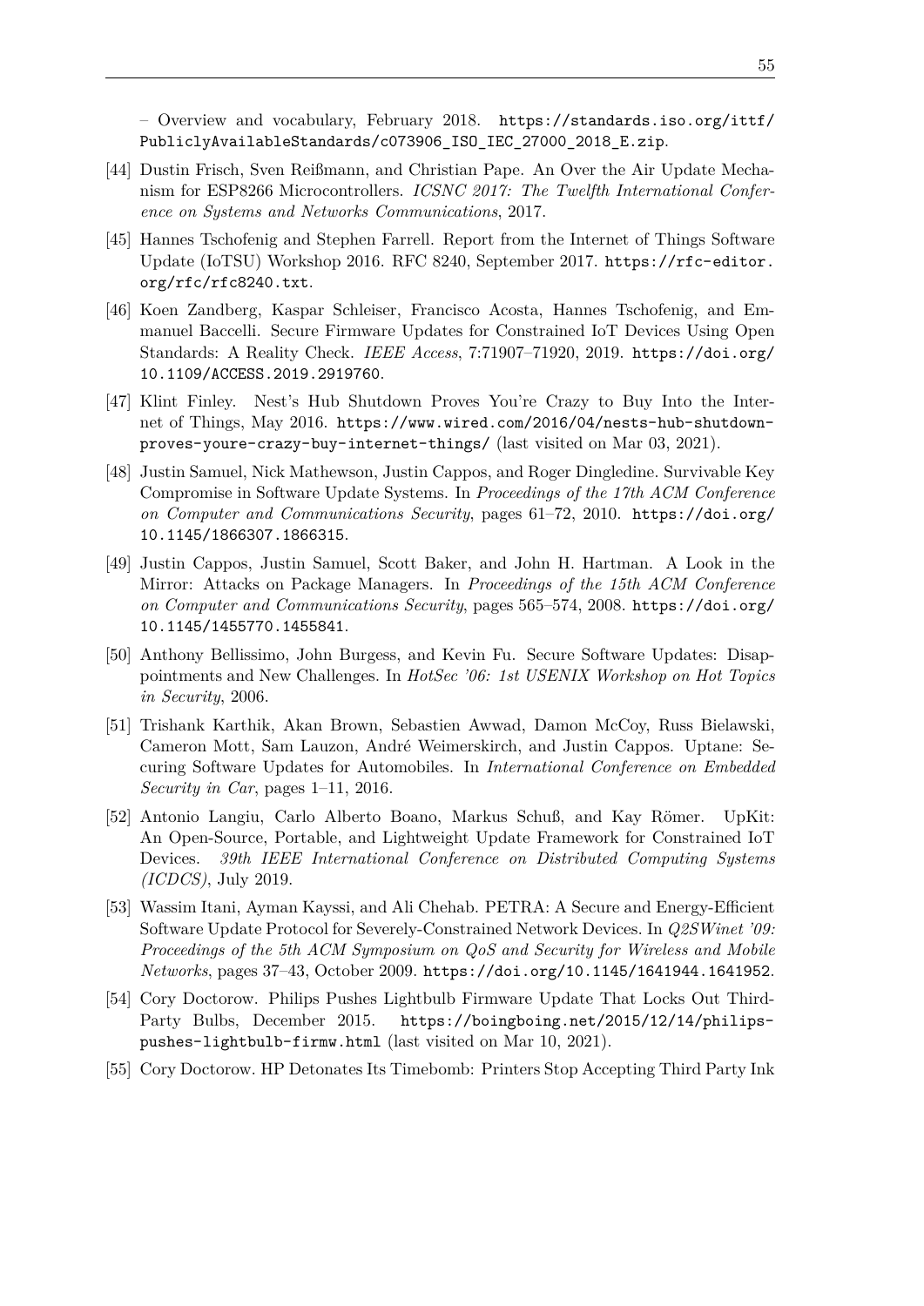– Overview and vocabulary, February 2018. https://standards.iso.org/ittf/PubliclyAvailableStandards/c073906_ISO_IEC_27000_2018_E.zip.

[44] Dustin Frisch, Sven Reißmann, and Christian Pape. An Over the Air Update Mechanism for ESP8266 Microcontrollers. *ICSNC 2017: The Twelfth International Conference on Systems and Networks Communications*, 2017.

[45] Hannes Tschofenig and Stephen Farrell. Report from the Internet of Things Software Update (IoTSU) Workshop 2016. RFC 8240, September 2017. https://rfc-editor.org/rfc/rfc8240.txt.

[46] Koen Zandberg, Kaspar Schleiser, Francisco Acosta, Hannes Tschofenig, and Emmanuel Baccelli. Secure Firmware Updates for Constrained IoT Devices Using Open Standards: A Reality Check. *IEEE Access*, 7:71907–71920, 2019. https://doi.org/10.1109/ACCESS.2019.2919760.

[47] Klint Finley. Nest's Hub Shutdown Proves You're Crazy to Buy Into the Internet of Things, May 2016. https://www.wired.com/2016/04/nests-hub-shutdown-proves-youre-crazy-buy-internet-things/ (last visited on Mar 03, 2021).

[48] Justin Samuel, Nick Mathewson, Justin Cappos, and Roger Dingledine. Survivable Key Compromise in Software Update Systems. In *Proceedings of the 17th ACM Conference on Computer and Communications Security*, pages 61–72, 2010. https://doi.org/10.1145/1866307.1866315.

[49] Justin Cappos, Justin Samuel, Scott Baker, and John H. Hartman. A Look in the Mirror: Attacks on Package Managers. In *Proceedings of the 15th ACM Conference on Computer and Communications Security*, pages 565–574, 2008. https://doi.org/10.1145/1455770.1455841.

[50] Anthony Bellissimo, John Burgess, and Kevin Fu. Secure Software Updates: Disappointments and New Challenges. In *HotSec '06: 1st USENIX Workshop on Hot Topics in Security*, 2006.

[51] Trishank Karthik, Akan Brown, Sebastien Awwad, Damon McCoy, Russ Bielawski, Cameron Mott, Sam Lauzon, André Weimerskirch, and Justin Cappos. Uptane: Securing Software Updates for Automobiles. In *International Conference on Embedded Security in Car*, pages 1–11, 2016.

[52] Antonio Langiu, Carlo Alberto Boano, Markus Schuß, and Kay Römer. UpKit: An Open-Source, Portable, and Lightweight Update Framework for Constrained IoT Devices. *39th IEEE International Conference on Distributed Computing Systems (ICDCS)*, July 2019.

[53] Wassim Itani, Ayman Kayssi, and Ali Chehab. PETRA: A Secure and Energy-Efficient Software Update Protocol for Severely-Constrained Network Devices. In *Q2SWinet '09: Proceedings of the 5th ACM Symposium on QoS and Security for Wireless and Mobile Networks*, pages 37–43, October 2009. https://doi.org/10.1145/1641944.1641952.

[54] Cory Doctorow. Philips Pushes Lightbulb Firmware Update That Locks Out Third-Party Bulbs, December 2015. https://boingboing.net/2015/12/14/philips-pushes-lightbulb-firmw.html (last visited on Mar 10, 2021).

[55] Cory Doctorow. HP Detonates Its Timebomb: Printers Stop Accepting Third Party Ink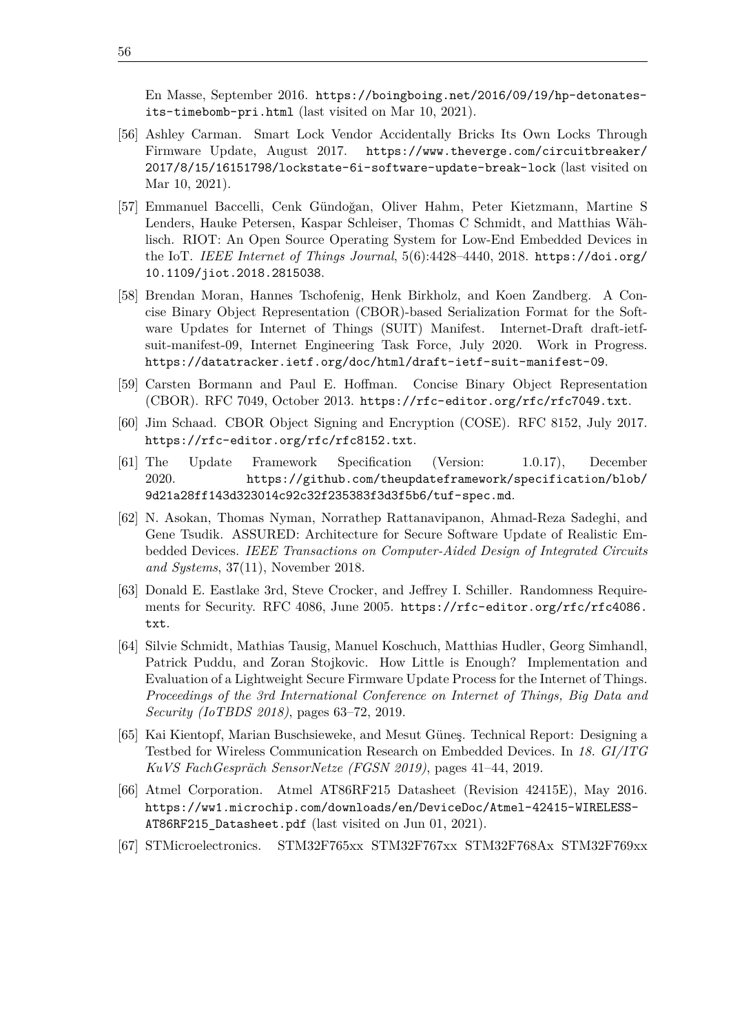En Masse, September 2016. https://boingboing.net/2016/09/19/hp-detonates-its-timebomb-pri.html (last visited on Mar 10, 2021).

[56] Ashley Carman. Smart Lock Vendor Accidentally Bricks Its Own Locks Through Firmware Update, August 2017. https://www.theverge.com/circuitbreaker/2017/8/15/16151798/lockstate-6i-software-update-break-lock (last visited on Mar 10, 2021).

[57] Emmanuel Baccelli, Cenk Gündoğan, Oliver Hahm, Peter Kietzmann, Martine S Lenders, Hauke Petersen, Kaspar Schleiser, Thomas C Schmidt, and Matthias Wählisch. RIOT: An Open Source Operating System for Low-End Embedded Devices in the IoT. *IEEE Internet of Things Journal*, 5(6):4428–4440, 2018. https://doi.org/10.1109/jiot.2018.2815038.

[58] Brendan Moran, Hannes Tschofenig, Henk Birkholz, and Koen Zandberg. A Concise Binary Object Representation (CBOR)-based Serialization Format for the Software Updates for Internet of Things (SUIT) Manifest. Internet-Draft draft-ietf-suit-manifest-09, Internet Engineering Task Force, July 2020. Work in Progress. https://datatracker.ietf.org/doc/html/draft-ietf-suit-manifest-09.

[59] Carsten Bormann and Paul E. Hoffman. Concise Binary Object Representation (CBOR). RFC 7049, October 2013. https://rfc-editor.org/rfc/rfc7049.txt.

[60] Jim Schaad. CBOR Object Signing and Encryption (COSE). RFC 8152, July 2017. https://rfc-editor.org/rfc/rfc8152.txt.

[61] The Update Framework Specification (Version: 1.0.17), December 2020. https://github.com/theupdateframework/specification/blob/9d21a28ff143d323014c92c32f235383f3d3f5b6/tuf-spec.md.

[62] N. Asokan, Thomas Nyman, Norrathep Rattanavipanon, Ahmad-Reza Sadeghi, and Gene Tsudik. ASSURED: Architecture for Secure Software Update of Realistic Embedded Devices. *IEEE Transactions on Computer-Aided Design of Integrated Circuits and Systems*, 37(11), November 2018.

[63] Donald E. Eastlake 3rd, Steve Crocker, and Jeffrey I. Schiller. Randomness Requirements for Security. RFC 4086, June 2005. https://rfc-editor.org/rfc/rfc4086.txt.

[64] Silvie Schmidt, Mathias Tausig, Manuel Koschuch, Matthias Hudler, Georg Simhandl, Patrick Puddu, and Zoran Stojkovic. How Little is Enough? Implementation and Evaluation of a Lightweight Secure Firmware Update Process for the Internet of Things. *Proceedings of the 3rd International Conference on Internet of Things, Big Data and Security (IoTBDS 2018)*, pages 63–72, 2019.

[65] Kai Kientopf, Marian Buschsieweke, and Mesut Güneş. Technical Report: Designing a Testbed for Wireless Communication Research on Embedded Devices. In *18. GI/ITG KuVS FachGespräch SensorNetze (FGSN 2019)*, pages 41–44, 2019.

[66] Atmel Corporation. Atmel AT86RF215 Datasheet (Revision 42415E), May 2016. https://ww1.microchip.com/downloads/en/DeviceDoc/Atmel-42415-WIRELESS-AT86RF215_Datasheet.pdf (last visited on Jun 01, 2021).

[67] STMicroelectronics. STM32F765xx STM32F767xx STM32F768Ax STM32F769xx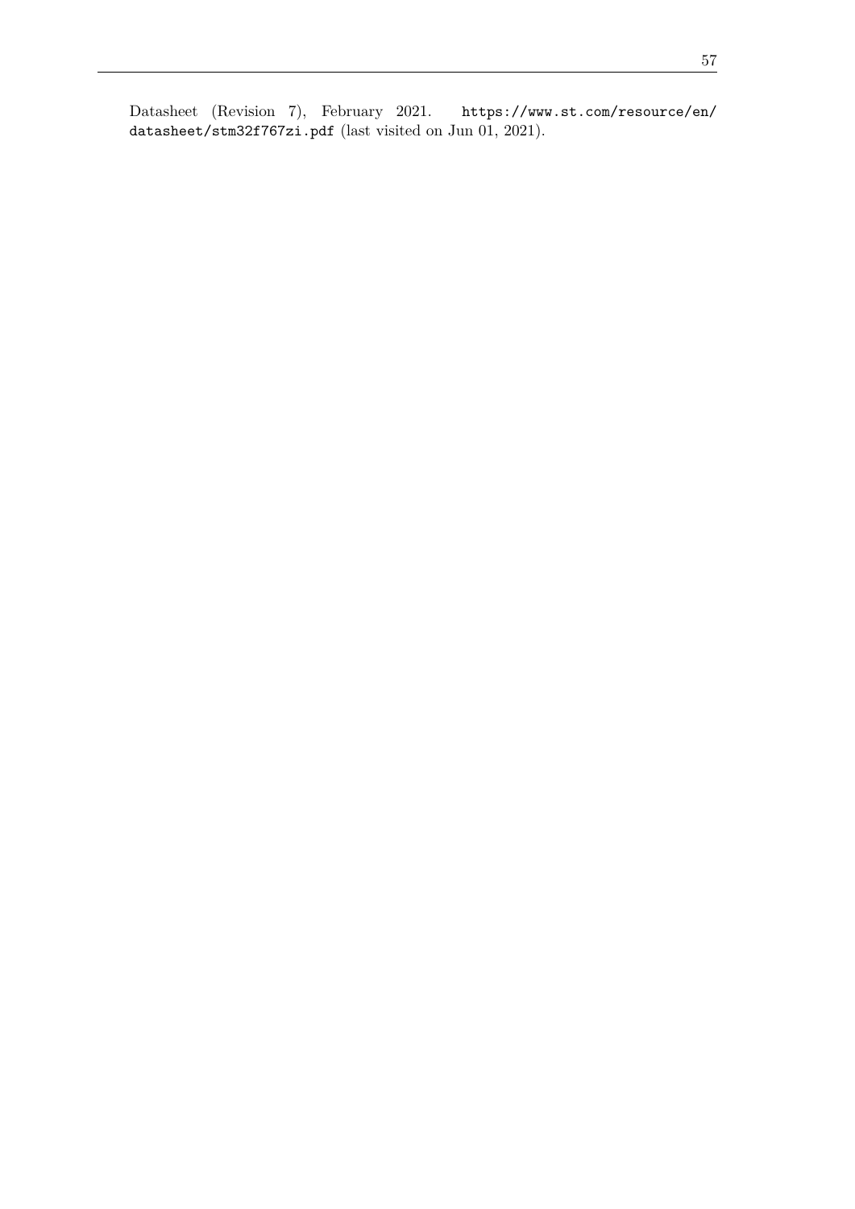Datasheet (Revision 7), February 2021. `https://www.st.com/resource/en/datasheet/stm32f767zi.pdf` (last visited on Jun 01, 2021).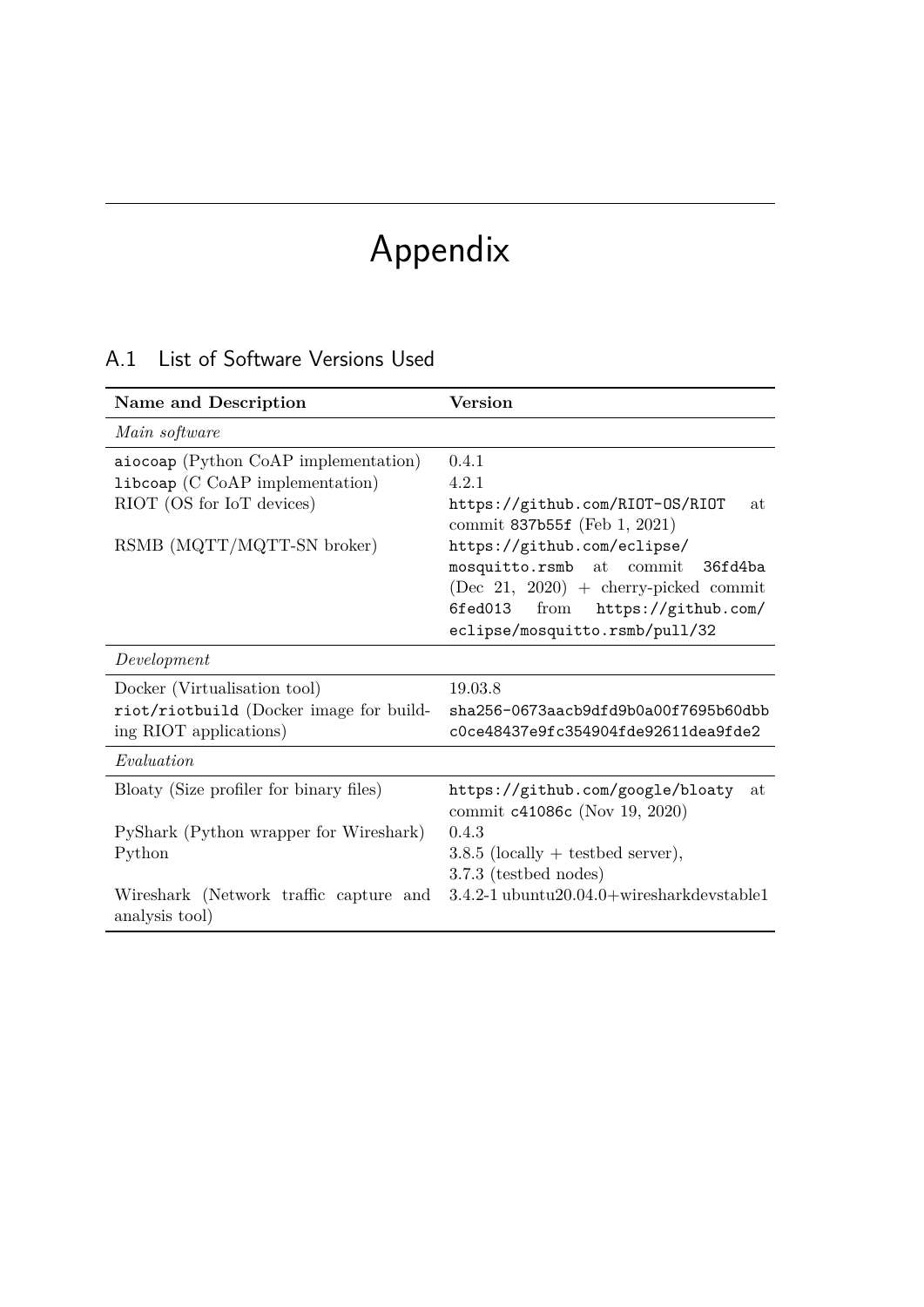# Appendix

## A.1 List of Software Versions Used

| Name and Description | Version |
| --- | --- |
| *Main software* | |
| `aiocoap` (Python CoAP implementation) | 0.4.1 |
| `libcoap` (C CoAP implementation) | 4.2.1 |
| RIOT (OS for IoT devices) | `https://github.com/RIOT-OS/RIOT` at commit `837b55f` (Feb 1, 2021) |
| RSMB (MQTT/MQTT-SN broker) | `https://github.com/eclipse/mosquitto.rsmb` at commit `36fd4ba` (Dec 21, 2020) + cherry-picked commit `6fed013` from `https://github.com/eclipse/mosquitto.rsmb/pull/32` |
| *Development* | |
| Docker (Virtualisation tool) | 19.03.8 |
| `riot/riotbuild` (Docker image for building RIOT applications) | `sha256-0673aacb9dfd9b0a00f7695b60dbbc0ce48437e9fc354904fde92611dea9fde2` |
| *Evaluation* | |
| Bloaty (Size profiler for binary files) | `https://github.com/google/bloaty` at commit `c41086c` (Nov 19, 2020) |
| PyShark (Python wrapper for Wireshark) | 0.4.3 |
| Python | 3.8.5 (locally + testbed server), 3.7.3 (testbed nodes) |
| Wireshark (Network traffic capture and analysis tool) | 3.4.2-1 ubuntu20.04.0+wiresharkdevstable1 |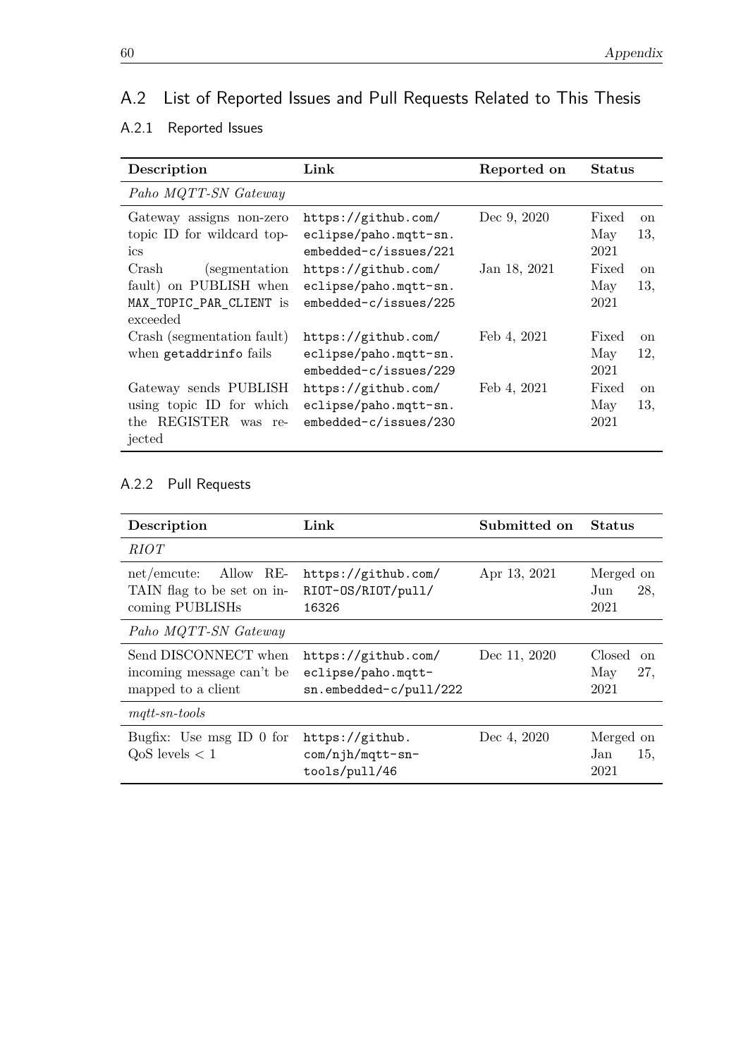## A.2 List of Reported Issues and Pull Requests Related to This Thesis

### A.2.1 Reported Issues

| Description | Link | Reported on | Status |
|---|---|---|---|
| *Paho MQTT-SN Gateway* | | | |
| Gateway assigns non-zero topic ID for wildcard topics | https://github.com/eclipse/paho.mqtt-sn.embedded-c/issues/221 | Dec 9, 2020 | Fixed on May 13, 2021 |
| Crash (segmentation fault) on PUBLISH when `MAX_TOPIC_PAR_CLIENT` is exceeded | https://github.com/eclipse/paho.mqtt-sn.embedded-c/issues/225 | Jan 18, 2021 | Fixed on May 13, 2021 |
| Crash (segmentation fault) when `getaddrinfo` fails | https://github.com/eclipse/paho.mqtt-sn.embedded-c/issues/229 | Feb 4, 2021 | Fixed on May 12, 2021 |
| Gateway sends PUBLISH using topic ID for which the REGISTER was rejected | https://github.com/eclipse/paho.mqtt-sn.embedded-c/issues/230 | Feb 4, 2021 | Fixed on May 13, 2021 |

### A.2.2 Pull Requests

| Description | Link | Submitted on | Status |
|---|---|---|---|
| *RIOT* | | | |
| net/emcute: Allow RETAIN flag to be set on incoming PUBLISHs | https://github.com/RIOT-OS/RIOT/pull/16326 | Apr 13, 2021 | Merged on Jun 28, 2021 |
| *Paho MQTT-SN Gateway* | | | |
| Send DISCONNECT when incoming message can't be mapped to a client | https://github.com/eclipse/paho.mqtt-sn.embedded-c/pull/222 | Dec 11, 2020 | Closed on May 27, 2021 |
| *mqtt-sn-tools* | | | |
| Bugfix: Use msg ID 0 for QoS levels $< 1$ | https://github.com/njh/mqtt-sn-tools/pull/46 | Dec 4, 2020 | Merged on Jan 15, 2021 |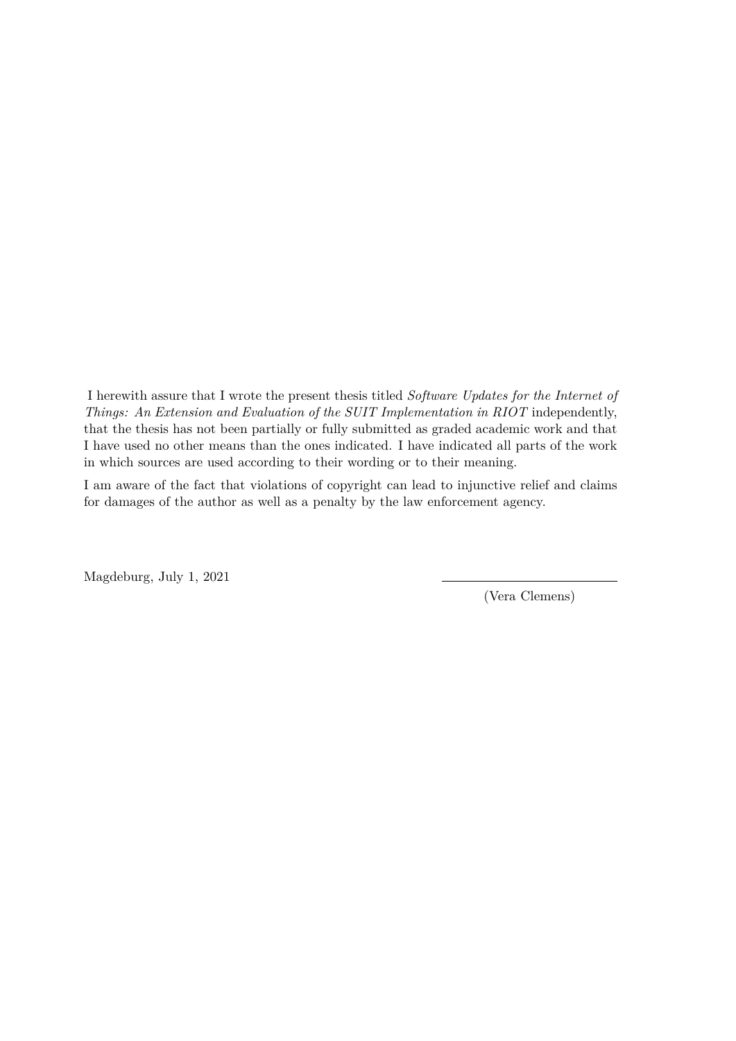I herewith assure that I wrote the present thesis titled *Software Updates for the Internet of Things: An Extension and Evaluation of the SUIT Implementation in RIOT* independently, that the thesis has not been partially or fully submitted as graded academic work and that I have used no other means than the ones indicated. I have indicated all parts of the work in which sources are used according to their wording or to their meaning.

I am aware of the fact that violations of copyright can lead to injunctive relief and claims for damages of the author as well as a penalty by the law enforcement agency.

Magdeburg, July 1, 2021

(Vera Clemens)